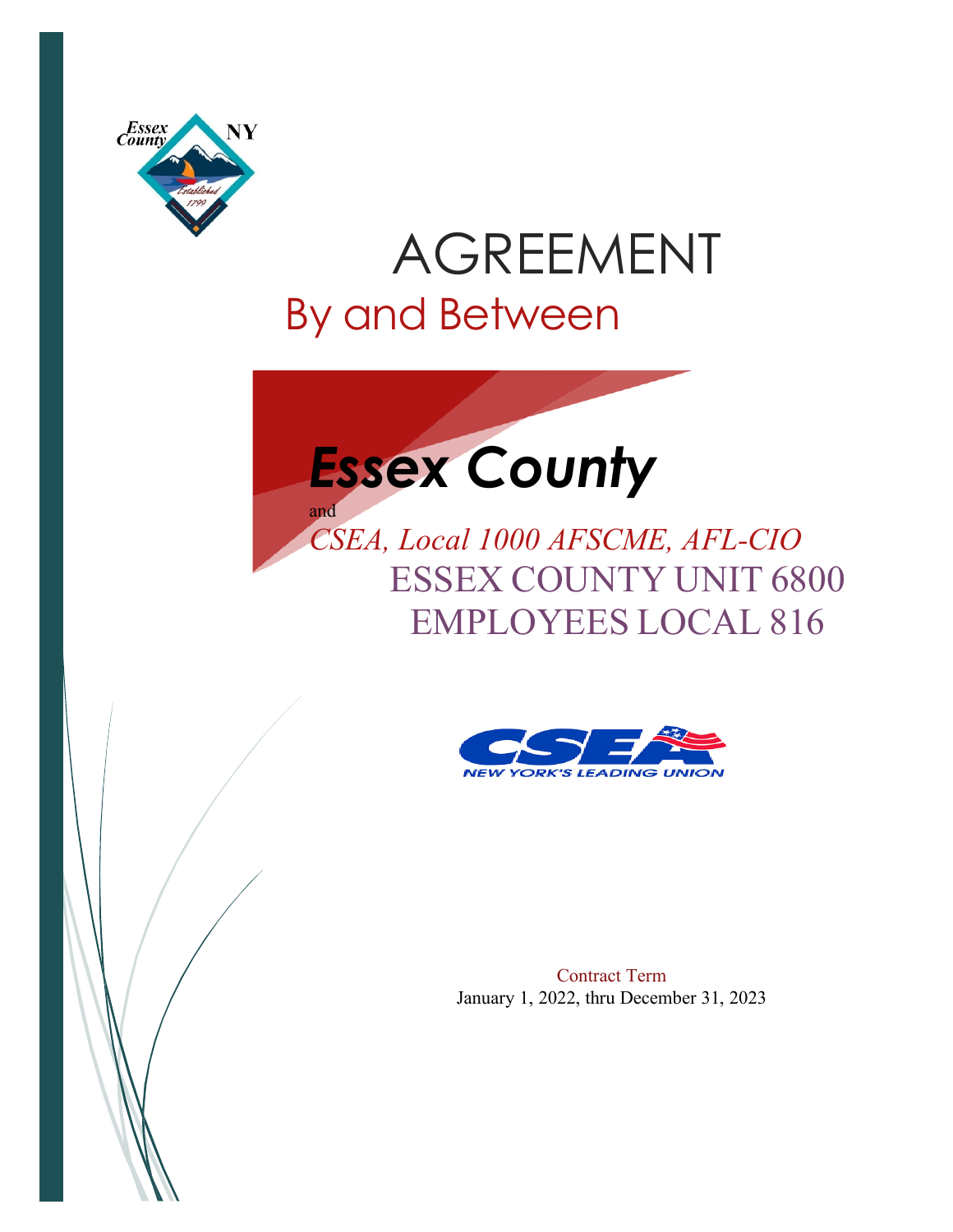# AGREEMENT

## By and Between

# *Essex County*

and

*CSEA, Local 1000 AFSCME, AFL-CIO*

ESSEX COUNTY UNIT 6800
EMPLOYEES LOCAL 816

Contract Term
January 1, 2022, thru December 31, 2023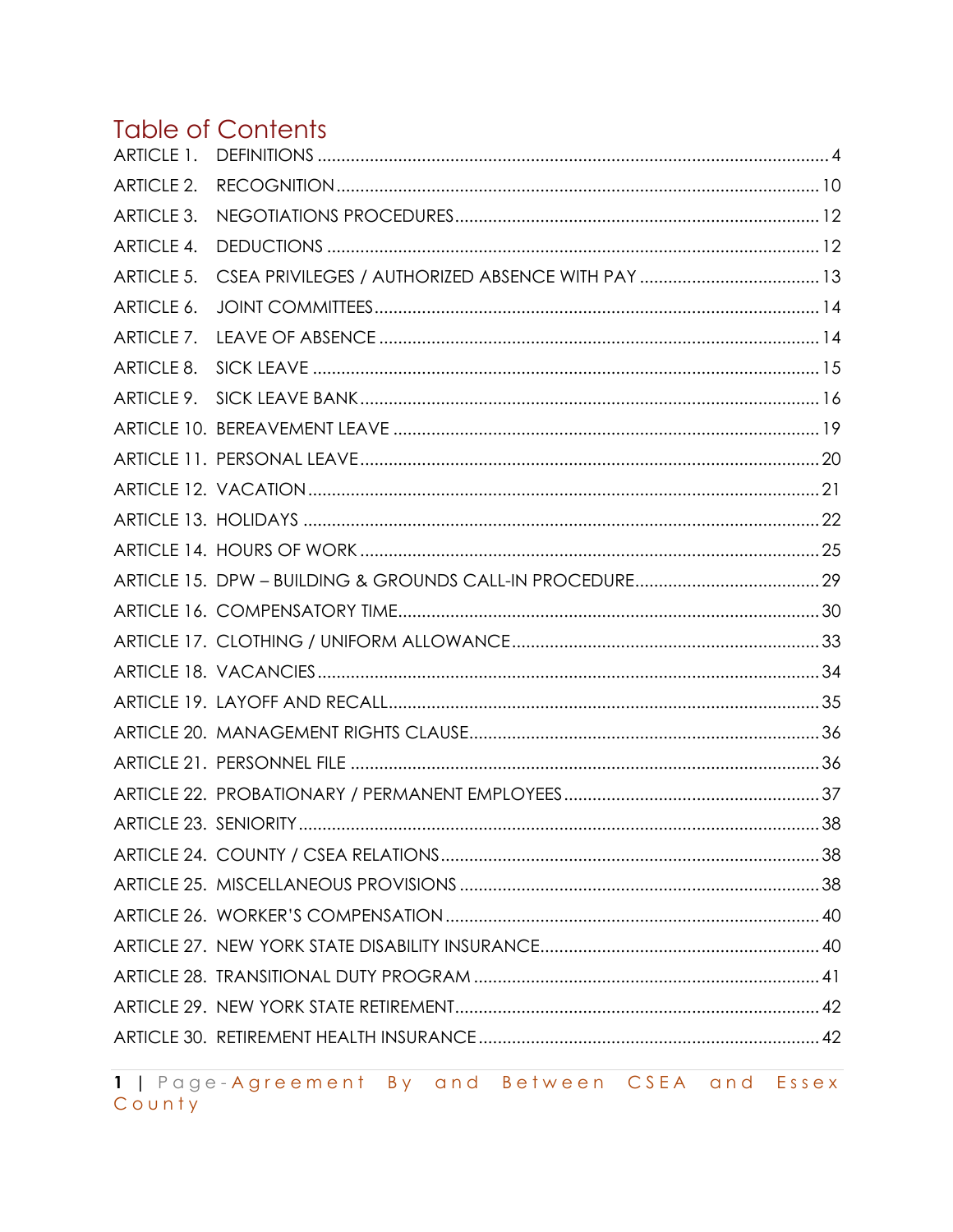# Table of Contents

ARTICLE 1. DEFINITIONS ........................................................................................................... 4

ARTICLE 2. RECOGNITION ..................................................................................................... 10

ARTICLE 3. NEGOTIATIONS PROCEDURES ............................................................................ 12

ARTICLE 4. DEDUCTIONS ....................................................................................................... 12

ARTICLE 5. CSEA PRIVILEGES / AUTHORIZED ABSENCE WITH PAY ...................................... 13

ARTICLE 6. JOINT COMMITTEES ............................................................................................. 14

ARTICLE 7. LEAVE OF ABSENCE ............................................................................................ 14

ARTICLE 8. SICK LEAVE .......................................................................................................... 15

ARTICLE 9. SICK LEAVE BANK ................................................................................................. 16

ARTICLE 10. BEREAVEMENT LEAVE ......................................................................................... 19

ARTICLE 11. PERSONAL LEAVE ................................................................................................ 20

ARTICLE 12. VACATION ........................................................................................................... 21

ARTICLE 13. HOLIDAYS ............................................................................................................ 22

ARTICLE 14. HOURS OF WORK ................................................................................................ 25

ARTICLE 15. DPW – BUILDING & GROUNDS CALL-IN PROCEDURE ....................................... 29

ARTICLE 16. COMPENSATORY TIME ........................................................................................ 30

ARTICLE 17. CLOTHING / UNIFORM ALLOWANCE ................................................................ 33

ARTICLE 18. VACANCIES .......................................................................................................... 34

ARTICLE 19. LAYOFF AND RECALL .......................................................................................... 35

ARTICLE 20. MANAGEMENT RIGHTS CLAUSE .......................................................................... 36

ARTICLE 21. PERSONNEL FILE ................................................................................................... 36

ARTICLE 22. PROBATIONARY / PERMANENT EMPLOYEES ...................................................... 37

ARTICLE 23. SENIORITY ............................................................................................................. 38

ARTICLE 24. COUNTY / CSEA RELATIONS ............................................................................... 38

ARTICLE 25. MISCELLANEOUS PROVISIONS ........................................................................... 38

ARTICLE 26. WORKER'S COMPENSATION ............................................................................... 40

ARTICLE 27. NEW YORK STATE DISABILITY INSURANCE ........................................................... 40

ARTICLE 28. TRANSITIONAL DUTY PROGRAM ........................................................................ 41

ARTICLE 29. NEW YORK STATE RETIREMENT ............................................................................. 42

ARTICLE 30. RETIREMENT HEALTH INSURANCE ........................................................................ 42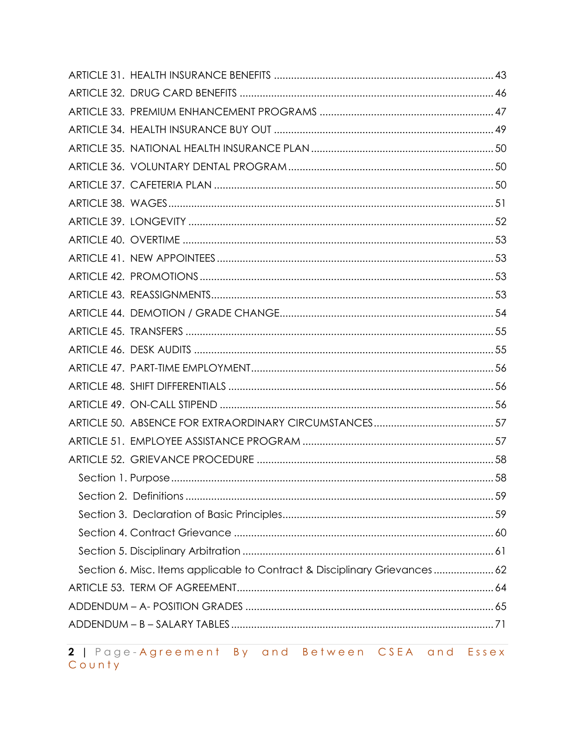ARTICLE 31. HEALTH INSURANCE BENEFITS ........................................................................... 43
ARTICLE 32. DRUG CARD BENEFITS ........................................................................................ 46
ARTICLE 33. PREMIUM ENHANCEMENT PROGRAMS ............................................................ 47
ARTICLE 34. HEALTH INSURANCE BUY OUT ............................................................................ 49
ARTICLE 35. NATIONAL HEALTH INSURANCE PLAN ............................................................... 50
ARTICLE 36. VOLUNTARY DENTAL PROGRAM ....................................................................... 50
ARTICLE 37. CAFETERIA PLAN ................................................................................................. 50
ARTICLE 38. WAGES ................................................................................................................. 51
ARTICLE 39. LONGEVITY .......................................................................................................... 52
ARTICLE 40. OVERTIME ............................................................................................................ 53
ARTICLE 41. NEW APPOINTEES ................................................................................................ 53
ARTICLE 42. PROMOTIONS ...................................................................................................... 53
ARTICLE 43. REASSIGNMENTS .................................................................................................. 53
ARTICLE 44. DEMOTION / GRADE CHANGE .......................................................................... 54
ARTICLE 45. TRANSFERS ........................................................................................................... 55
ARTICLE 46. DESK AUDITS ........................................................................................................ 55
ARTICLE 47. PART-TIME EMPLOYMENT .................................................................................... 56
ARTICLE 48. SHIFT DIFFERENTIALS ............................................................................................ 56
ARTICLE 49. ON-CALL STIPEND ............................................................................................... 56
ARTICLE 50. ABSENCE FOR EXTRAORDINARY CIRCUMSTANCES .......................................... 57
ARTICLE 51. EMPLOYEE ASSISTANCE PROGRAM .................................................................. 57
ARTICLE 52. GRIEVANCE PROCEDURE .................................................................................. 58
  Section 1. Purpose ................................................................................................................ 58
  Section 2. Definitions ............................................................................................................ 59
  Section 3. Declaration of Basic Principles ......................................................................... 59
  Section 4. Contract Grievance .......................................................................................... 60
  Section 5. Disciplinary Arbitration ....................................................................................... 61
  Section 6. Misc. Items applicable to Contract & Disciplinary Grievances ..................... 62
ARTICLE 53. TERM OF AGREEMENT ......................................................................................... 64
ADDENDUM – A- POSITION GRADES ...................................................................................... 65
ADDENDUM – B – SALARY TABLES ........................................................................................... 71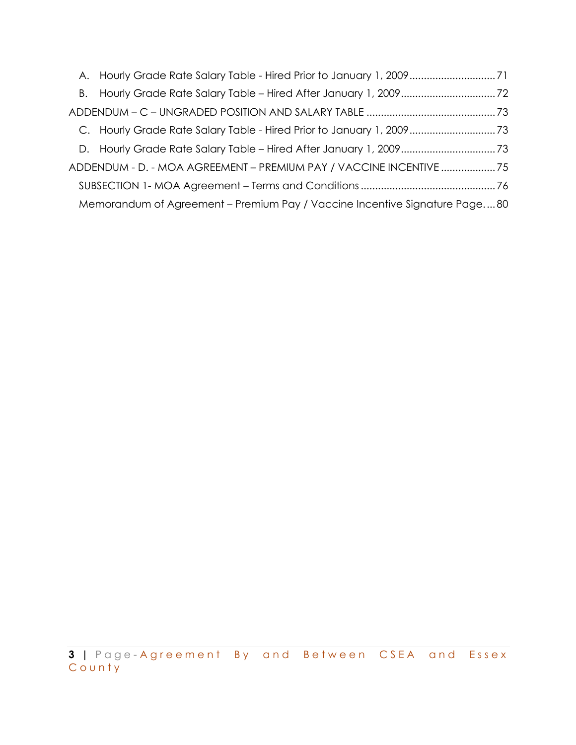A. Hourly Grade Rate Salary Table - Hired Prior to January 1, 2009 .............................. 71

B. Hourly Grade Rate Salary Table – Hired After January 1, 2009 ................................. 72

ADDENDUM – C – UNGRADED POSITION AND SALARY TABLE ............................................ 73

C. Hourly Grade Rate Salary Table - Hired Prior to January 1, 2009 .............................. 73

D. Hourly Grade Rate Salary Table – Hired After January 1, 2009 ................................. 73

ADDENDUM - D. - MOA AGREEMENT – PREMIUM PAY / VACCINE INCENTIVE ................... 75

SUBSECTION 1- MOA Agreement – Terms and Conditions .............................................. 76

Memorandum of Agreement – Premium Pay / Vaccine Incentive Signature Page.... 80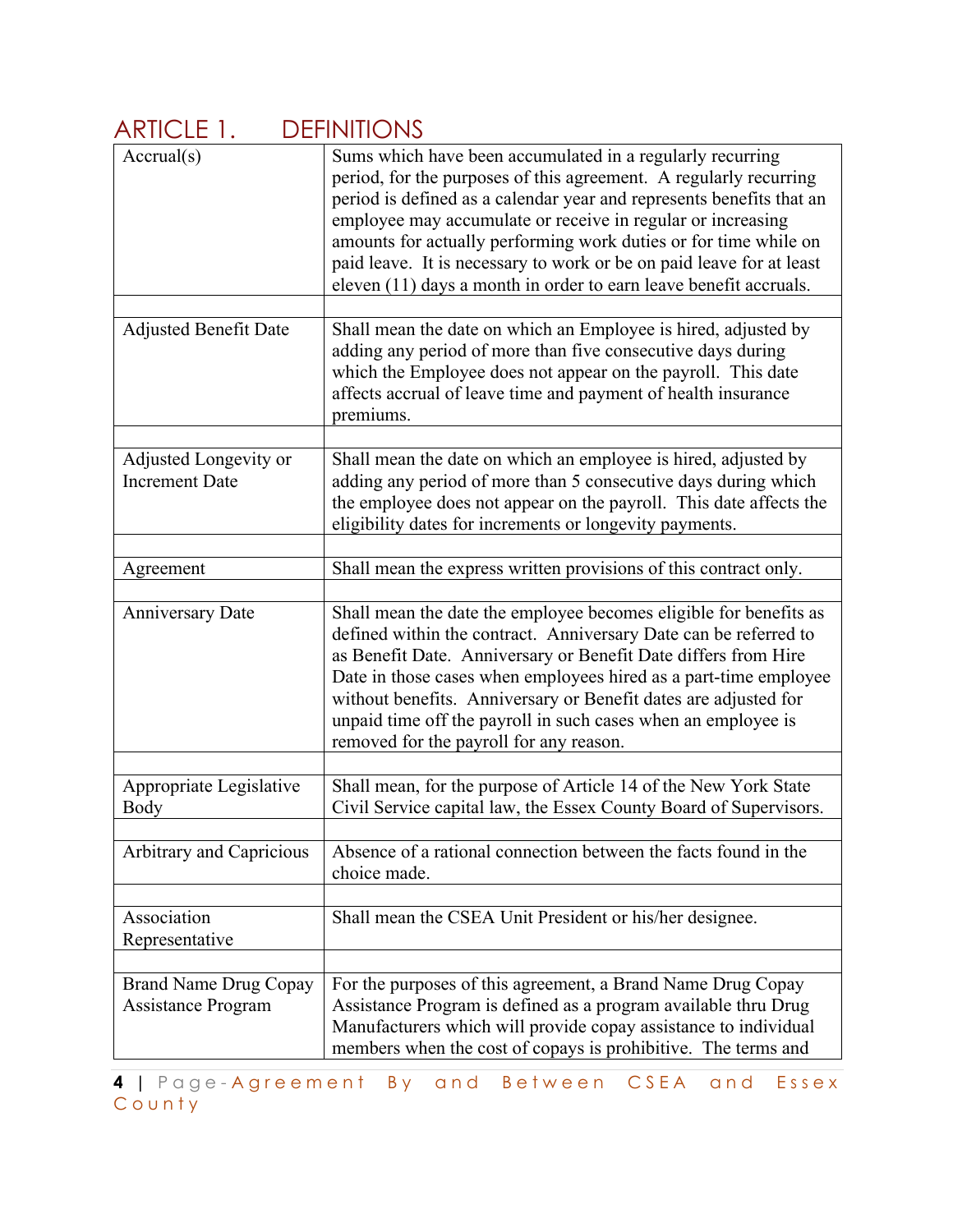# ARTICLE 1. DEFINITIONS

| | |
|---|---|
| Accrual(s) | Sums which have been accumulated in a regularly recurring period, for the purposes of this agreement. A regularly recurring period is defined as a calendar year and represents benefits that an employee may accumulate or receive in regular or increasing amounts for actually performing work duties or for time while on paid leave. It is necessary to work or be on paid leave for at least eleven (11) days a month in order to earn leave benefit accruals. |
| | |
| Adjusted Benefit Date | Shall mean the date on which an Employee is hired, adjusted by adding any period of more than five consecutive days during which the Employee does not appear on the payroll. This date affects accrual of leave time and payment of health insurance premiums. |
| | |
| Adjusted Longevity or Increment Date | Shall mean the date on which an employee is hired, adjusted by adding any period of more than 5 consecutive days during which the employee does not appear on the payroll. This date affects the eligibility dates for increments or longevity payments. |
| | |
| Agreement | Shall mean the express written provisions of this contract only. |
| | |
| Anniversary Date | Shall mean the date the employee becomes eligible for benefits as defined within the contract. Anniversary Date can be referred to as Benefit Date. Anniversary or Benefit Date differs from Hire Date in those cases when employees hired as a part-time employee without benefits. Anniversary or Benefit dates are adjusted for unpaid time off the payroll in such cases when an employee is removed for the payroll for any reason. |
| | |
| Appropriate Legislative Body | Shall mean, for the purpose of Article 14 of the New York State Civil Service capital law, the Essex County Board of Supervisors. |
| | |
| Arbitrary and Capricious | Absence of a rational connection between the facts found in the choice made. |
| | |
| Association Representative | Shall mean the CSEA Unit President or his/her designee. |
| | |
| Brand Name Drug Copay Assistance Program | For the purposes of this agreement, a Brand Name Drug Copay Assistance Program is defined as a program available thru Drug Manufacturers which will provide copay assistance to individual members when the cost of copays is prohibitive. The terms and |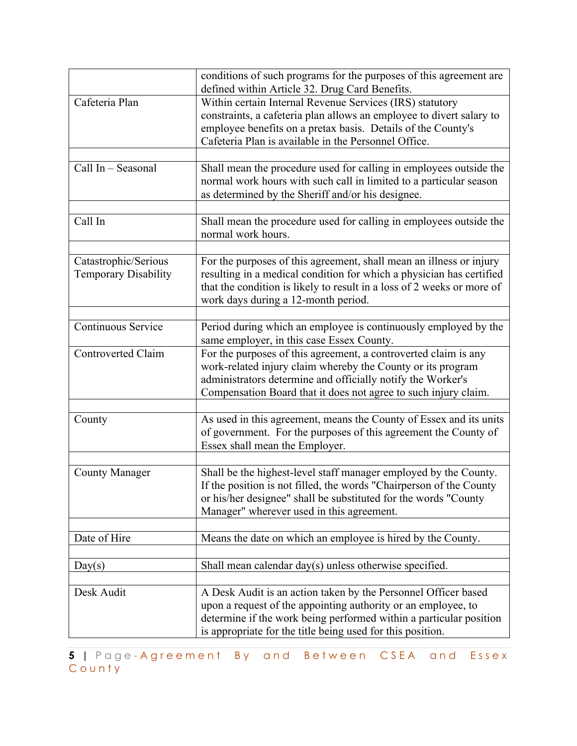| | |
|---|---|
| | conditions of such programs for the purposes of this agreement are defined within Article 32. Drug Card Benefits. |
| Cafeteria Plan | Within certain Internal Revenue Services (IRS) statutory constraints, a cafeteria plan allows an employee to divert salary to employee benefits on a pretax basis. Details of the County's Cafeteria Plan is available in the Personnel Office. |
| | |
| Call In – Seasonal | Shall mean the procedure used for calling in employees outside the normal work hours with such call in limited to a particular season as determined by the Sheriff and/or his designee. |
| | |
| Call In | Shall mean the procedure used for calling in employees outside the normal work hours. |
| | |
| Catastrophic/Serious Temporary Disability | For the purposes of this agreement, shall mean an illness or injury resulting in a medical condition for which a physician has certified that the condition is likely to result in a loss of 2 weeks or more of work days during a 12-month period. |
| | |
| Continuous Service | Period during which an employee is continuously employed by the same employer, in this case Essex County. |
| Controverted Claim | For the purposes of this agreement, a controverted claim is any work-related injury claim whereby the County or its program administrators determine and officially notify the Worker's Compensation Board that it does not agree to such injury claim. |
| | |
| County | As used in this agreement, means the County of Essex and its units of government. For the purposes of this agreement the County of Essex shall mean the Employer. |
| | |
| County Manager | Shall be the highest-level staff manager employed by the County. If the position is not filled, the words "Chairperson of the County or his/her designee" shall be substituted for the words "County Manager" wherever used in this agreement. |
| | |
| Date of Hire | Means the date on which an employee is hired by the County. |
| | |
| Day(s) | Shall mean calendar day(s) unless otherwise specified. |
| | |
| Desk Audit | A Desk Audit is an action taken by the Personnel Officer based upon a request of the appointing authority or an employee, to determine if the work being performed within a particular position is appropriate for the title being used for this position. |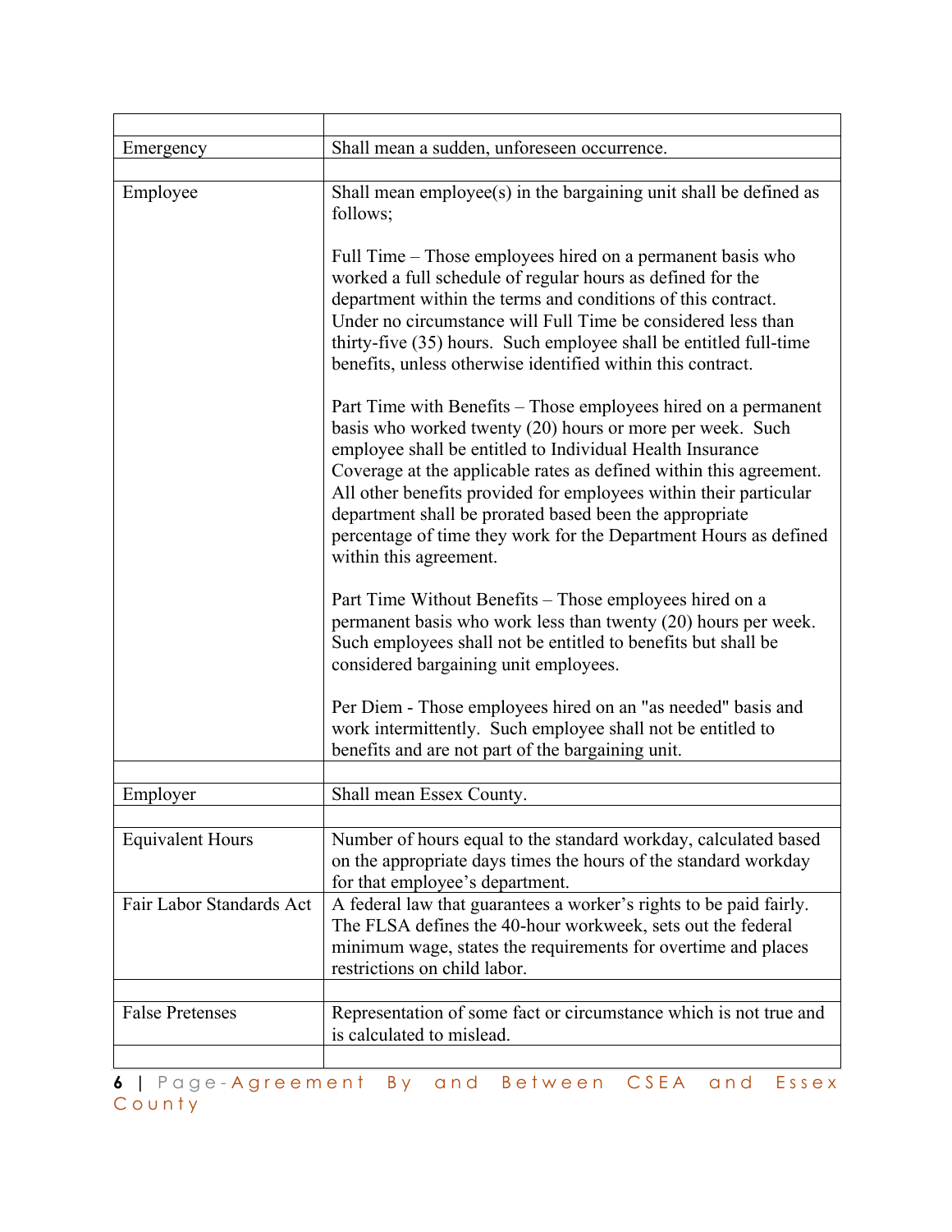| | |
|---|---|
| Emergency | Shall mean a sudden, unforeseen occurrence. |
| | |
| Employee | Shall mean employee(s) in the bargaining unit shall be defined as follows;<br><br>Full Time – Those employees hired on a permanent basis who worked a full schedule of regular hours as defined for the department within the terms and conditions of this contract. Under no circumstance will Full Time be considered less than thirty-five (35) hours. Such employee shall be entitled full-time benefits, unless otherwise identified within this contract.<br><br>Part Time with Benefits – Those employees hired on a permanent basis who worked twenty (20) hours or more per week. Such employee shall be entitled to Individual Health Insurance Coverage at the applicable rates as defined within this agreement. All other benefits provided for employees within their particular department shall be prorated based been the appropriate percentage of time they work for the Department Hours as defined within this agreement.<br><br>Part Time Without Benefits – Those employees hired on a permanent basis who work less than twenty (20) hours per week. Such employees shall not be entitled to benefits but shall be considered bargaining unit employees.<br><br>Per Diem - Those employees hired on an "as needed" basis and work intermittently. Such employee shall not be entitled to benefits and are not part of the bargaining unit. |
| | |
| Employer | Shall mean Essex County. |
| | |
| Equivalent Hours | Number of hours equal to the standard workday, calculated based on the appropriate days times the hours of the standard workday for that employee's department. |
| Fair Labor Standards Act | A federal law that guarantees a worker's rights to be paid fairly. The FLSA defines the 40-hour workweek, sets out the federal minimum wage, states the requirements for overtime and places restrictions on child labor. |
| | |
| False Pretenses | Representation of some fact or circumstance which is not true and is calculated to mislead. |
| | |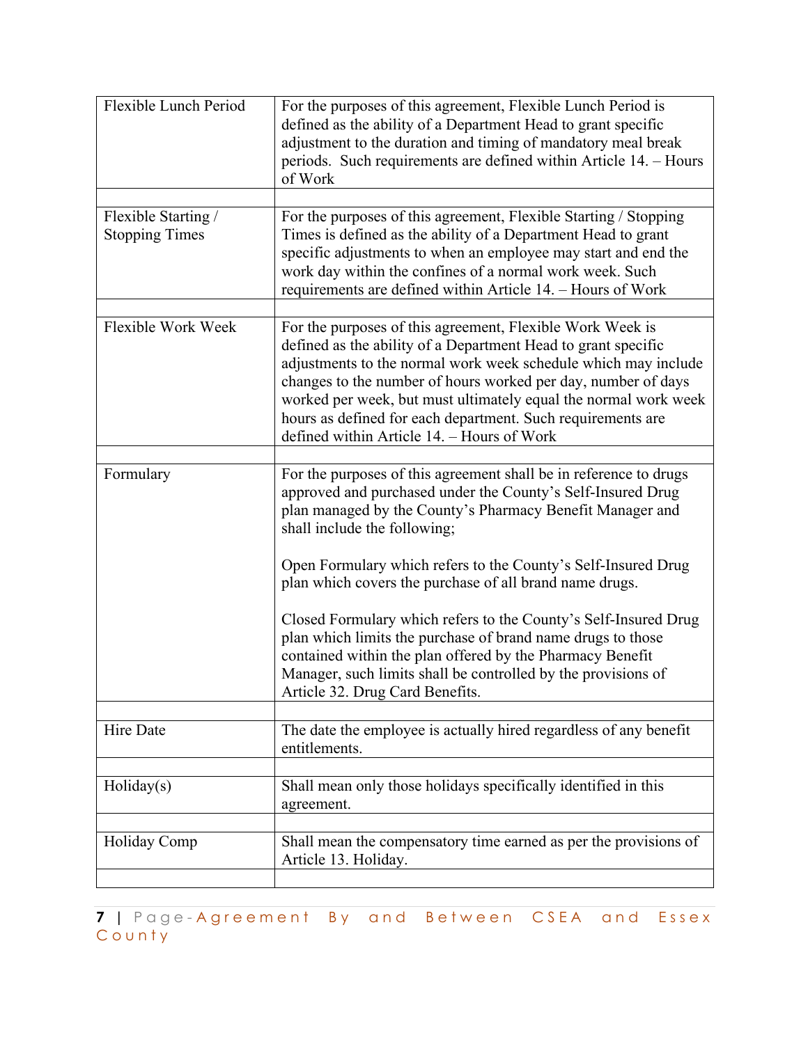| | |
|---|---|
| Flexible Lunch Period | For the purposes of this agreement, Flexible Lunch Period is defined as the ability of a Department Head to grant specific adjustment to the duration and timing of mandatory meal break periods. Such requirements are defined within Article 14. – Hours of Work |
| | |
| Flexible Starting / Stopping Times | For the purposes of this agreement, Flexible Starting / Stopping Times is defined as the ability of a Department Head to grant specific adjustments to when an employee may start and end the work day within the confines of a normal work week. Such requirements are defined within Article 14. – Hours of Work |
| | |
| Flexible Work Week | For the purposes of this agreement, Flexible Work Week is defined as the ability of a Department Head to grant specific adjustments to the normal work week schedule which may include changes to the number of hours worked per day, number of days worked per week, but must ultimately equal the normal work week hours as defined for each department. Such requirements are defined within Article 14. – Hours of Work |
| | |
| Formulary | For the purposes of this agreement shall be in reference to drugs approved and purchased under the County's Self-Insured Drug plan managed by the County's Pharmacy Benefit Manager and shall include the following;<br><br>Open Formulary which refers to the County's Self-Insured Drug plan which covers the purchase of all brand name drugs.<br><br>Closed Formulary which refers to the County's Self-Insured Drug plan which limits the purchase of brand name drugs to those contained within the plan offered by the Pharmacy Benefit Manager, such limits shall be controlled by the provisions of Article 32. Drug Card Benefits. |
| | |
| Hire Date | The date the employee is actually hired regardless of any benefit entitlements. |
| | |
| Holiday(s) | Shall mean only those holidays specifically identified in this agreement. |
| | |
| Holiday Comp | Shall mean the compensatory time earned as per the provisions of Article 13. Holiday. |
| | |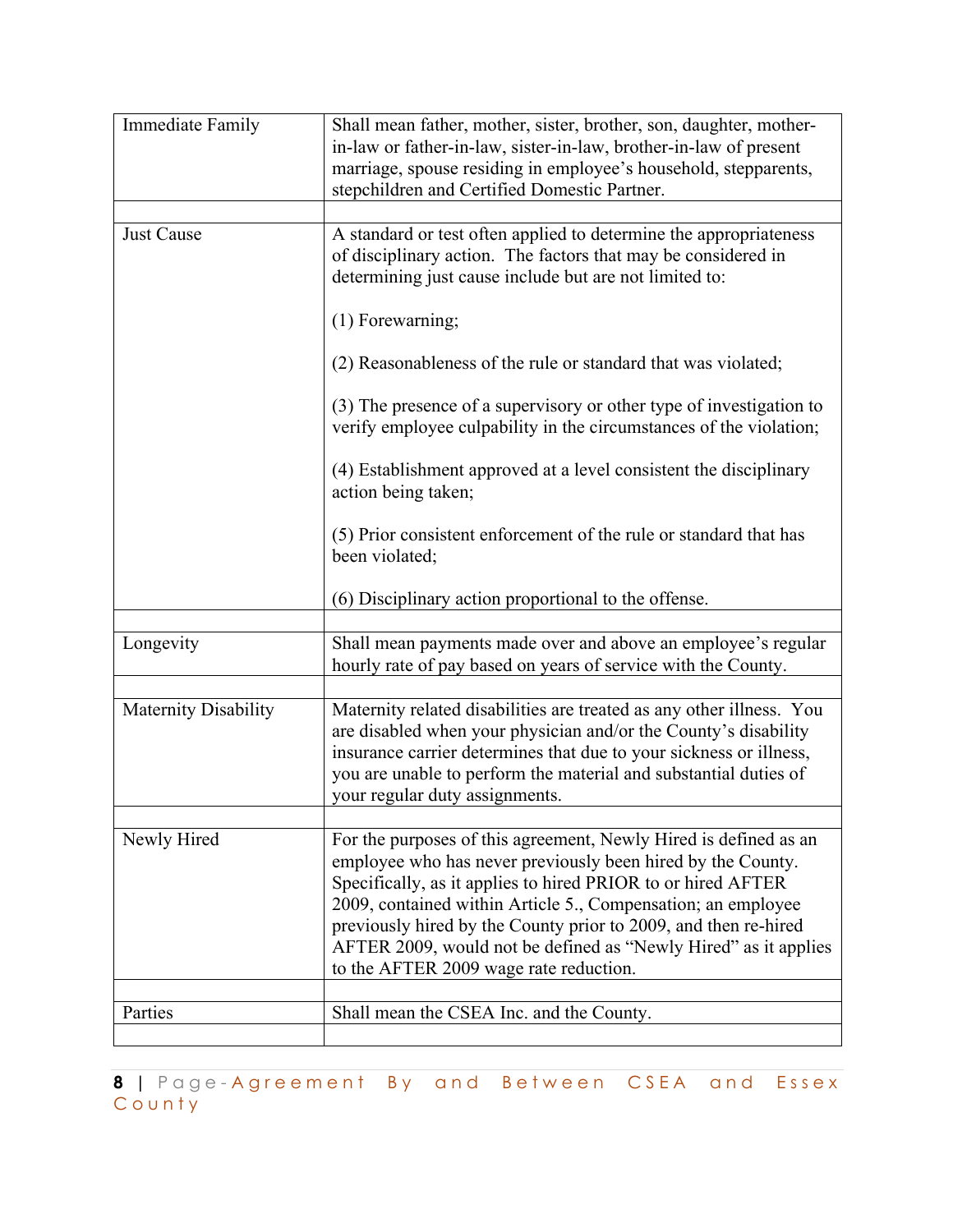| | |
|---|---|
| Immediate Family | Shall mean father, mother, sister, brother, son, daughter, mother-in-law or father-in-law, sister-in-law, brother-in-law of present marriage, spouse residing in employee's household, stepparents, stepchildren and Certified Domestic Partner. |
| | |
| Just Cause | A standard or test often applied to determine the appropriateness of disciplinary action. The factors that may be considered in determining just cause include but are not limited to:<br><br>(1) Forewarning;<br><br>(2) Reasonableness of the rule or standard that was violated;<br><br>(3) The presence of a supervisory or other type of investigation to verify employee culpability in the circumstances of the violation;<br><br>(4) Establishment approved at a level consistent the disciplinary action being taken;<br><br>(5) Prior consistent enforcement of the rule or standard that has been violated;<br><br>(6) Disciplinary action proportional to the offense. |
| | |
| Longevity | Shall mean payments made over and above an employee's regular hourly rate of pay based on years of service with the County. |
| | |
| Maternity Disability | Maternity related disabilities are treated as any other illness. You are disabled when your physician and/or the County's disability insurance carrier determines that due to your sickness or illness, you are unable to perform the material and substantial duties of your regular duty assignments. |
| | |
| Newly Hired | For the purposes of this agreement, Newly Hired is defined as an employee who has never previously been hired by the County. Specifically, as it applies to hired PRIOR to or hired AFTER 2009, contained within Article 5., Compensation; an employee previously hired by the County prior to 2009, and then re-hired AFTER 2009, would not be defined as "Newly Hired" as it applies to the AFTER 2009 wage rate reduction. |
| | |
| Parties | Shall mean the CSEA Inc. and the County. |
| | |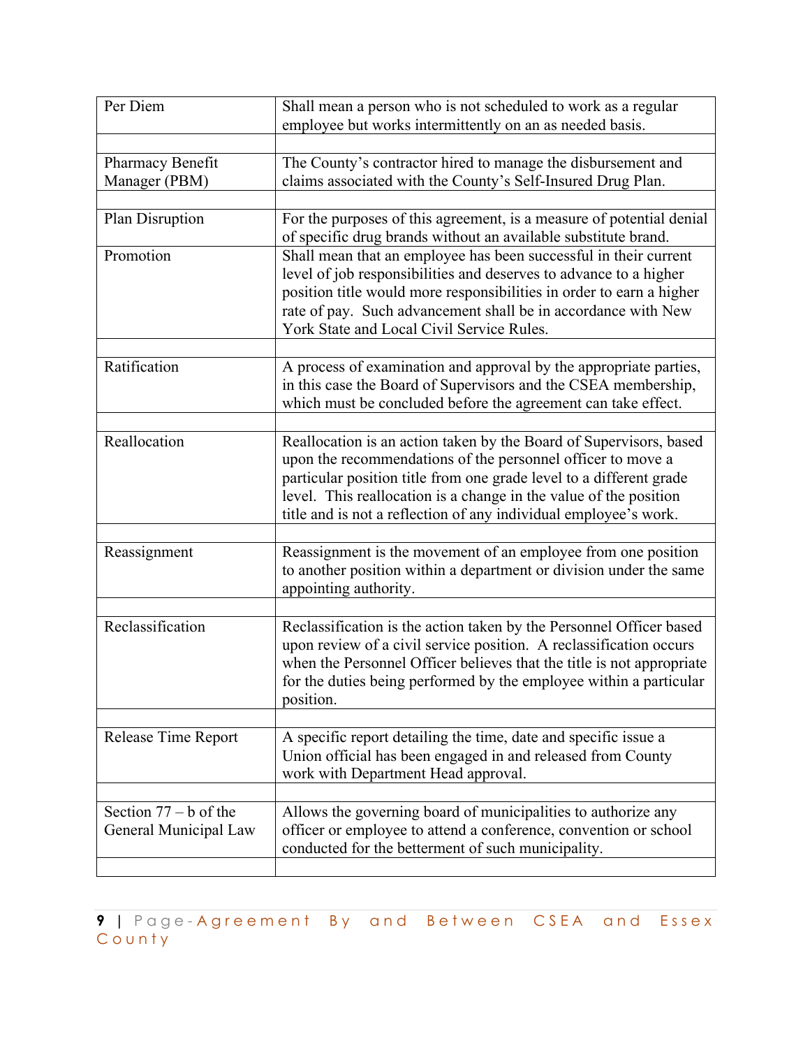| | |
|---|---|
| Per Diem | Shall mean a person who is not scheduled to work as a regular employee but works intermittently on an as needed basis. |
| | |
| Pharmacy Benefit Manager (PBM) | The County's contractor hired to manage the disbursement and claims associated with the County's Self-Insured Drug Plan. |
| | |
| Plan Disruption | For the purposes of this agreement, is a measure of potential denial of specific drug brands without an available substitute brand. |
| Promotion | Shall mean that an employee has been successful in their current level of job responsibilities and deserves to advance to a higher position title would more responsibilities in order to earn a higher rate of pay. Such advancement shall be in accordance with New York State and Local Civil Service Rules. |
| | |
| Ratification | A process of examination and approval by the appropriate parties, in this case the Board of Supervisors and the CSEA membership, which must be concluded before the agreement can take effect. |
| | |
| Reallocation | Reallocation is an action taken by the Board of Supervisors, based upon the recommendations of the personnel officer to move a particular position title from one grade level to a different grade level. This reallocation is a change in the value of the position title and is not a reflection of any individual employee's work. |
| | |
| Reassignment | Reassignment is the movement of an employee from one position to another position within a department or division under the same appointing authority. |
| | |
| Reclassification | Reclassification is the action taken by the Personnel Officer based upon review of a civil service position. A reclassification occurs when the Personnel Officer believes that the title is not appropriate for the duties being performed by the employee within a particular position. |
| | |
| Release Time Report | A specific report detailing the time, date and specific issue a Union official has been engaged in and released from County work with Department Head approval. |
| | |
| Section 77 – b of the General Municipal Law | Allows the governing board of municipalities to authorize any officer or employee to attend a conference, convention or school conducted for the betterment of such municipality. |
| | |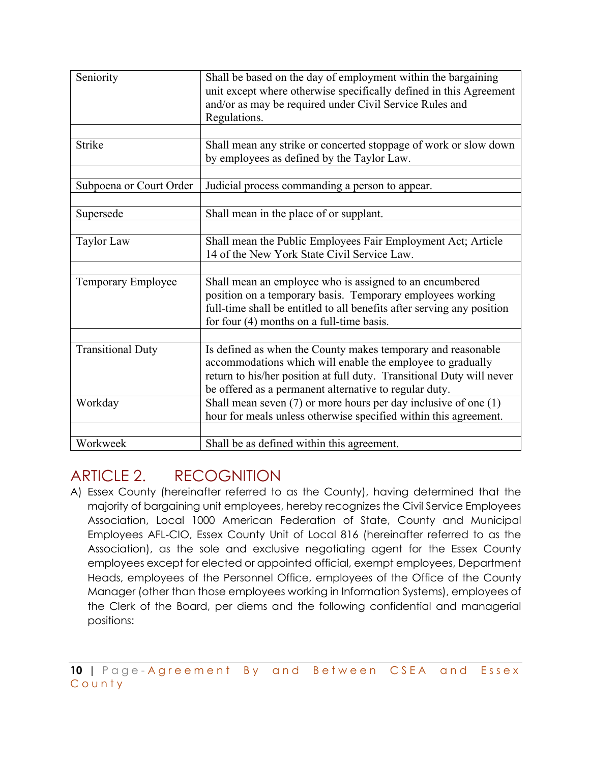| | |
|---|---|
| Seniority | Shall be based on the day of employment within the bargaining unit except where otherwise specifically defined in this Agreement and/or as may be required under Civil Service Rules and Regulations. |
| | |
| Strike | Shall mean any strike or concerted stoppage of work or slow down by employees as defined by the Taylor Law. |
| | |
| Subpoena or Court Order | Judicial process commanding a person to appear. |
| | |
| Supersede | Shall mean in the place of or supplant. |
| | |
| Taylor Law | Shall mean the Public Employees Fair Employment Act; Article 14 of the New York State Civil Service Law. |
| | |
| Temporary Employee | Shall mean an employee who is assigned to an encumbered position on a temporary basis. Temporary employees working full-time shall be entitled to all benefits after serving any position for four (4) months on a full-time basis. |
| | |
| Transitional Duty | Is defined as when the County makes temporary and reasonable accommodations which will enable the employee to gradually return to his/her position at full duty. Transitional Duty will never be offered as a permanent alternative to regular duty. |
| Workday | Shall mean seven (7) or more hours per day inclusive of one (1) hour for meals unless otherwise specified within this agreement. |
| | |
| Workweek | Shall be as defined within this agreement. |

## ARTICLE 2. RECOGNITION

A) Essex County (hereinafter referred to as the County), having determined that the majority of bargaining unit employees, hereby recognizes the Civil Service Employees Association, Local 1000 American Federation of State, County and Municipal Employees AFL-CIO, Essex County Unit of Local 816 (hereinafter referred to as the Association), as the sole and exclusive negotiating agent for the Essex County employees except for elected or appointed official, exempt employees, Department Heads, employees of the Personnel Office, employees of the Office of the County Manager (other than those employees working in Information Systems), employees of the Clerk of the Board, per diems and the following confidential and managerial positions: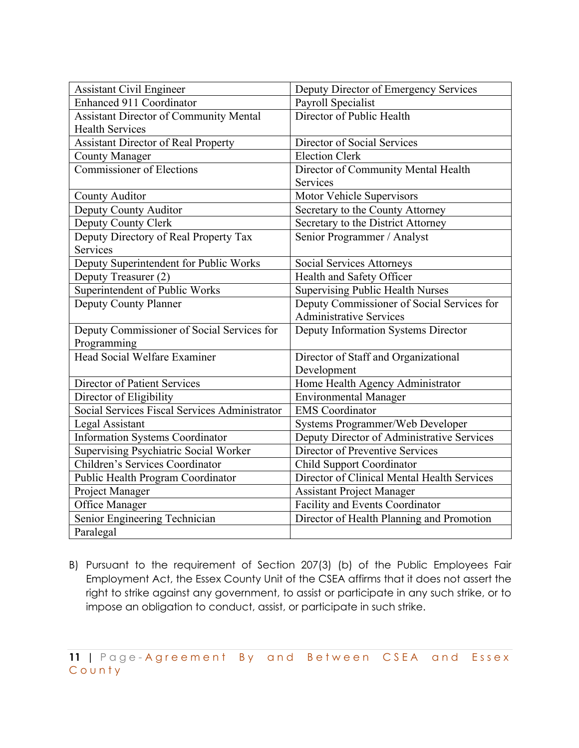| Assistant Civil Engineer | Deputy Director of Emergency Services |
|---|---|
| Enhanced 911 Coordinator | Payroll Specialist |
| Assistant Director of Community Mental Health Services | Director of Public Health |
| Assistant Director of Real Property | Director of Social Services |
| County Manager | Election Clerk |
| Commissioner of Elections | Director of Community Mental Health Services |
| County Auditor | Motor Vehicle Supervisors |
| Deputy County Auditor | Secretary to the County Attorney |
| Deputy County Clerk | Secretary to the District Attorney |
| Deputy Directory of Real Property Tax Services | Senior Programmer / Analyst |
| Deputy Superintendent for Public Works | Social Services Attorneys |
| Deputy Treasurer (2) | Health and Safety Officer |
| Superintendent of Public Works | Supervising Public Health Nurses |
| Deputy County Planner | Deputy Commissioner of Social Services for Administrative Services |
| Deputy Commissioner of Social Services for Programming | Deputy Information Systems Director |
| Head Social Welfare Examiner | Director of Staff and Organizational Development |
| Director of Patient Services | Home Health Agency Administrator |
| Director of Eligibility | Environmental Manager |
| Social Services Fiscal Services Administrator | EMS Coordinator |
| Legal Assistant | Systems Programmer/Web Developer |
| Information Systems Coordinator | Deputy Director of Administrative Services |
| Supervising Psychiatric Social Worker | Director of Preventive Services |
| Children's Services Coordinator | Child Support Coordinator |
| Public Health Program Coordinator | Director of Clinical Mental Health Services |
| Project Manager | Assistant Project Manager |
| Office Manager | Facility and Events Coordinator |
| Senior Engineering Technician | Director of Health Planning and Promotion |
| Paralegal | |

B) Pursuant to the requirement of Section 207(3) (b) of the Public Employees Fair Employment Act, the Essex County Unit of the CSEA affirms that it does not assert the right to strike against any government, to assist or participate in any such strike, or to impose an obligation to conduct, assist, or participate in such strike.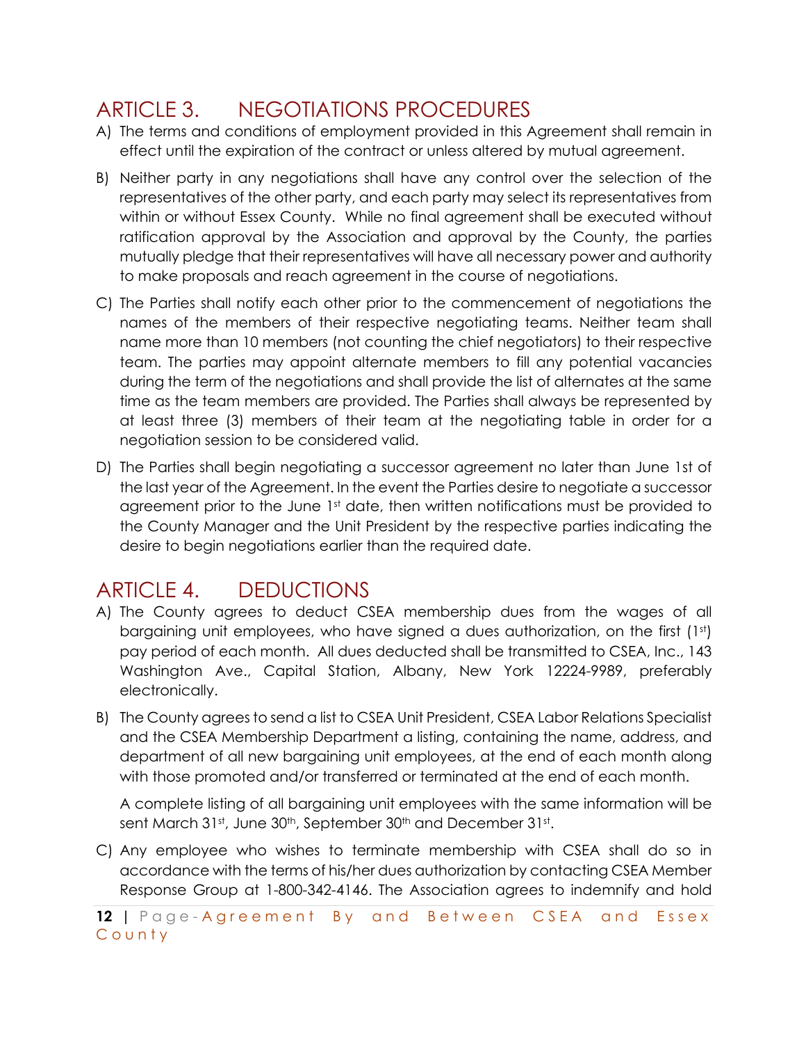## ARTICLE 3. NEGOTIATIONS PROCEDURES

A) The terms and conditions of employment provided in this Agreement shall remain in effect until the expiration of the contract or unless altered by mutual agreement.

B) Neither party in any negotiations shall have any control over the selection of the representatives of the other party, and each party may select its representatives from within or without Essex County. While no final agreement shall be executed without ratification approval by the Association and approval by the County, the parties mutually pledge that their representatives will have all necessary power and authority to make proposals and reach agreement in the course of negotiations.

C) The Parties shall notify each other prior to the commencement of negotiations the names of the members of their respective negotiating teams. Neither team shall name more than 10 members (not counting the chief negotiators) to their respective team. The parties may appoint alternate members to fill any potential vacancies during the term of the negotiations and shall provide the list of alternates at the same time as the team members are provided. The Parties shall always be represented by at least three (3) members of their team at the negotiating table in order for a negotiation session to be considered valid.

D) The Parties shall begin negotiating a successor agreement no later than June 1st of the last year of the Agreement. In the event the Parties desire to negotiate a successor agreement prior to the June 1st date, then written notifications must be provided to the County Manager and the Unit President by the respective parties indicating the desire to begin negotiations earlier than the required date.

## ARTICLE 4. DEDUCTIONS

A) The County agrees to deduct CSEA membership dues from the wages of all bargaining unit employees, who have signed a dues authorization, on the first (1st) pay period of each month. All dues deducted shall be transmitted to CSEA, Inc., 143 Washington Ave., Capital Station, Albany, New York 12224-9989, preferably electronically.

B) The County agrees to send a list to CSEA Unit President, CSEA Labor Relations Specialist and the CSEA Membership Department a listing, containing the name, address, and department of all new bargaining unit employees, at the end of each month along with those promoted and/or transferred or terminated at the end of each month.

   A complete listing of all bargaining unit employees with the same information will be sent March 31st, June 30th, September 30th and December 31st.

C) Any employee who wishes to terminate membership with CSEA shall do so in accordance with the terms of his/her dues authorization by contacting CSEA Member Response Group at 1-800-342-4146. The Association agrees to indemnify and hold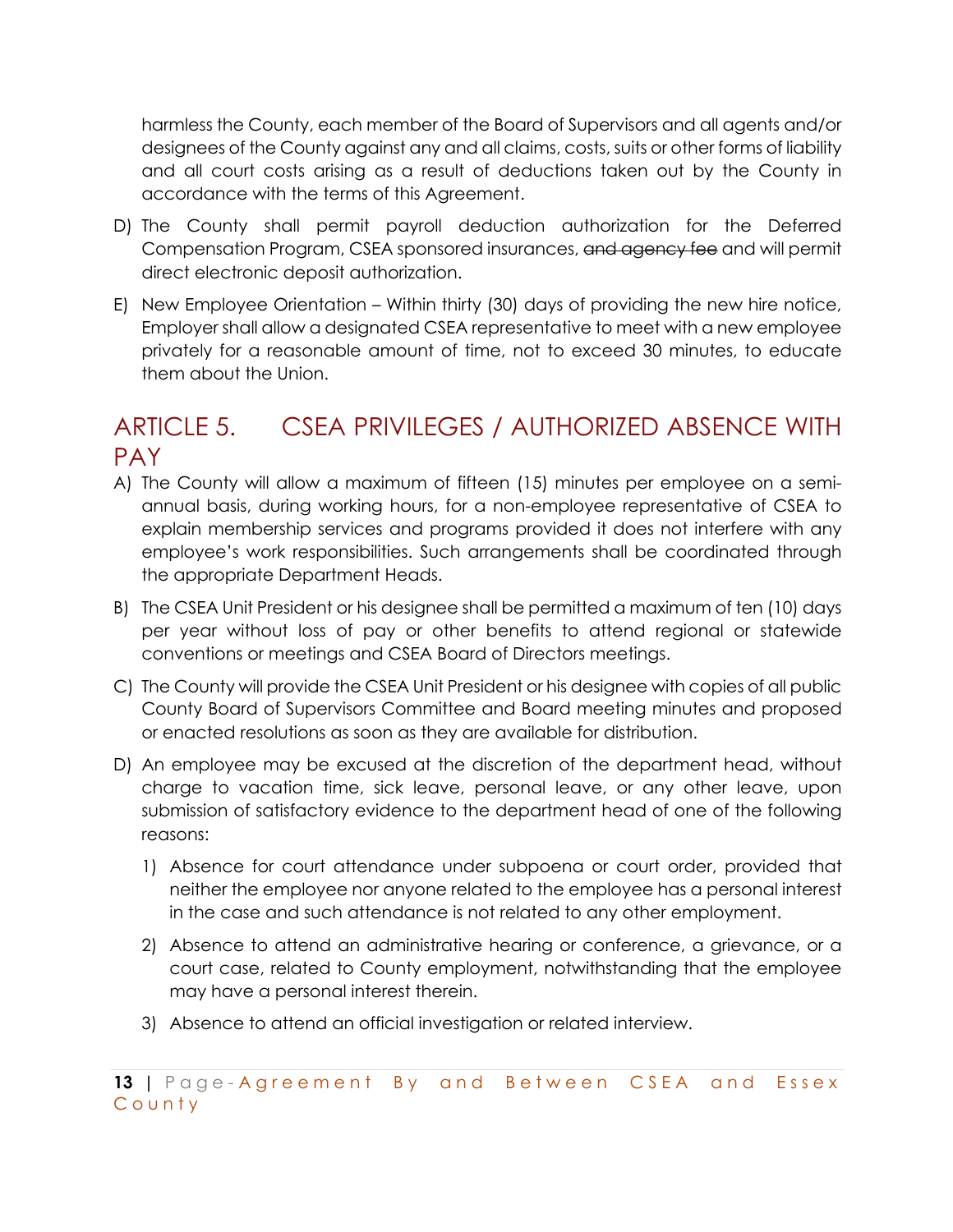harmless the County, each member of the Board of Supervisors and all agents and/or designees of the County against any and all claims, costs, suits or other forms of liability and all court costs arising as a result of deductions taken out by the County in accordance with the terms of this Agreement.

D) The County shall permit payroll deduction authorization for the Deferred Compensation Program, CSEA sponsored insurances, ~~and agency fee~~ and will permit direct electronic deposit authorization.

E) New Employee Orientation – Within thirty (30) days of providing the new hire notice, Employer shall allow a designated CSEA representative to meet with a new employee privately for a reasonable amount of time, not to exceed 30 minutes, to educate them about the Union.

## ARTICLE 5. CSEA PRIVILEGES / AUTHORIZED ABSENCE WITH PAY

A) The County will allow a maximum of fifteen (15) minutes per employee on a semi-annual basis, during working hours, for a non-employee representative of CSEA to explain membership services and programs provided it does not interfere with any employee's work responsibilities. Such arrangements shall be coordinated through the appropriate Department Heads.

B) The CSEA Unit President or his designee shall be permitted a maximum of ten (10) days per year without loss of pay or other benefits to attend regional or statewide conventions or meetings and CSEA Board of Directors meetings.

C) The County will provide the CSEA Unit President or his designee with copies of all public County Board of Supervisors Committee and Board meeting minutes and proposed or enacted resolutions as soon as they are available for distribution.

D) An employee may be excused at the discretion of the department head, without charge to vacation time, sick leave, personal leave, or any other leave, upon submission of satisfactory evidence to the department head of one of the following reasons:

   1) Absence for court attendance under subpoena or court order, provided that neither the employee nor anyone related to the employee has a personal interest in the case and such attendance is not related to any other employment.

   2) Absence to attend an administrative hearing or conference, a grievance, or a court case, related to County employment, notwithstanding that the employee may have a personal interest therein.

   3) Absence to attend an official investigation or related interview.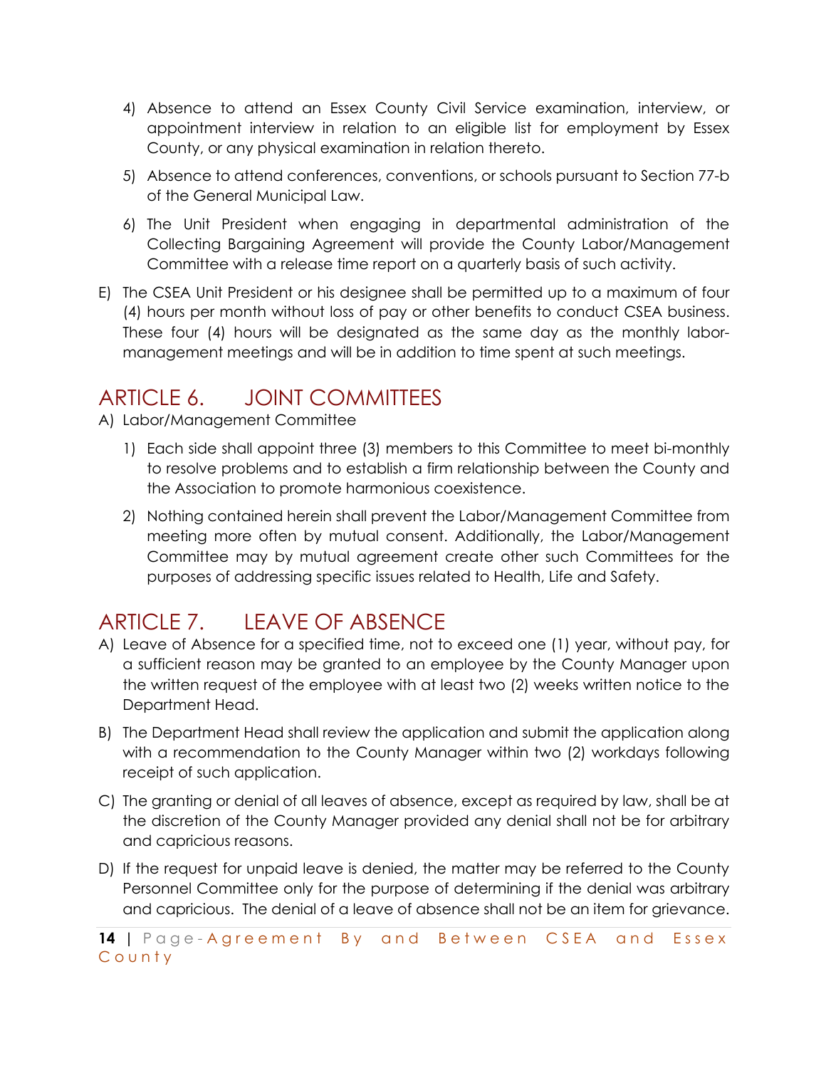4) Absence to attend an Essex County Civil Service examination, interview, or appointment interview in relation to an eligible list for employment by Essex County, or any physical examination in relation thereto.

5) Absence to attend conferences, conventions, or schools pursuant to Section 77-b of the General Municipal Law.

6) The Unit President when engaging in departmental administration of the Collecting Bargaining Agreement will provide the County Labor/Management Committee with a release time report on a quarterly basis of such activity.

E) The CSEA Unit President or his designee shall be permitted up to a maximum of four (4) hours per month without loss of pay or other benefits to conduct CSEA business. These four (4) hours will be designated as the same day as the monthly labor-management meetings and will be in addition to time spent at such meetings.

## ARTICLE 6. JOINT COMMITTEES

A) Labor/Management Committee

1) Each side shall appoint three (3) members to this Committee to meet bi-monthly to resolve problems and to establish a firm relationship between the County and the Association to promote harmonious coexistence.

2) Nothing contained herein shall prevent the Labor/Management Committee from meeting more often by mutual consent. Additionally, the Labor/Management Committee may by mutual agreement create other such Committees for the purposes of addressing specific issues related to Health, Life and Safety.

## ARTICLE 7. LEAVE OF ABSENCE

A) Leave of Absence for a specified time, not to exceed one (1) year, without pay, for a sufficient reason may be granted to an employee by the County Manager upon the written request of the employee with at least two (2) weeks written notice to the Department Head.

B) The Department Head shall review the application and submit the application along with a recommendation to the County Manager within two (2) workdays following receipt of such application.

C) The granting or denial of all leaves of absence, except as required by law, shall be at the discretion of the County Manager provided any denial shall not be for arbitrary and capricious reasons.

D) If the request for unpaid leave is denied, the matter may be referred to the County Personnel Committee only for the purpose of determining if the denial was arbitrary and capricious. The denial of a leave of absence shall not be an item for grievance.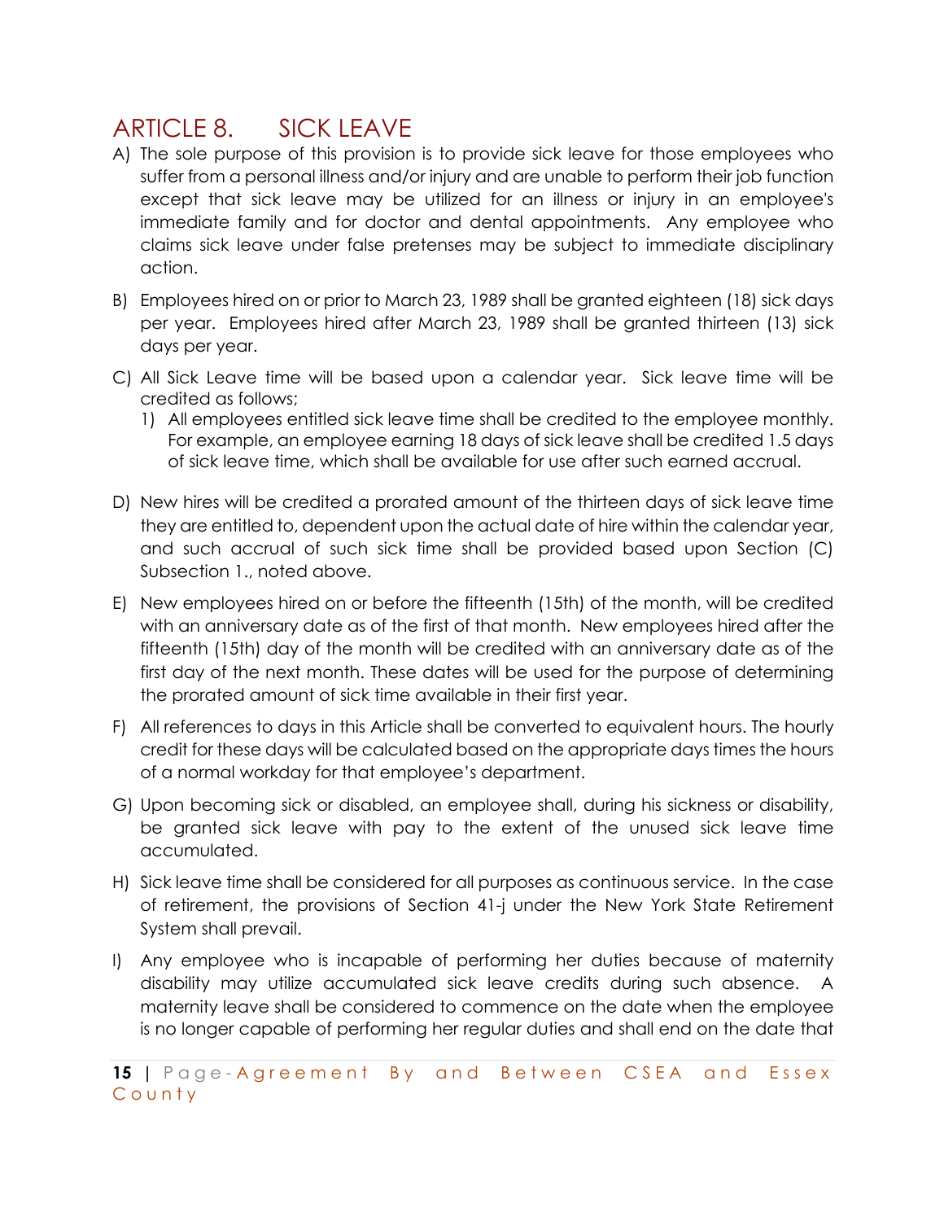## ARTICLE 8. SICK LEAVE

A) The sole purpose of this provision is to provide sick leave for those employees who suffer from a personal illness and/or injury and are unable to perform their job function except that sick leave may be utilized for an illness or injury in an employee's immediate family and for doctor and dental appointments. Any employee who claims sick leave under false pretenses may be subject to immediate disciplinary action.

B) Employees hired on or prior to March 23, 1989 shall be granted eighteen (18) sick days per year. Employees hired after March 23, 1989 shall be granted thirteen (13) sick days per year.

C) All Sick Leave time will be based upon a calendar year. Sick leave time will be credited as follows;

   1) All employees entitled sick leave time shall be credited to the employee monthly. For example, an employee earning 18 days of sick leave shall be credited 1.5 days of sick leave time, which shall be available for use after such earned accrual.

D) New hires will be credited a prorated amount of the thirteen days of sick leave time they are entitled to, dependent upon the actual date of hire within the calendar year, and such accrual of such sick time shall be provided based upon Section (C) Subsection 1., noted above.

E) New employees hired on or before the fifteenth (15th) of the month, will be credited with an anniversary date as of the first of that month. New employees hired after the fifteenth (15th) day of the month will be credited with an anniversary date as of the first day of the next month. These dates will be used for the purpose of determining the prorated amount of sick time available in their first year.

F) All references to days in this Article shall be converted to equivalent hours. The hourly credit for these days will be calculated based on the appropriate days times the hours of a normal workday for that employee's department.

G) Upon becoming sick or disabled, an employee shall, during his sickness or disability, be granted sick leave with pay to the extent of the unused sick leave time accumulated.

H) Sick leave time shall be considered for all purposes as continuous service. In the case of retirement, the provisions of Section 41-j under the New York State Retirement System shall prevail.

I) Any employee who is incapable of performing her duties because of maternity disability may utilize accumulated sick leave credits during such absence. A maternity leave shall be considered to commence on the date when the employee is no longer capable of performing her regular duties and shall end on the date that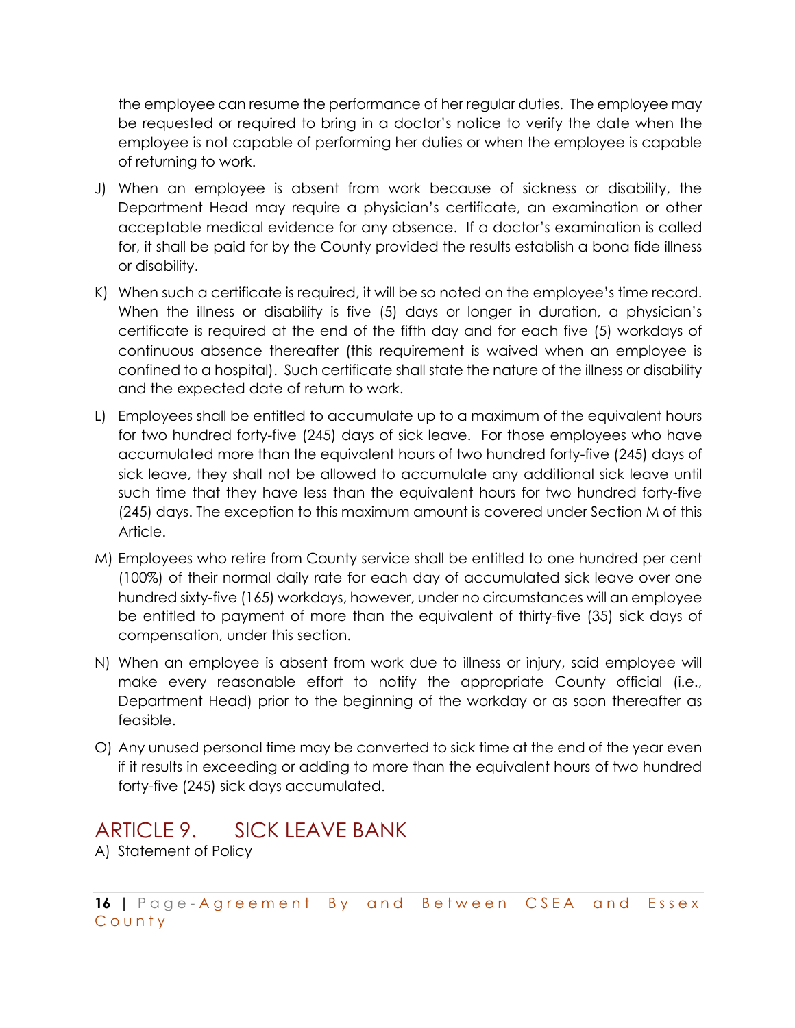the employee can resume the performance of her regular duties. The employee may be requested or required to bring in a doctor's notice to verify the date when the employee is not capable of performing her duties or when the employee is capable of returning to work.

J) When an employee is absent from work because of sickness or disability, the Department Head may require a physician's certificate, an examination or other acceptable medical evidence for any absence. If a doctor's examination is called for, it shall be paid for by the County provided the results establish a bona fide illness or disability.

K) When such a certificate is required, it will be so noted on the employee's time record. When the illness or disability is five (5) days or longer in duration, a physician's certificate is required at the end of the fifth day and for each five (5) workdays of continuous absence thereafter (this requirement is waived when an employee is confined to a hospital). Such certificate shall state the nature of the illness or disability and the expected date of return to work.

L) Employees shall be entitled to accumulate up to a maximum of the equivalent hours for two hundred forty-five (245) days of sick leave. For those employees who have accumulated more than the equivalent hours of two hundred forty-five (245) days of sick leave, they shall not be allowed to accumulate any additional sick leave until such time that they have less than the equivalent hours for two hundred forty-five (245) days. The exception to this maximum amount is covered under Section M of this Article.

M) Employees who retire from County service shall be entitled to one hundred per cent (100%) of their normal daily rate for each day of accumulated sick leave over one hundred sixty-five (165) workdays, however, under no circumstances will an employee be entitled to payment of more than the equivalent of thirty-five (35) sick days of compensation, under this section.

N) When an employee is absent from work due to illness or injury, said employee will make every reasonable effort to notify the appropriate County official (i.e., Department Head) prior to the beginning of the workday or as soon thereafter as feasible.

O) Any unused personal time may be converted to sick time at the end of the year even if it results in exceeding or adding to more than the equivalent hours of two hundred forty-five (245) sick days accumulated.

## ARTICLE 9. SICK LEAVE BANK

A) Statement of Policy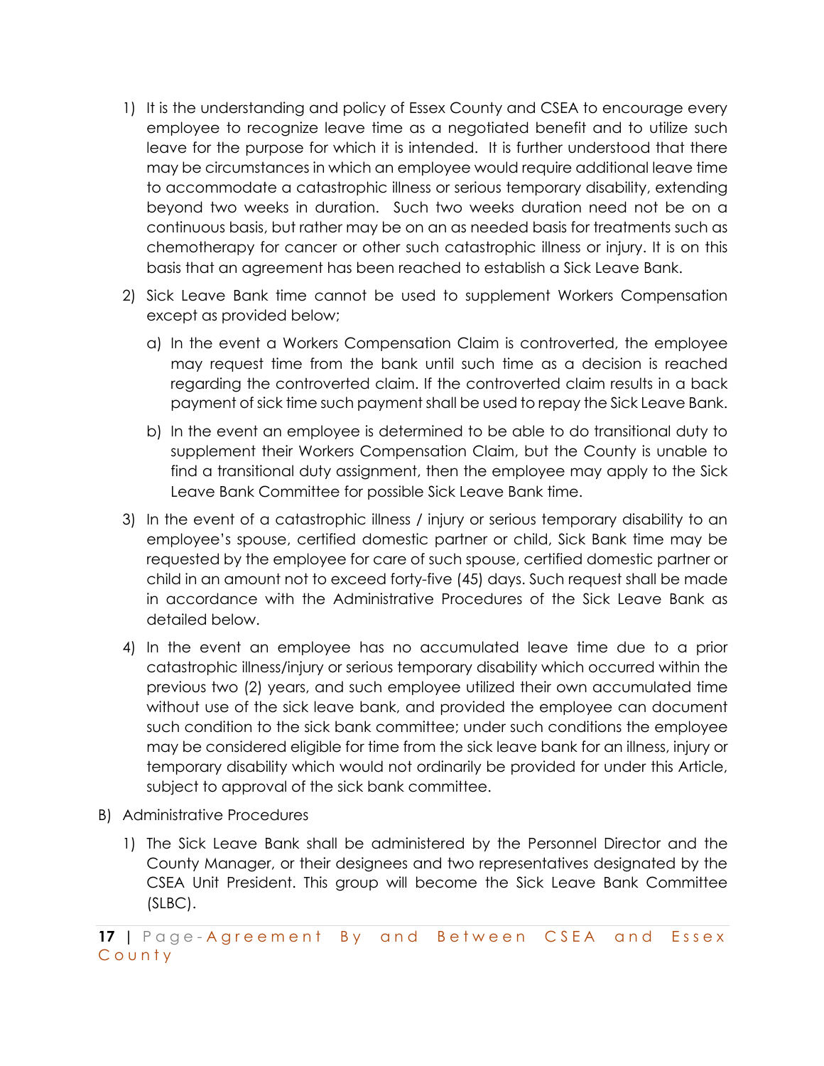1) It is the understanding and policy of Essex County and CSEA to encourage every employee to recognize leave time as a negotiated benefit and to utilize such leave for the purpose for which it is intended. It is further understood that there may be circumstances in which an employee would require additional leave time to accommodate a catastrophic illness or serious temporary disability, extending beyond two weeks in duration. Such two weeks duration need not be on a continuous basis, but rather may be on an as needed basis for treatments such as chemotherapy for cancer or other such catastrophic illness or injury. It is on this basis that an agreement has been reached to establish a Sick Leave Bank.

2) Sick Leave Bank time cannot be used to supplement Workers Compensation except as provided below;

   a) In the event a Workers Compensation Claim is controverted, the employee may request time from the bank until such time as a decision is reached regarding the controverted claim. If the controverted claim results in a back payment of sick time such payment shall be used to repay the Sick Leave Bank.

   b) In the event an employee is determined to be able to do transitional duty to supplement their Workers Compensation Claim, but the County is unable to find a transitional duty assignment, then the employee may apply to the Sick Leave Bank Committee for possible Sick Leave Bank time.

3) In the event of a catastrophic illness / injury or serious temporary disability to an employee's spouse, certified domestic partner or child, Sick Bank time may be requested by the employee for care of such spouse, certified domestic partner or child in an amount not to exceed forty-five (45) days. Such request shall be made in accordance with the Administrative Procedures of the Sick Leave Bank as detailed below.

4) In the event an employee has no accumulated leave time due to a prior catastrophic illness/injury or serious temporary disability which occurred within the previous two (2) years, and such employee utilized their own accumulated time without use of the sick leave bank, and provided the employee can document such condition to the sick bank committee; under such conditions the employee may be considered eligible for time from the sick leave bank for an illness, injury or temporary disability which would not ordinarily be provided for under this Article, subject to approval of the sick bank committee.

B) Administrative Procedures

1) The Sick Leave Bank shall be administered by the Personnel Director and the County Manager, or their designees and two representatives designated by the CSEA Unit President. This group will become the Sick Leave Bank Committee (SLBC).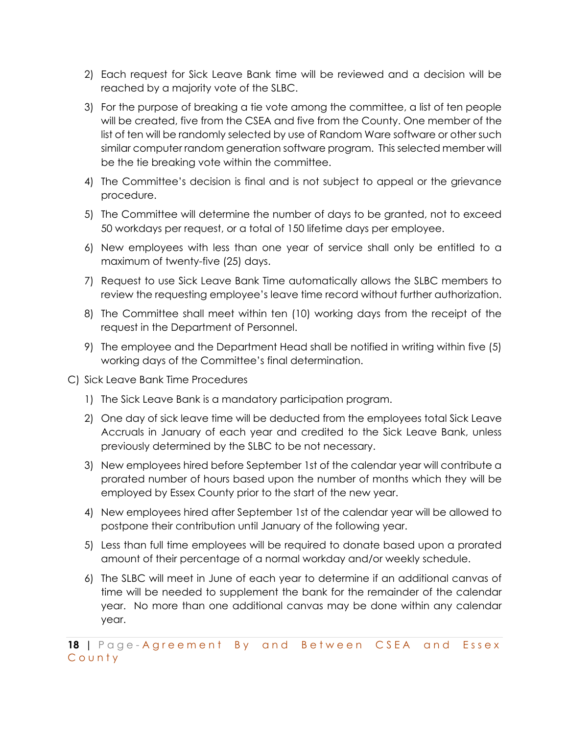2) Each request for Sick Leave Bank time will be reviewed and a decision will be reached by a majority vote of the SLBC.

3) For the purpose of breaking a tie vote among the committee, a list of ten people will be created, five from the CSEA and five from the County. One member of the list of ten will be randomly selected by use of Random Ware software or other such similar computer random generation software program. This selected member will be the tie breaking vote within the committee.

4) The Committee's decision is final and is not subject to appeal or the grievance procedure.

5) The Committee will determine the number of days to be granted, not to exceed 50 workdays per request, or a total of 150 lifetime days per employee.

6) New employees with less than one year of service shall only be entitled to a maximum of twenty-five (25) days.

7) Request to use Sick Leave Bank Time automatically allows the SLBC members to review the requesting employee's leave time record without further authorization.

8) The Committee shall meet within ten (10) working days from the receipt of the request in the Department of Personnel.

9) The employee and the Department Head shall be notified in writing within five (5) working days of the Committee's final determination.

C) Sick Leave Bank Time Procedures

1) The Sick Leave Bank is a mandatory participation program.

2) One day of sick leave time will be deducted from the employees total Sick Leave Accruals in January of each year and credited to the Sick Leave Bank, unless previously determined by the SLBC to be not necessary.

3) New employees hired before September 1st of the calendar year will contribute a prorated number of hours based upon the number of months which they will be employed by Essex County prior to the start of the new year.

4) New employees hired after September 1st of the calendar year will be allowed to postpone their contribution until January of the following year.

5) Less than full time employees will be required to donate based upon a prorated amount of their percentage of a normal workday and/or weekly schedule.

6) The SLBC will meet in June of each year to determine if an additional canvas of time will be needed to supplement the bank for the remainder of the calendar year. No more than one additional canvas may be done within any calendar year.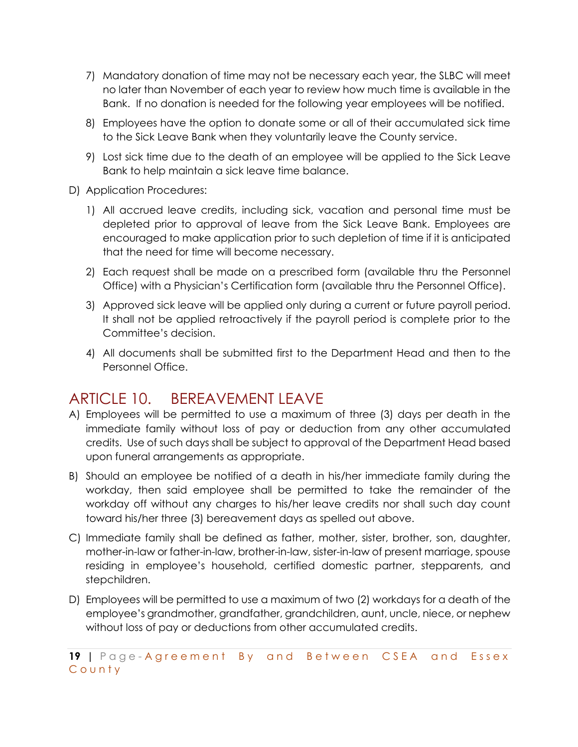7) Mandatory donation of time may not be necessary each year, the SLBC will meet no later than November of each year to review how much time is available in the Bank. If no donation is needed for the following year employees will be notified.

8) Employees have the option to donate some or all of their accumulated sick time to the Sick Leave Bank when they voluntarily leave the County service.

9) Lost sick time due to the death of an employee will be applied to the Sick Leave Bank to help maintain a sick leave time balance.

D) Application Procedures:

1) All accrued leave credits, including sick, vacation and personal time must be depleted prior to approval of leave from the Sick Leave Bank. Employees are encouraged to make application prior to such depletion of time if it is anticipated that the need for time will become necessary.

2) Each request shall be made on a prescribed form (available thru the Personnel Office) with a Physician's Certification form (available thru the Personnel Office).

3) Approved sick leave will be applied only during a current or future payroll period. It shall not be applied retroactively if the payroll period is complete prior to the Committee's decision.

4) All documents shall be submitted first to the Department Head and then to the Personnel Office.

# ARTICLE 10. BEREAVEMENT LEAVE

A) Employees will be permitted to use a maximum of three (3) days per death in the immediate family without loss of pay or deduction from any other accumulated credits. Use of such days shall be subject to approval of the Department Head based upon funeral arrangements as appropriate.

B) Should an employee be notified of a death in his/her immediate family during the workday, then said employee shall be permitted to take the remainder of the workday off without any charges to his/her leave credits nor shall such day count toward his/her three (3) bereavement days as spelled out above.

C) Immediate family shall be defined as father, mother, sister, brother, son, daughter, mother-in-law or father-in-law, brother-in-law, sister-in-law of present marriage, spouse residing in employee's household, certified domestic partner, stepparents, and stepchildren.

D) Employees will be permitted to use a maximum of two (2) workdays for a death of the employee's grandmother, grandfather, grandchildren, aunt, uncle, niece, or nephew without loss of pay or deductions from other accumulated credits.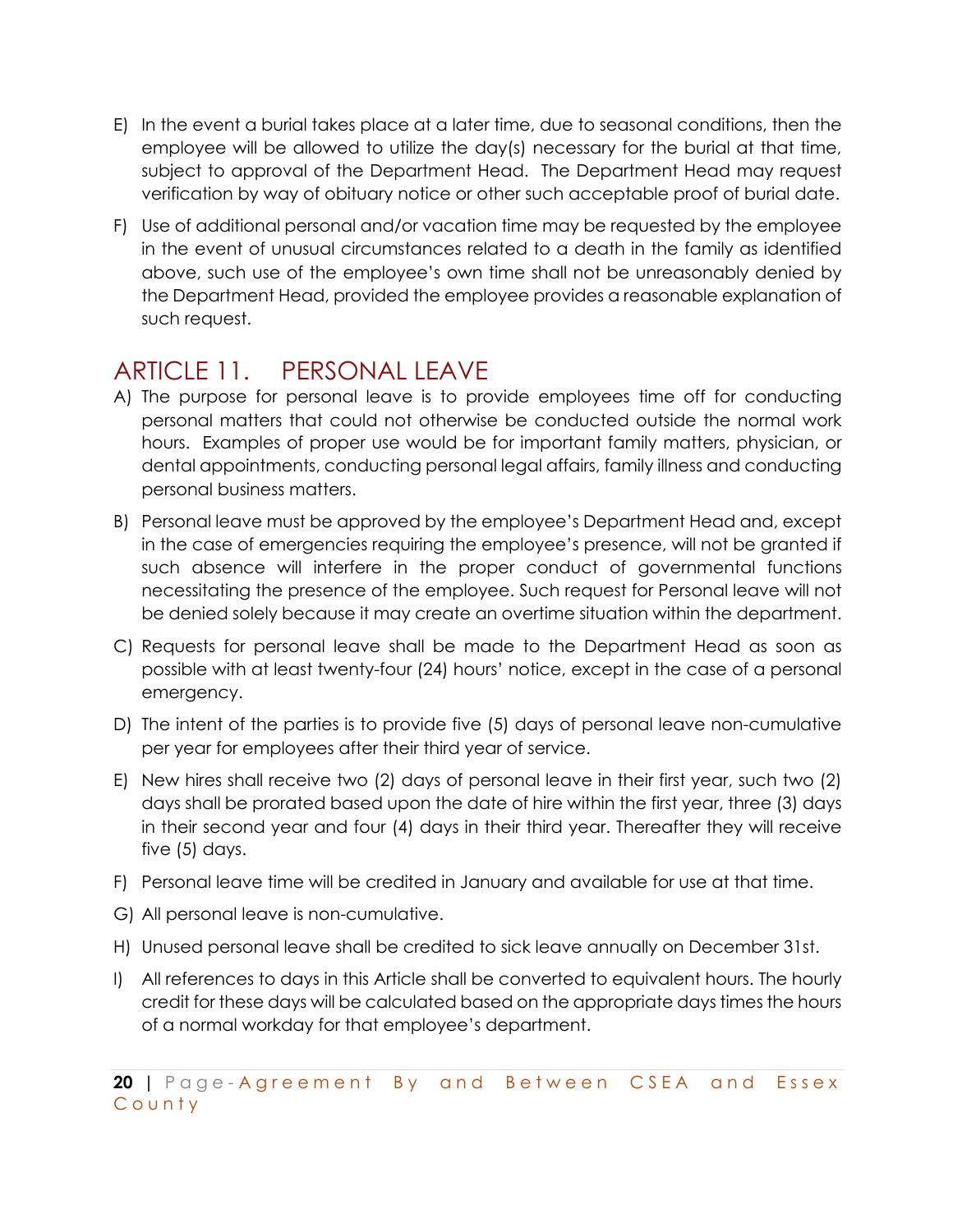E) In the event a burial takes place at a later time, due to seasonal conditions, then the employee will be allowed to utilize the day(s) necessary for the burial at that time, subject to approval of the Department Head. The Department Head may request verification by way of obituary notice or other such acceptable proof of burial date.

F) Use of additional personal and/or vacation time may be requested by the employee in the event of unusual circumstances related to a death in the family as identified above, such use of the employee's own time shall not be unreasonably denied by the Department Head, provided the employee provides a reasonable explanation of such request.

## ARTICLE 11. PERSONAL LEAVE

A) The purpose for personal leave is to provide employees time off for conducting personal matters that could not otherwise be conducted outside the normal work hours. Examples of proper use would be for important family matters, physician, or dental appointments, conducting personal legal affairs, family illness and conducting personal business matters.

B) Personal leave must be approved by the employee's Department Head and, except in the case of emergencies requiring the employee's presence, will not be granted if such absence will interfere in the proper conduct of governmental functions necessitating the presence of the employee. Such request for Personal leave will not be denied solely because it may create an overtime situation within the department.

C) Requests for personal leave shall be made to the Department Head as soon as possible with at least twenty-four (24) hours' notice, except in the case of a personal emergency.

D) The intent of the parties is to provide five (5) days of personal leave non-cumulative per year for employees after their third year of service.

E) New hires shall receive two (2) days of personal leave in their first year, such two (2) days shall be prorated based upon the date of hire within the first year, three (3) days in their second year and four (4) days in their third year. Thereafter they will receive five (5) days.

F) Personal leave time will be credited in January and available for use at that time.

G) All personal leave is non-cumulative.

H) Unused personal leave shall be credited to sick leave annually on December 31st.

I) All references to days in this Article shall be converted to equivalent hours. The hourly credit for these days will be calculated based on the appropriate days times the hours of a normal workday for that employee's department.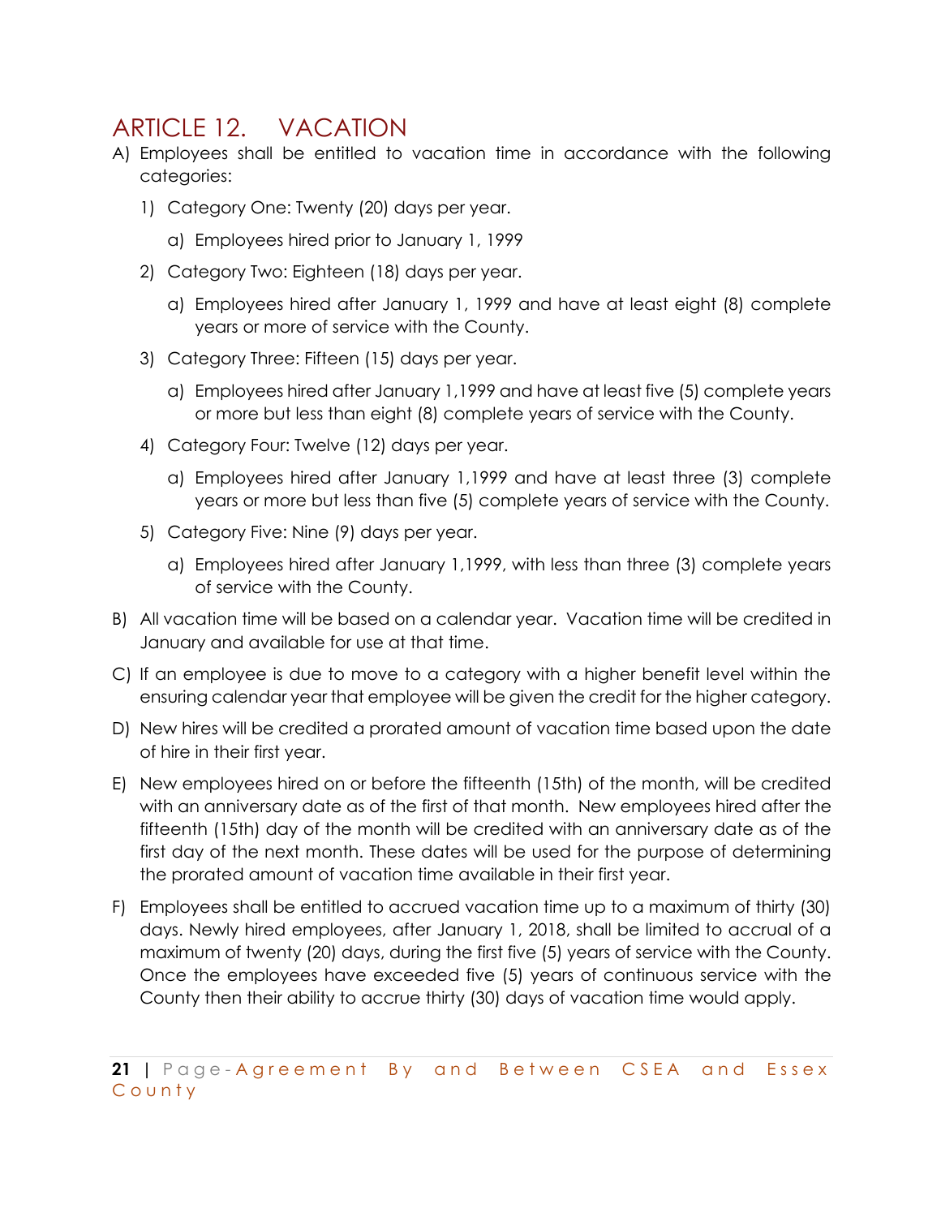# ARTICLE 12. VACATION

A) Employees shall be entitled to vacation time in accordance with the following categories:

1) Category One: Twenty (20) days per year.

   a) Employees hired prior to January 1, 1999

2) Category Two: Eighteen (18) days per year.

   a) Employees hired after January 1, 1999 and have at least eight (8) complete years or more of service with the County.

3) Category Three: Fifteen (15) days per year.

   a) Employees hired after January 1,1999 and have at least five (5) complete years or more but less than eight (8) complete years of service with the County.

4) Category Four: Twelve (12) days per year.

   a) Employees hired after January 1,1999 and have at least three (3) complete years or more but less than five (5) complete years of service with the County.

5) Category Five: Nine (9) days per year.

   a) Employees hired after January 1,1999, with less than three (3) complete years of service with the County.

B) All vacation time will be based on a calendar year. Vacation time will be credited in January and available for use at that time.

C) If an employee is due to move to a category with a higher benefit level within the ensuring calendar year that employee will be given the credit for the higher category.

D) New hires will be credited a prorated amount of vacation time based upon the date of hire in their first year.

E) New employees hired on or before the fifteenth (15th) of the month, will be credited with an anniversary date as of the first of that month. New employees hired after the fifteenth (15th) day of the month will be credited with an anniversary date as of the first day of the next month. These dates will be used for the purpose of determining the prorated amount of vacation time available in their first year.

F) Employees shall be entitled to accrued vacation time up to a maximum of thirty (30) days. Newly hired employees, after January 1, 2018, shall be limited to accrual of a maximum of twenty (20) days, during the first five (5) years of service with the County. Once the employees have exceeded five (5) years of continuous service with the County then their ability to accrue thirty (30) days of vacation time would apply.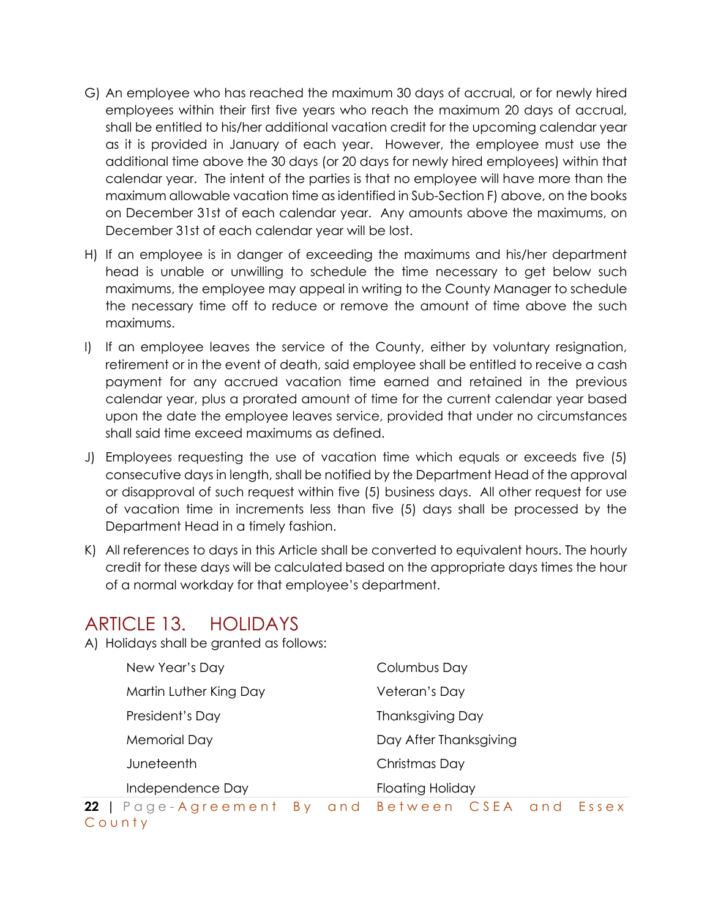G) An employee who has reached the maximum 30 days of accrual, or for newly hired employees within their first five years who reach the maximum 20 days of accrual, shall be entitled to his/her additional vacation credit for the upcoming calendar year as it is provided in January of each year. However, the employee must use the additional time above the 30 days (or 20 days for newly hired employees) within that calendar year. The intent of the parties is that no employee will have more than the maximum allowable vacation time as identified in Sub-Section F) above, on the books on December 31st of each calendar year. Any amounts above the maximums, on December 31st of each calendar year will be lost.

H) If an employee is in danger of exceeding the maximums and his/her department head is unable or unwilling to schedule the time necessary to get below such maximums, the employee may appeal in writing to the County Manager to schedule the necessary time off to reduce or remove the amount of time above the such maximums.

I) If an employee leaves the service of the County, either by voluntary resignation, retirement or in the event of death, said employee shall be entitled to receive a cash payment for any accrued vacation time earned and retained in the previous calendar year, plus a prorated amount of time for the current calendar year based upon the date the employee leaves service, provided that under no circumstances shall said time exceed maximums as defined.

J) Employees requesting the use of vacation time which equals or exceeds five (5) consecutive days in length, shall be notified by the Department Head of the approval or disapproval of such request within five (5) business days. All other request for use of vacation time in increments less than five (5) days shall be processed by the Department Head in a timely fashion.

K) All references to days in this Article shall be converted to equivalent hours. The hourly credit for these days will be calculated based on the appropriate days times the hour of a normal workday for that employee's department.

## ARTICLE 13. HOLIDAYS

A) Holidays shall be granted as follows:

| | |
|---|---|
| New Year's Day | Columbus Day |
| Martin Luther King Day | Veteran's Day |
| President's Day | Thanksgiving Day |
| Memorial Day | Day After Thanksgiving |
| Juneteenth | Christmas Day |
| Independence Day | Floating Holiday |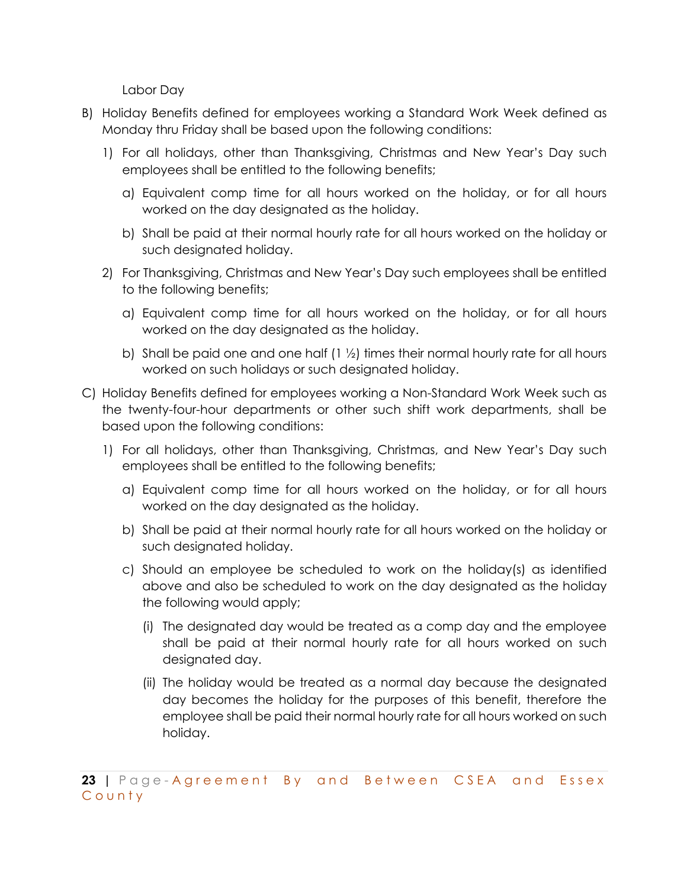Labor Day

B) Holiday Benefits defined for employees working a Standard Work Week defined as Monday thru Friday shall be based upon the following conditions:

   1) For all holidays, other than Thanksgiving, Christmas and New Year's Day such employees shall be entitled to the following benefits;

      a) Equivalent comp time for all hours worked on the holiday, or for all hours worked on the day designated as the holiday.

      b) Shall be paid at their normal hourly rate for all hours worked on the holiday or such designated holiday.

   2) For Thanksgiving, Christmas and New Year's Day such employees shall be entitled to the following benefits;

      a) Equivalent comp time for all hours worked on the holiday, or for all hours worked on the day designated as the holiday.

      b) Shall be paid one and one half (1 ½) times their normal hourly rate for all hours worked on such holidays or such designated holiday.

C) Holiday Benefits defined for employees working a Non-Standard Work Week such as the twenty-four-hour departments or other such shift work departments, shall be based upon the following conditions:

   1) For all holidays, other than Thanksgiving, Christmas, and New Year's Day such employees shall be entitled to the following benefits;

      a) Equivalent comp time for all hours worked on the holiday, or for all hours worked on the day designated as the holiday.

      b) Shall be paid at their normal hourly rate for all hours worked on the holiday or such designated holiday.

      c) Should an employee be scheduled to work on the holiday(s) as identified above and also be scheduled to work on the day designated as the holiday the following would apply;

         (i) The designated day would be treated as a comp day and the employee shall be paid at their normal hourly rate for all hours worked on such designated day.

         (ii) The holiday would be treated as a normal day because the designated day becomes the holiday for the purposes of this benefit, therefore the employee shall be paid their normal hourly rate for all hours worked on such holiday.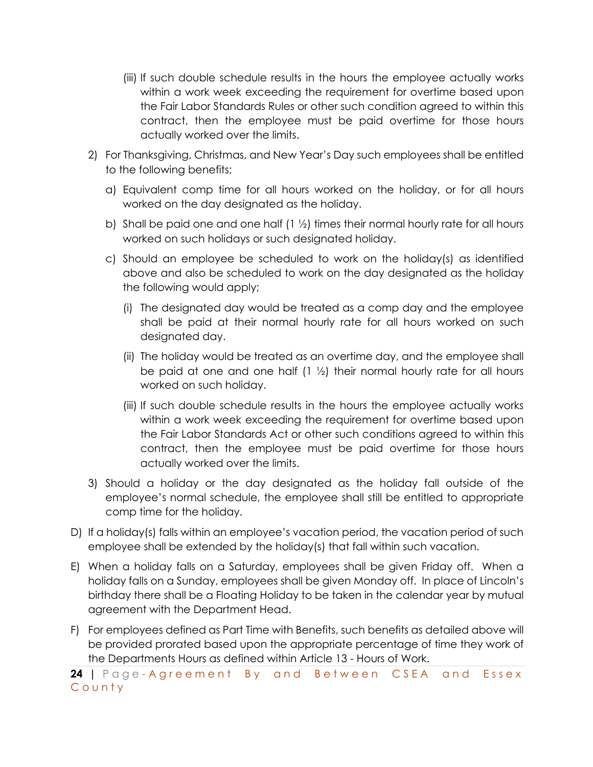(iii) If such double schedule results in the hours the employee actually works within a work week exceeding the requirement for overtime based upon the Fair Labor Standards Rules or other such condition agreed to within this contract, then the employee must be paid overtime for those hours actually worked over the limits.

2) For Thanksgiving, Christmas, and New Year's Day such employees shall be entitled to the following benefits;

   a) Equivalent comp time for all hours worked on the holiday, or for all hours worked on the day designated as the holiday.

   b) Shall be paid one and one half (1 ½) times their normal hourly rate for all hours worked on such holidays or such designated holiday.

   c) Should an employee be scheduled to work on the holiday(s) as identified above and also be scheduled to work on the day designated as the holiday the following would apply;

      (i) The designated day would be treated as a comp day and the employee shall be paid at their normal hourly rate for all hours worked on such designated day.

      (ii) The holiday would be treated as an overtime day, and the employee shall be paid at one and one half (1 ½) their normal hourly rate for all hours worked on such holiday.

      (iii) If such double schedule results in the hours the employee actually works within a work week exceeding the requirement for overtime based upon the Fair Labor Standards Act or other such conditions agreed to within this contract, then the employee must be paid overtime for those hours actually worked over the limits.

3) Should a holiday or the day designated as the holiday fall outside of the employee's normal schedule, the employee shall still be entitled to appropriate comp time for the holiday.

D) If a holiday(s) falls within an employee's vacation period, the vacation period of such employee shall be extended by the holiday(s) that fall within such vacation.

E) When a holiday falls on a Saturday, employees shall be given Friday off. When a holiday falls on a Sunday, employees shall be given Monday off. In place of Lincoln's birthday there shall be a Floating Holiday to be taken in the calendar year by mutual agreement with the Department Head.

F) For employees defined as Part Time with Benefits, such benefits as detailed above will be provided prorated based upon the appropriate percentage of time they work of the Departments Hours as defined within Article 13 - Hours of Work.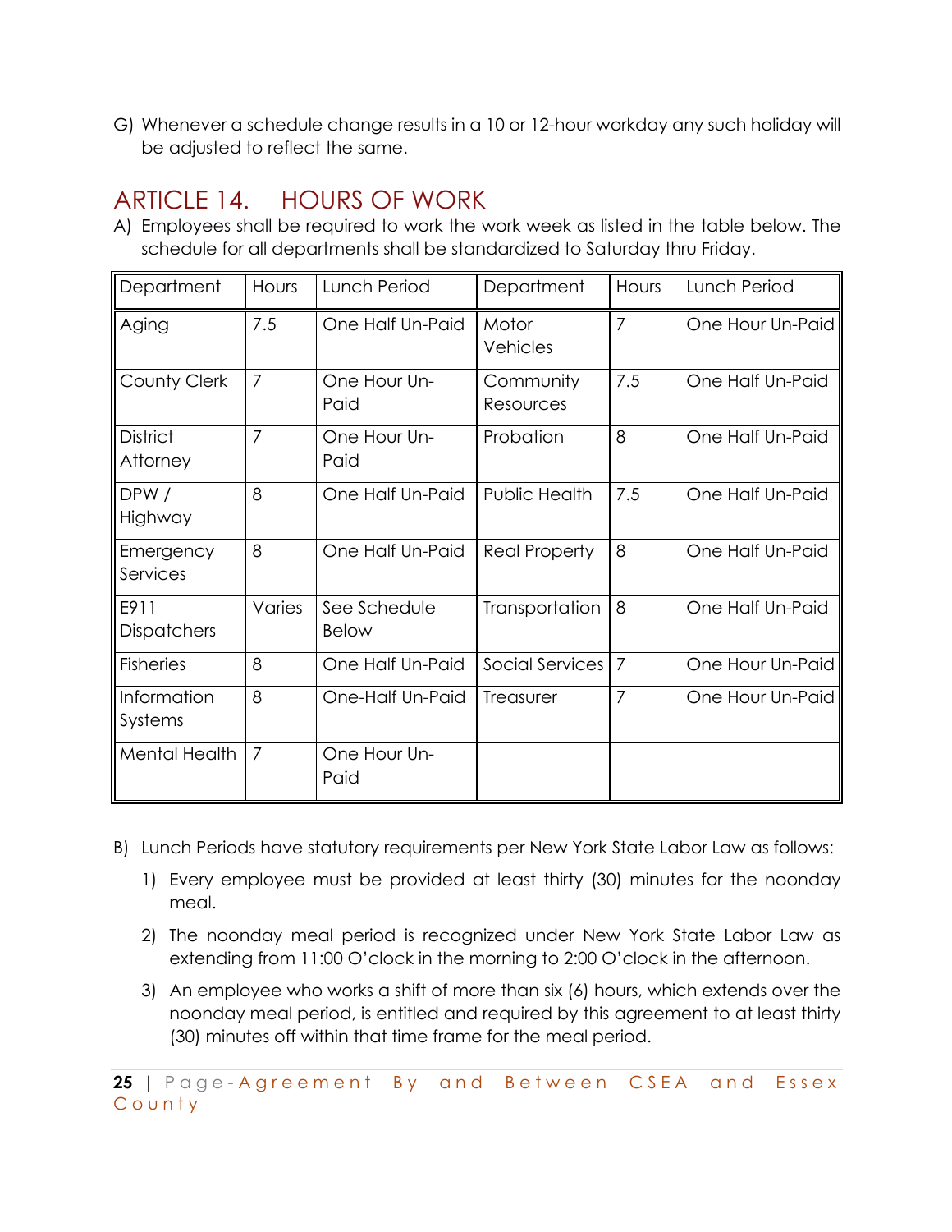G) Whenever a schedule change results in a 10 or 12-hour workday any such holiday will be adjusted to reflect the same.

## ARTICLE 14. HOURS OF WORK

A) Employees shall be required to work the work week as listed in the table below. The schedule for all departments shall be standardized to Saturday thru Friday.

| Department | Hours | Lunch Period | Department | Hours | Lunch Period |
|---|---|---|---|---|---|
| Aging | 7.5 | One Half Un-Paid | Motor Vehicles | 7 | One Hour Un-Paid |
| County Clerk | 7 | One Hour Un-Paid | Community Resources | 7.5 | One Half Un-Paid |
| District Attorney | 7 | One Hour Un-Paid | Probation | 8 | One Half Un-Paid |
| DPW / Highway | 8 | One Half Un-Paid | Public Health | 7.5 | One Half Un-Paid |
| Emergency Services | 8 | One Half Un-Paid | Real Property | 8 | One Half Un-Paid |
| E911 Dispatchers | Varies | See Schedule Below | Transportation | 8 | One Half Un-Paid |
| Fisheries | 8 | One Half Un-Paid | Social Services | 7 | One Hour Un-Paid |
| Information Systems | 8 | One-Half Un-Paid | Treasurer | 7 | One Hour Un-Paid |
| Mental Health | 7 | One Hour Un-Paid | | | |

B) Lunch Periods have statutory requirements per New York State Labor Law as follows:

1) Every employee must be provided at least thirty (30) minutes for the noonday meal.

2) The noonday meal period is recognized under New York State Labor Law as extending from 11:00 O'clock in the morning to 2:00 O'clock in the afternoon.

3) An employee who works a shift of more than six (6) hours, which extends over the noonday meal period, is entitled and required by this agreement to at least thirty (30) minutes off within that time frame for the meal period.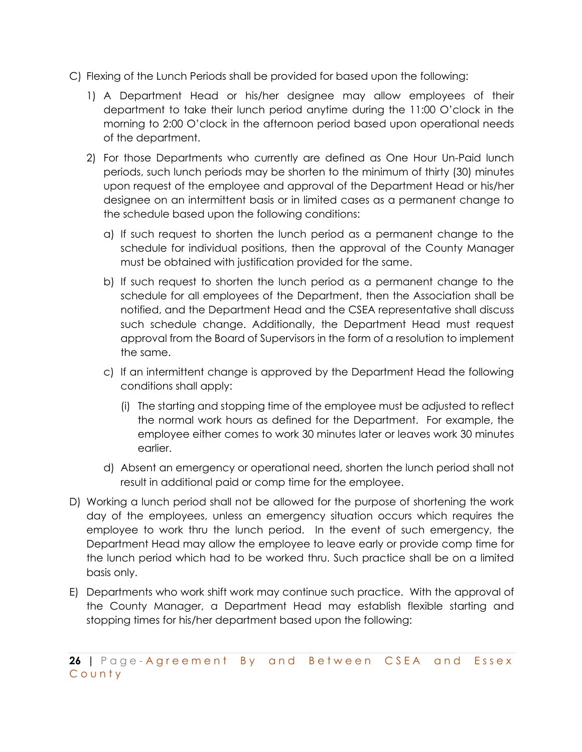C) Flexing of the Lunch Periods shall be provided for based upon the following:

1) A Department Head or his/her designee may allow employees of their department to take their lunch period anytime during the 11:00 O'clock in the morning to 2:00 O'clock in the afternoon period based upon operational needs of the department.

2) For those Departments who currently are defined as One Hour Un-Paid lunch periods, such lunch periods may be shorten to the minimum of thirty (30) minutes upon request of the employee and approval of the Department Head or his/her designee on an intermittent basis or in limited cases as a permanent change to the schedule based upon the following conditions:

   a) If such request to shorten the lunch period as a permanent change to the schedule for individual positions, then the approval of the County Manager must be obtained with justification provided for the same.

   b) If such request to shorten the lunch period as a permanent change to the schedule for all employees of the Department, then the Association shall be notified, and the Department Head and the CSEA representative shall discuss such schedule change. Additionally, the Department Head must request approval from the Board of Supervisors in the form of a resolution to implement the same.

   c) If an intermittent change is approved by the Department Head the following conditions shall apply:

      (i) The starting and stopping time of the employee must be adjusted to reflect the normal work hours as defined for the Department. For example, the employee either comes to work 30 minutes later or leaves work 30 minutes earlier.

   d) Absent an emergency or operational need, shorten the lunch period shall not result in additional paid or comp time for the employee.

D) Working a lunch period shall not be allowed for the purpose of shortening the work day of the employees, unless an emergency situation occurs which requires the employee to work thru the lunch period. In the event of such emergency, the Department Head may allow the employee to leave early or provide comp time for the lunch period which had to be worked thru. Such practice shall be on a limited basis only.

E) Departments who work shift work may continue such practice. With the approval of the County Manager, a Department Head may establish flexible starting and stopping times for his/her department based upon the following: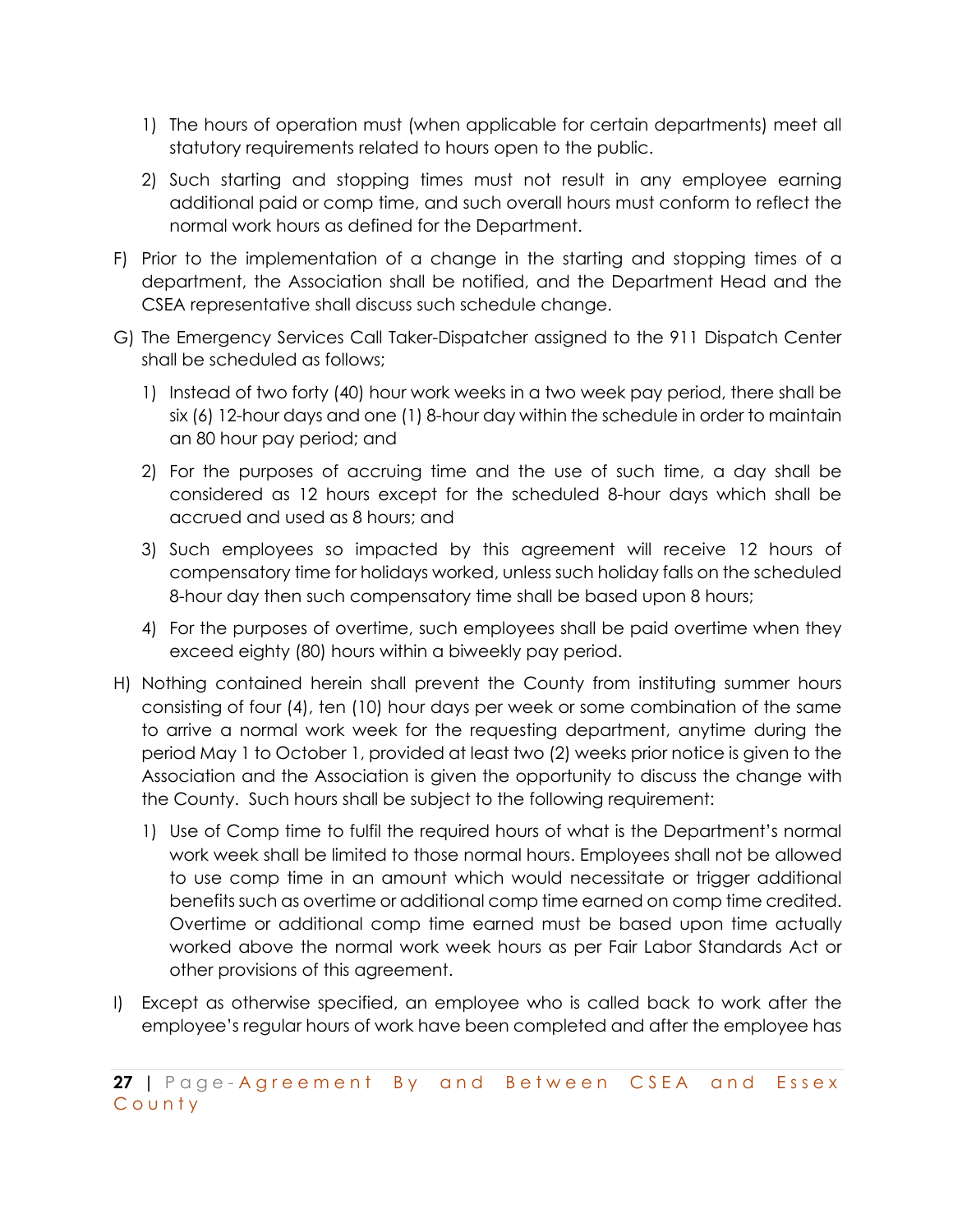1) The hours of operation must (when applicable for certain departments) meet all statutory requirements related to hours open to the public.

2) Such starting and stopping times must not result in any employee earning additional paid or comp time, and such overall hours must conform to reflect the normal work hours as defined for the Department.

F) Prior to the implementation of a change in the starting and stopping times of a department, the Association shall be notified, and the Department Head and the CSEA representative shall discuss such schedule change.

G) The Emergency Services Call Taker-Dispatcher assigned to the 911 Dispatch Center shall be scheduled as follows;

1) Instead of two forty (40) hour work weeks in a two week pay period, there shall be six (6) 12-hour days and one (1) 8-hour day within the schedule in order to maintain an 80 hour pay period; and

2) For the purposes of accruing time and the use of such time, a day shall be considered as 12 hours except for the scheduled 8-hour days which shall be accrued and used as 8 hours; and

3) Such employees so impacted by this agreement will receive 12 hours of compensatory time for holidays worked, unless such holiday falls on the scheduled 8-hour day then such compensatory time shall be based upon 8 hours;

4) For the purposes of overtime, such employees shall be paid overtime when they exceed eighty (80) hours within a biweekly pay period.

H) Nothing contained herein shall prevent the County from instituting summer hours consisting of four (4), ten (10) hour days per week or some combination of the same to arrive a normal work week for the requesting department, anytime during the period May 1 to October 1, provided at least two (2) weeks prior notice is given to the Association and the Association is given the opportunity to discuss the change with the County. Such hours shall be subject to the following requirement:

1) Use of Comp time to fulfil the required hours of what is the Department's normal work week shall be limited to those normal hours. Employees shall not be allowed to use comp time in an amount which would necessitate or trigger additional benefits such as overtime or additional comp time earned on comp time credited. Overtime or additional comp time earned must be based upon time actually worked above the normal work week hours as per Fair Labor Standards Act or other provisions of this agreement.

I) Except as otherwise specified, an employee who is called back to work after the employee's regular hours of work have been completed and after the employee has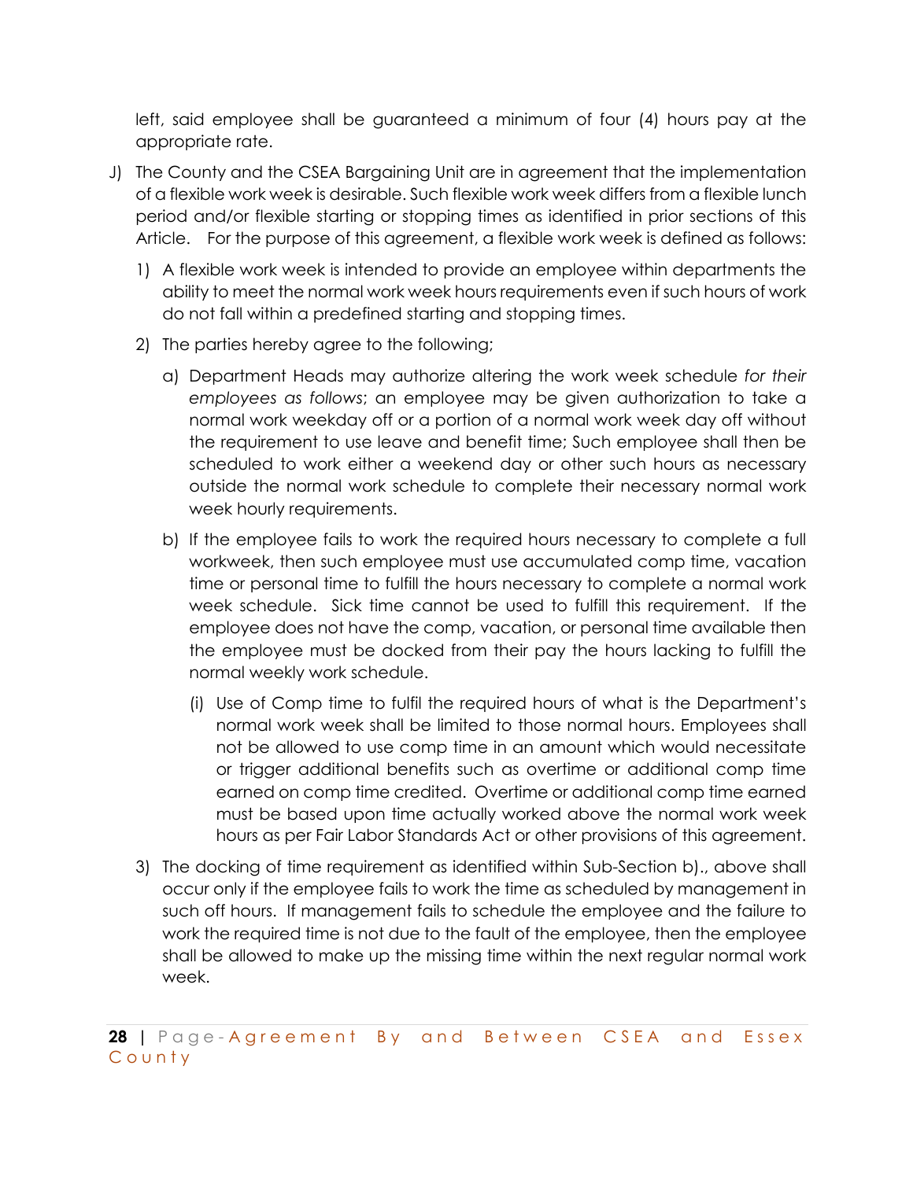left, said employee shall be guaranteed a minimum of four (4) hours pay at the appropriate rate.

J) The County and the CSEA Bargaining Unit are in agreement that the implementation of a flexible work week is desirable. Such flexible work week differs from a flexible lunch period and/or flexible starting or stopping times as identified in prior sections of this Article. For the purpose of this agreement, a flexible work week is defined as follows:

   1) A flexible work week is intended to provide an employee within departments the ability to meet the normal work week hours requirements even if such hours of work do not fall within a predefined starting and stopping times.

   2) The parties hereby agree to the following;

      a) Department Heads may authorize altering the work week schedule *for their employees as follows*; an employee may be given authorization to take a normal work weekday off or a portion of a normal work week day off without the requirement to use leave and benefit time; Such employee shall then be scheduled to work either a weekend day or other such hours as necessary outside the normal work schedule to complete their necessary normal work week hourly requirements.

      b) If the employee fails to work the required hours necessary to complete a full workweek, then such employee must use accumulated comp time, vacation time or personal time to fulfill the hours necessary to complete a normal work week schedule. Sick time cannot be used to fulfill this requirement. If the employee does not have the comp, vacation, or personal time available then the employee must be docked from their pay the hours lacking to fulfill the normal weekly work schedule.

         (i) Use of Comp time to fulfil the required hours of what is the Department's normal work week shall be limited to those normal hours. Employees shall not be allowed to use comp time in an amount which would necessitate or trigger additional benefits such as overtime or additional comp time earned on comp time credited. Overtime or additional comp time earned must be based upon time actually worked above the normal work week hours as per Fair Labor Standards Act or other provisions of this agreement.

   3) The docking of time requirement as identified within Sub-Section b)., above shall occur only if the employee fails to work the time as scheduled by management in such off hours. If management fails to schedule the employee and the failure to work the required time is not due to the fault of the employee, then the employee shall be allowed to make up the missing time within the next regular normal work week.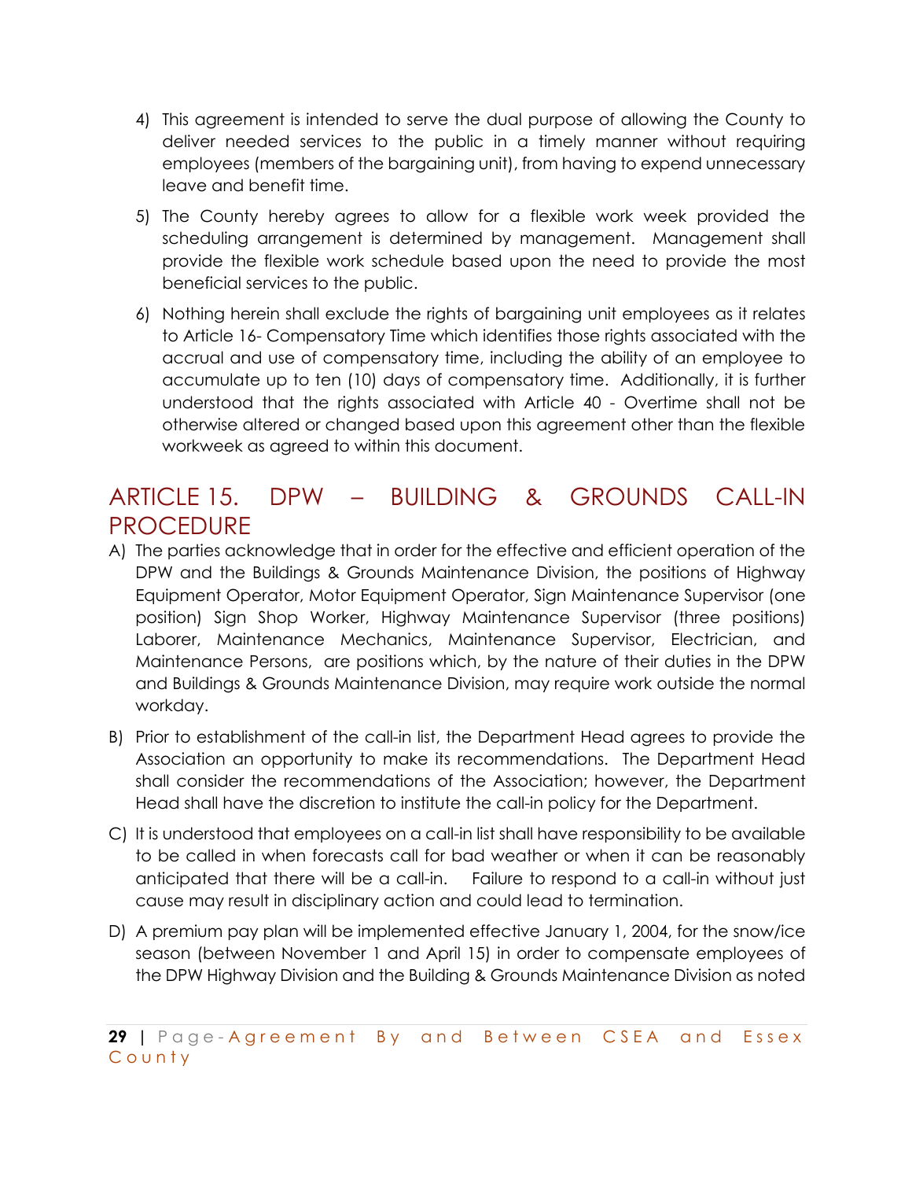4) This agreement is intended to serve the dual purpose of allowing the County to deliver needed services to the public in a timely manner without requiring employees (members of the bargaining unit), from having to expend unnecessary leave and benefit time.

5) The County hereby agrees to allow for a flexible work week provided the scheduling arrangement is determined by management. Management shall provide the flexible work schedule based upon the need to provide the most beneficial services to the public.

6) Nothing herein shall exclude the rights of bargaining unit employees as it relates to Article 16- Compensatory Time which identifies those rights associated with the accrual and use of compensatory time, including the ability of an employee to accumulate up to ten (10) days of compensatory time. Additionally, it is further understood that the rights associated with Article 40 - Overtime shall not be otherwise altered or changed based upon this agreement other than the flexible workweek as agreed to within this document.

## ARTICLE 15. DPW – BUILDING & GROUNDS CALL-IN PROCEDURE

A) The parties acknowledge that in order for the effective and efficient operation of the DPW and the Buildings & Grounds Maintenance Division, the positions of Highway Equipment Operator, Motor Equipment Operator, Sign Maintenance Supervisor (one position) Sign Shop Worker, Highway Maintenance Supervisor (three positions) Laborer, Maintenance Mechanics, Maintenance Supervisor, Electrician, and Maintenance Persons, are positions which, by the nature of their duties in the DPW and Buildings & Grounds Maintenance Division, may require work outside the normal workday.

B) Prior to establishment of the call-in list, the Department Head agrees to provide the Association an opportunity to make its recommendations. The Department Head shall consider the recommendations of the Association; however, the Department Head shall have the discretion to institute the call-in policy for the Department.

C) It is understood that employees on a call-in list shall have responsibility to be available to be called in when forecasts call for bad weather or when it can be reasonably anticipated that there will be a call-in. Failure to respond to a call-in without just cause may result in disciplinary action and could lead to termination.

D) A premium pay plan will be implemented effective January 1, 2004, for the snow/ice season (between November 1 and April 15) in order to compensate employees of the DPW Highway Division and the Building & Grounds Maintenance Division as noted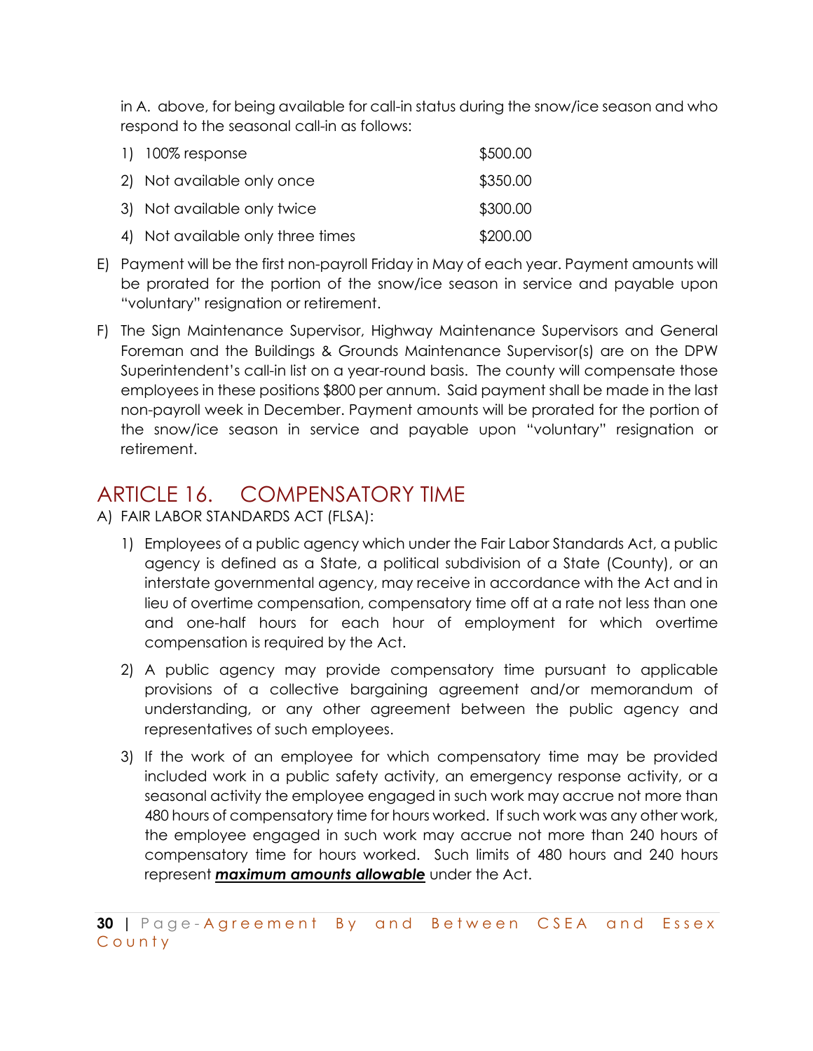in A. above, for being available for call-in status during the snow/ice season and who respond to the seasonal call-in as follows:

| | |
|---|---|
| 1) 100% response | $500.00 |
| 2) Not available only once | $350.00 |
| 3) Not available only twice | $300.00 |
| 4) Not available only three times | $200.00 |

E) Payment will be the first non-payroll Friday in May of each year. Payment amounts will be prorated for the portion of the snow/ice season in service and payable upon "voluntary" resignation or retirement.

F) The Sign Maintenance Supervisor, Highway Maintenance Supervisors and General Foreman and the Buildings & Grounds Maintenance Supervisor(s) are on the DPW Superintendent's call-in list on a year-round basis. The county will compensate those employees in these positions $800 per annum. Said payment shall be made in the last non-payroll week in December. Payment amounts will be prorated for the portion of the snow/ice season in service and payable upon "voluntary" resignation or retirement.

## ARTICLE 16. COMPENSATORY TIME

A) FAIR LABOR STANDARDS ACT (FLSA):

1) Employees of a public agency which under the Fair Labor Standards Act, a public agency is defined as a State, a political subdivision of a State (County), or an interstate governmental agency, may receive in accordance with the Act and in lieu of overtime compensation, compensatory time off at a rate not less than one and one-half hours for each hour of employment for which overtime compensation is required by the Act.

2) A public agency may provide compensatory time pursuant to applicable provisions of a collective bargaining agreement and/or memorandum of understanding, or any other agreement between the public agency and representatives of such employees.

3) If the work of an employee for which compensatory time may be provided included work in a public safety activity, an emergency response activity, or a seasonal activity the employee engaged in such work may accrue not more than 480 hours of compensatory time for hours worked. If such work was any other work, the employee engaged in such work may accrue not more than 240 hours of compensatory time for hours worked. Such limits of 480 hours and 240 hours represent ***maximum amounts allowable*** under the Act.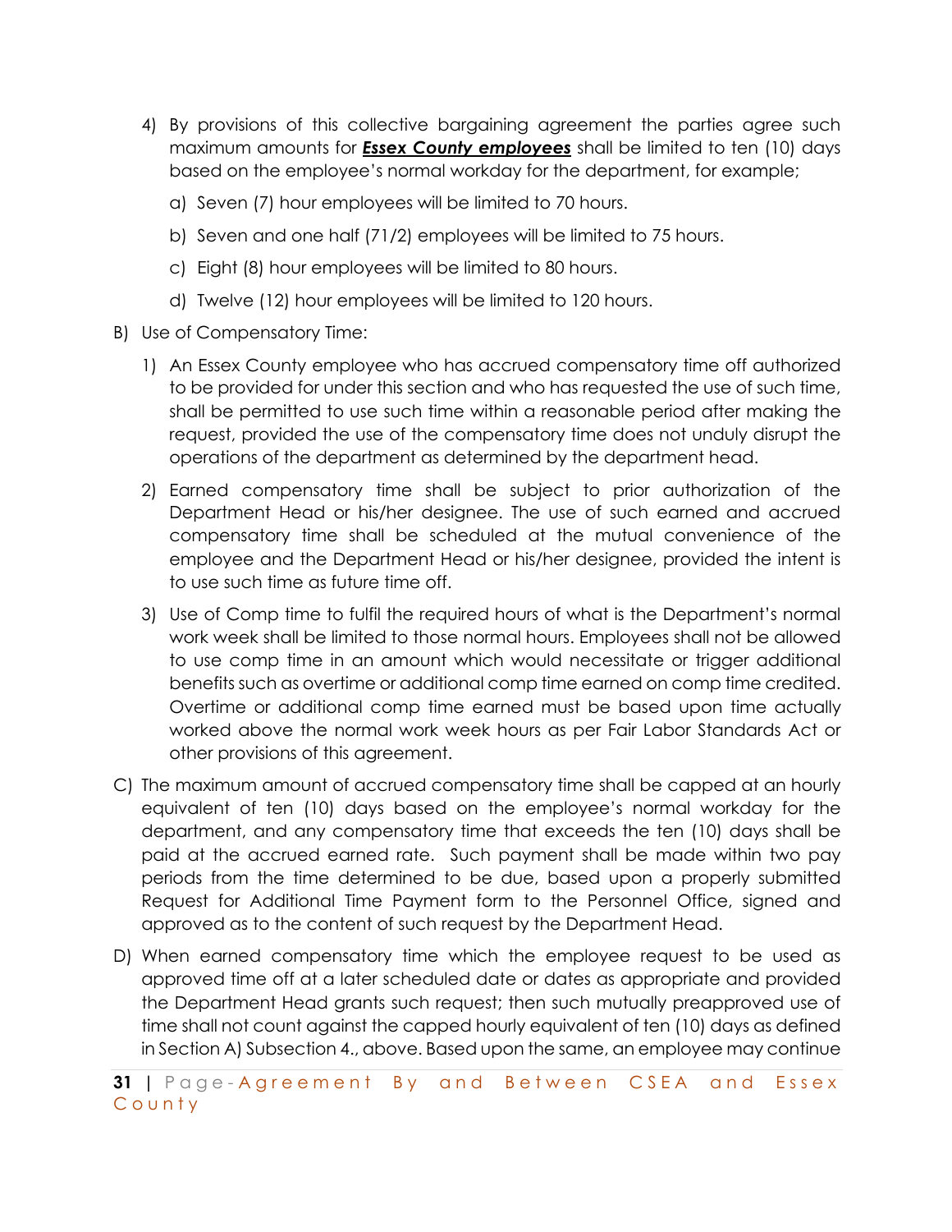4) By provisions of this collective bargaining agreement the parties agree such maximum amounts for ***Essex County employees*** shall be limited to ten (10) days based on the employee's normal workday for the department, for example;

   a) Seven (7) hour employees will be limited to 70 hours.

   b) Seven and one half (71/2) employees will be limited to 75 hours.

   c) Eight (8) hour employees will be limited to 80 hours.

   d) Twelve (12) hour employees will be limited to 120 hours.

B) Use of Compensatory Time:

   1) An Essex County employee who has accrued compensatory time off authorized to be provided for under this section and who has requested the use of such time, shall be permitted to use such time within a reasonable period after making the request, provided the use of the compensatory time does not unduly disrupt the operations of the department as determined by the department head.

   2) Earned compensatory time shall be subject to prior authorization of the Department Head or his/her designee. The use of such earned and accrued compensatory time shall be scheduled at the mutual convenience of the employee and the Department Head or his/her designee, provided the intent is to use such time as future time off.

   3) Use of Comp time to fulfil the required hours of what is the Department's normal work week shall be limited to those normal hours. Employees shall not be allowed to use comp time in an amount which would necessitate or trigger additional benefits such as overtime or additional comp time earned on comp time credited. Overtime or additional comp time earned must be based upon time actually worked above the normal work week hours as per Fair Labor Standards Act or other provisions of this agreement.

C) The maximum amount of accrued compensatory time shall be capped at an hourly equivalent of ten (10) days based on the employee's normal workday for the department, and any compensatory time that exceeds the ten (10) days shall be paid at the accrued earned rate. Such payment shall be made within two pay periods from the time determined to be due, based upon a properly submitted Request for Additional Time Payment form to the Personnel Office, signed and approved as to the content of such request by the Department Head.

D) When earned compensatory time which the employee request to be used as approved time off at a later scheduled date or dates as appropriate and provided the Department Head grants such request; then such mutually preapproved use of time shall not count against the capped hourly equivalent of ten (10) days as defined in Section A) Subsection 4., above. Based upon the same, an employee may continue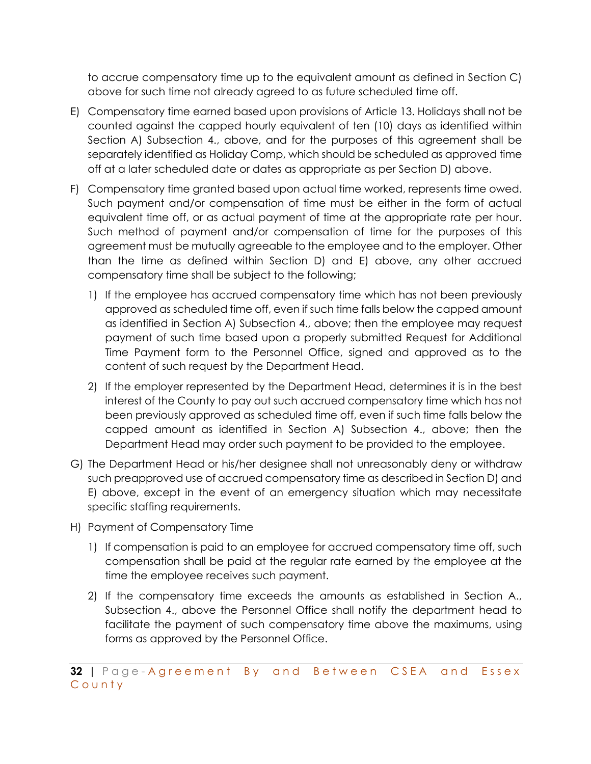to accrue compensatory time up to the equivalent amount as defined in Section C) above for such time not already agreed to as future scheduled time off.

E) Compensatory time earned based upon provisions of Article 13. Holidays shall not be counted against the capped hourly equivalent of ten (10) days as identified within Section A) Subsection 4., above, and for the purposes of this agreement shall be separately identified as Holiday Comp, which should be scheduled as approved time off at a later scheduled date or dates as appropriate as per Section D) above.

F) Compensatory time granted based upon actual time worked, represents time owed. Such payment and/or compensation of time must be either in the form of actual equivalent time off, or as actual payment of time at the appropriate rate per hour. Such method of payment and/or compensation of time for the purposes of this agreement must be mutually agreeable to the employee and to the employer. Other than the time as defined within Section D) and E) above, any other accrued compensatory time shall be subject to the following;

   1) If the employee has accrued compensatory time which has not been previously approved as scheduled time off, even if such time falls below the capped amount as identified in Section A) Subsection 4., above; then the employee may request payment of such time based upon a properly submitted Request for Additional Time Payment form to the Personnel Office, signed and approved as to the content of such request by the Department Head.

   2) If the employer represented by the Department Head, determines it is in the best interest of the County to pay out such accrued compensatory time which has not been previously approved as scheduled time off, even if such time falls below the capped amount as identified in Section A) Subsection 4., above; then the Department Head may order such payment to be provided to the employee.

G) The Department Head or his/her designee shall not unreasonably deny or withdraw such preapproved use of accrued compensatory time as described in Section D) and E) above, except in the event of an emergency situation which may necessitate specific staffing requirements.

H) Payment of Compensatory Time

   1) If compensation is paid to an employee for accrued compensatory time off, such compensation shall be paid at the regular rate earned by the employee at the time the employee receives such payment.

   2) If the compensatory time exceeds the amounts as established in Section A., Subsection 4., above the Personnel Office shall notify the department head to facilitate the payment of such compensatory time above the maximums, using forms as approved by the Personnel Office.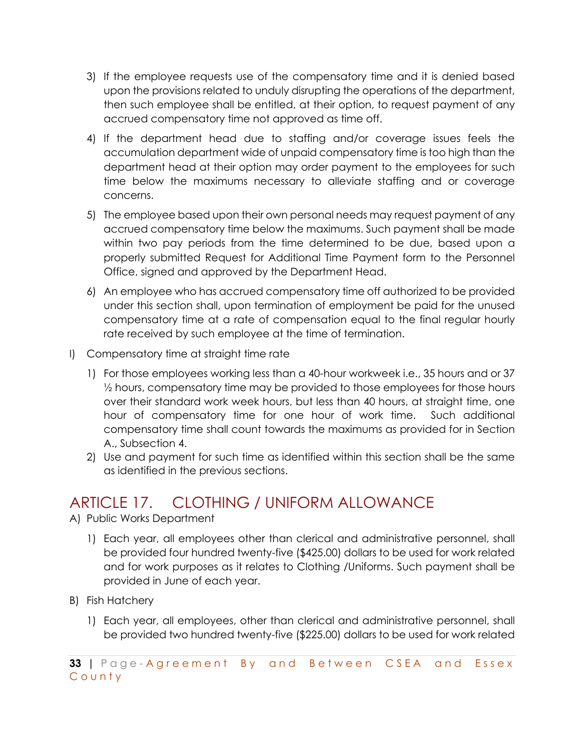3) If the employee requests use of the compensatory time and it is denied based upon the provisions related to unduly disrupting the operations of the department, then such employee shall be entitled, at their option, to request payment of any accrued compensatory time not approved as time off.

4) If the department head due to staffing and/or coverage issues feels the accumulation department wide of unpaid compensatory time is too high than the department head at their option may order payment to the employees for such time below the maximums necessary to alleviate staffing and or coverage concerns.

5) The employee based upon their own personal needs may request payment of any accrued compensatory time below the maximums. Such payment shall be made within two pay periods from the time determined to be due, based upon a properly submitted Request for Additional Time Payment form to the Personnel Office, signed and approved by the Department Head.

6) An employee who has accrued compensatory time off authorized to be provided under this section shall, upon termination of employment be paid for the unused compensatory time at a rate of compensation equal to the final regular hourly rate received by such employee at the time of termination.

I) Compensatory time at straight time rate

1) For those employees working less than a 40-hour workweek i.e., 35 hours and or 37 ½ hours, compensatory time may be provided to those employees for those hours over their standard work week hours, but less than 40 hours, at straight time, one hour of compensatory time for one hour of work time. Such additional compensatory time shall count towards the maximums as provided for in Section A., Subsection 4.
2) Use and payment for such time as identified within this section shall be the same as identified in the previous sections.

# ARTICLE 17. CLOTHING / UNIFORM ALLOWANCE

A) Public Works Department

1) Each year, all employees other than clerical and administrative personnel, shall be provided four hundred twenty-five ($425.00) dollars to be used for work related and for work purposes as it relates to Clothing /Uniforms. Such payment shall be provided in June of each year.

B) Fish Hatchery

1) Each year, all employees, other than clerical and administrative personnel, shall be provided two hundred twenty-five ($225.00) dollars to be used for work related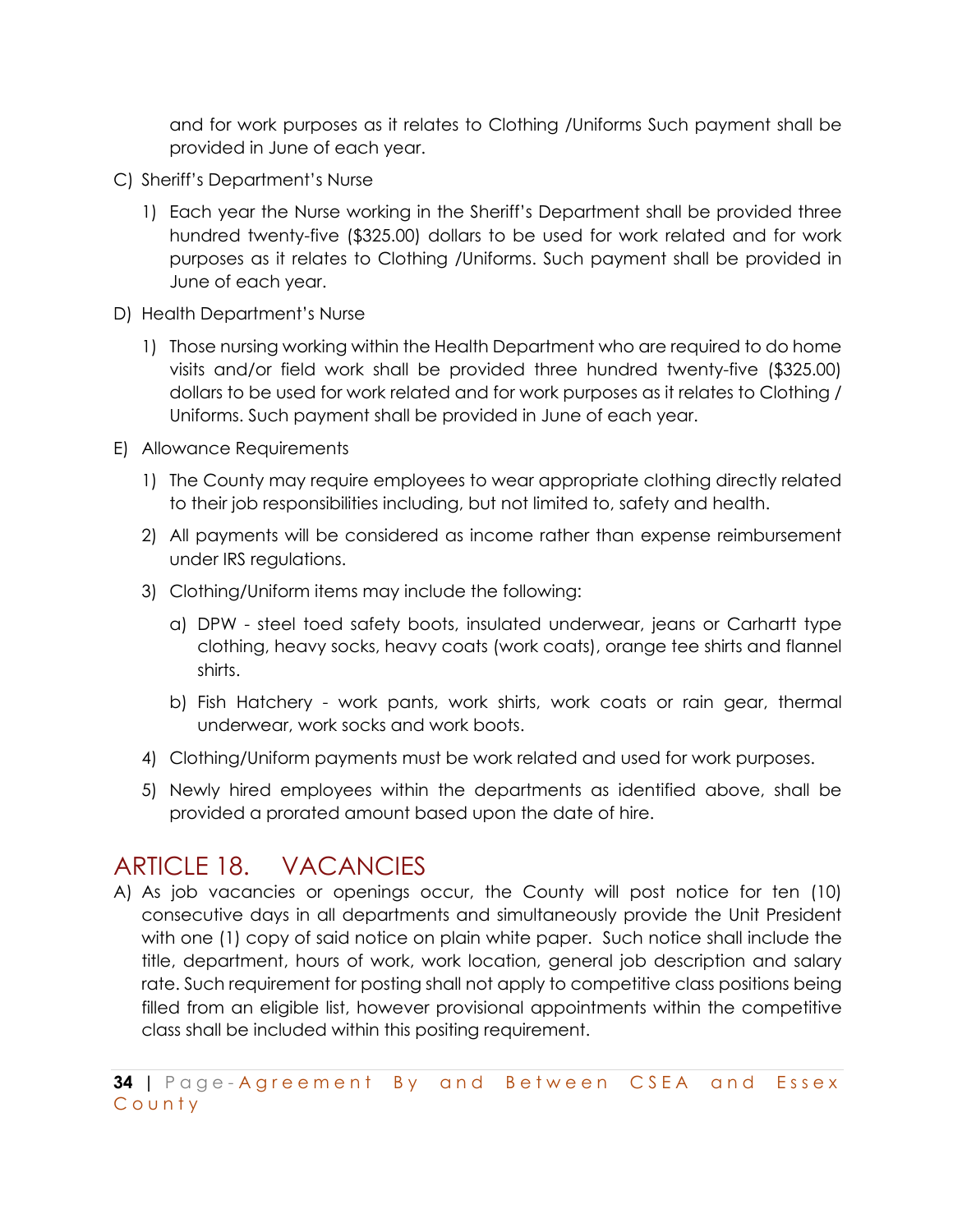and for work purposes as it relates to Clothing /Uniforms Such payment shall be provided in June of each year.

C) Sheriff's Department's Nurse

1) Each year the Nurse working in the Sheriff's Department shall be provided three hundred twenty-five ($325.00) dollars to be used for work related and for work purposes as it relates to Clothing /Uniforms. Such payment shall be provided in June of each year.

D) Health Department's Nurse

1) Those nursing working within the Health Department who are required to do home visits and/or field work shall be provided three hundred twenty-five ($325.00) dollars to be used for work related and for work purposes as it relates to Clothing / Uniforms. Such payment shall be provided in June of each year.

E) Allowance Requirements

1) The County may require employees to wear appropriate clothing directly related to their job responsibilities including, but not limited to, safety and health.

2) All payments will be considered as income rather than expense reimbursement under IRS regulations.

3) Clothing/Uniform items may include the following:

a) DPW - steel toed safety boots, insulated underwear, jeans or Carhartt type clothing, heavy socks, heavy coats (work coats), orange tee shirts and flannel shirts.

b) Fish Hatchery - work pants, work shirts, work coats or rain gear, thermal underwear, work socks and work boots.

4) Clothing/Uniform payments must be work related and used for work purposes.

5) Newly hired employees within the departments as identified above, shall be provided a prorated amount based upon the date of hire.

## ARTICLE 18. VACANCIES

A) As job vacancies or openings occur, the County will post notice for ten (10) consecutive days in all departments and simultaneously provide the Unit President with one (1) copy of said notice on plain white paper. Such notice shall include the title, department, hours of work, work location, general job description and salary rate. Such requirement for posting shall not apply to competitive class positions being filled from an eligible list, however provisional appointments within the competitive class shall be included within this positing requirement.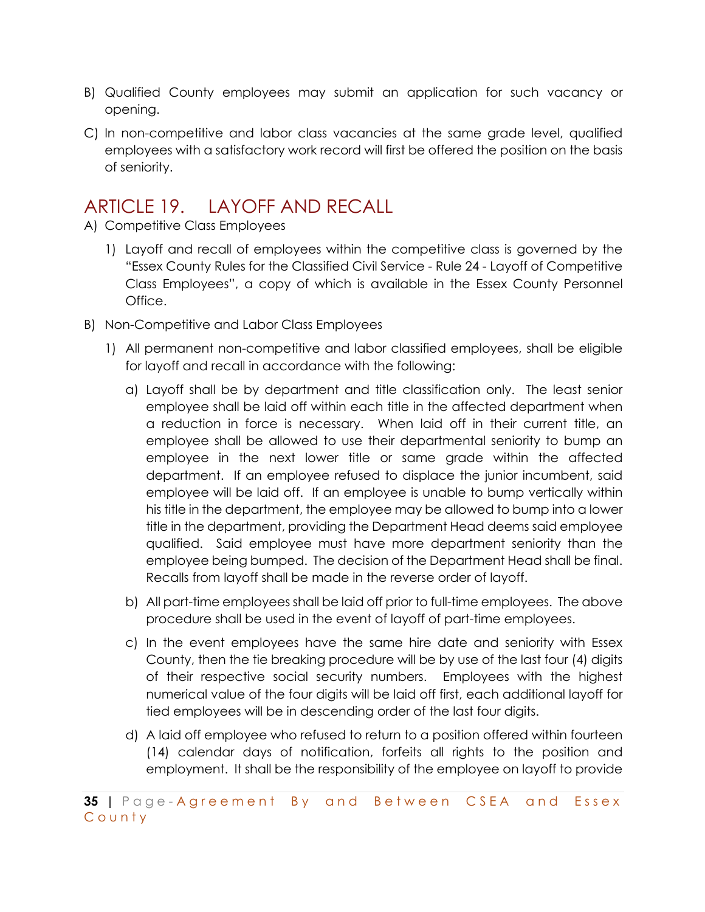B) Qualified County employees may submit an application for such vacancy or opening.

C) In non-competitive and labor class vacancies at the same grade level, qualified employees with a satisfactory work record will first be offered the position on the basis of seniority.

## ARTICLE 19. LAYOFF AND RECALL

A) Competitive Class Employees

1) Layoff and recall of employees within the competitive class is governed by the "Essex County Rules for the Classified Civil Service - Rule 24 - Layoff of Competitive Class Employees", a copy of which is available in the Essex County Personnel Office.

B) Non-Competitive and Labor Class Employees

1) All permanent non-competitive and labor classified employees, shall be eligible for layoff and recall in accordance with the following:

a) Layoff shall be by department and title classification only. The least senior employee shall be laid off within each title in the affected department when a reduction in force is necessary. When laid off in their current title, an employee shall be allowed to use their departmental seniority to bump an employee in the next lower title or same grade within the affected department. If an employee refused to displace the junior incumbent, said employee will be laid off. If an employee is unable to bump vertically within his title in the department, the employee may be allowed to bump into a lower title in the department, providing the Department Head deems said employee qualified. Said employee must have more department seniority than the employee being bumped. The decision of the Department Head shall be final. Recalls from layoff shall be made in the reverse order of layoff.

b) All part-time employees shall be laid off prior to full-time employees. The above procedure shall be used in the event of layoff of part-time employees.

c) In the event employees have the same hire date and seniority with Essex County, then the tie breaking procedure will be by use of the last four (4) digits of their respective social security numbers. Employees with the highest numerical value of the four digits will be laid off first, each additional layoff for tied employees will be in descending order of the last four digits.

d) A laid off employee who refused to return to a position offered within fourteen (14) calendar days of notification, forfeits all rights to the position and employment. It shall be the responsibility of the employee on layoff to provide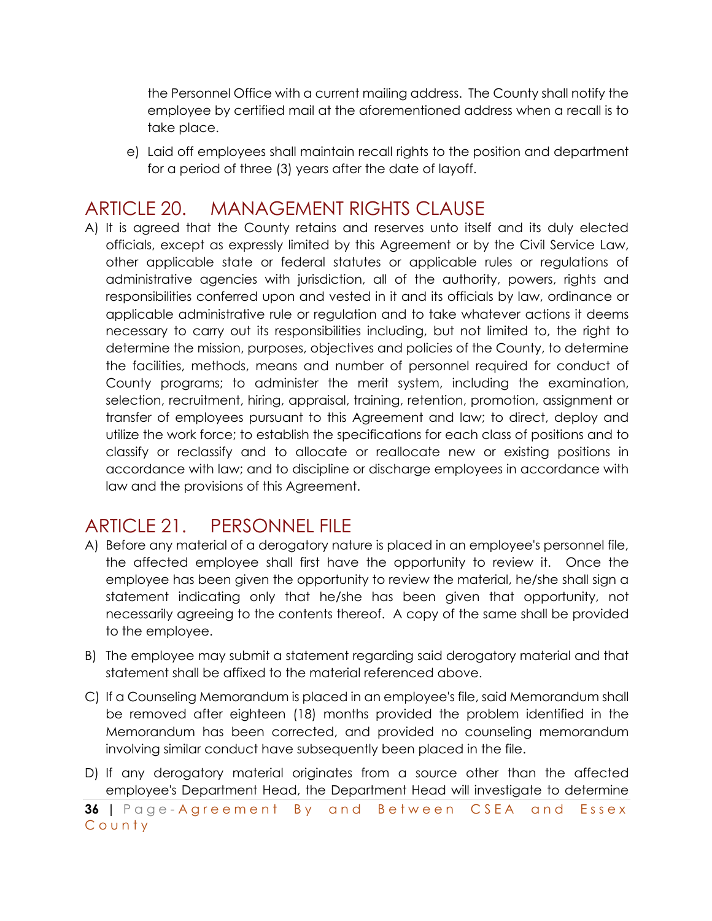the Personnel Office with a current mailing address. The County shall notify the employee by certified mail at the aforementioned address when a recall is to take place.

e) Laid off employees shall maintain recall rights to the position and department for a period of three (3) years after the date of layoff.

## ARTICLE 20. MANAGEMENT RIGHTS CLAUSE

A) It is agreed that the County retains and reserves unto itself and its duly elected officials, except as expressly limited by this Agreement or by the Civil Service Law, other applicable state or federal statutes or applicable rules or regulations of administrative agencies with jurisdiction, all of the authority, powers, rights and responsibilities conferred upon and vested in it and its officials by law, ordinance or applicable administrative rule or regulation and to take whatever actions it deems necessary to carry out its responsibilities including, but not limited to, the right to determine the mission, purposes, objectives and policies of the County, to determine the facilities, methods, means and number of personnel required for conduct of County programs; to administer the merit system, including the examination, selection, recruitment, hiring, appraisal, training, retention, promotion, assignment or transfer of employees pursuant to this Agreement and law; to direct, deploy and utilize the work force; to establish the specifications for each class of positions and to classify or reclassify and to allocate or reallocate new or existing positions in accordance with law; and to discipline or discharge employees in accordance with law and the provisions of this Agreement.

## ARTICLE 21. PERSONNEL FILE

A) Before any material of a derogatory nature is placed in an employee's personnel file, the affected employee shall first have the opportunity to review it. Once the employee has been given the opportunity to review the material, he/she shall sign a statement indicating only that he/she has been given that opportunity, not necessarily agreeing to the contents thereof. A copy of the same shall be provided to the employee.

B) The employee may submit a statement regarding said derogatory material and that statement shall be affixed to the material referenced above.

C) If a Counseling Memorandum is placed in an employee's file, said Memorandum shall be removed after eighteen (18) months provided the problem identified in the Memorandum has been corrected, and provided no counseling memorandum involving similar conduct have subsequently been placed in the file.

D) If any derogatory material originates from a source other than the affected employee's Department Head, the Department Head will investigate to determine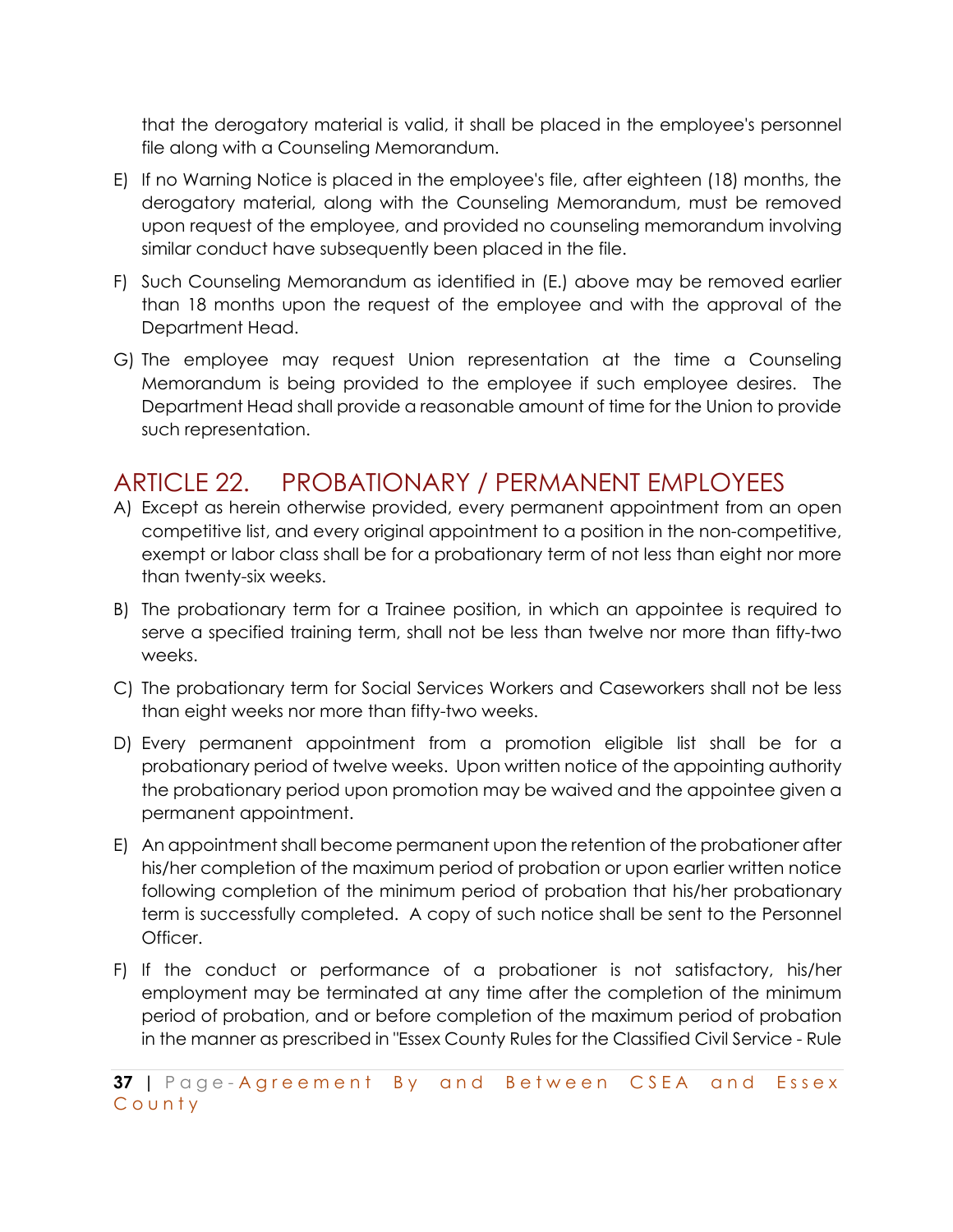that the derogatory material is valid, it shall be placed in the employee's personnel file along with a Counseling Memorandum.

E) If no Warning Notice is placed in the employee's file, after eighteen (18) months, the derogatory material, along with the Counseling Memorandum, must be removed upon request of the employee, and provided no counseling memorandum involving similar conduct have subsequently been placed in the file.

F) Such Counseling Memorandum as identified in (E.) above may be removed earlier than 18 months upon the request of the employee and with the approval of the Department Head.

G) The employee may request Union representation at the time a Counseling Memorandum is being provided to the employee if such employee desires. The Department Head shall provide a reasonable amount of time for the Union to provide such representation.

## ARTICLE 22. PROBATIONARY / PERMANENT EMPLOYEES

A) Except as herein otherwise provided, every permanent appointment from an open competitive list, and every original appointment to a position in the non-competitive, exempt or labor class shall be for a probationary term of not less than eight nor more than twenty-six weeks.

B) The probationary term for a Trainee position, in which an appointee is required to serve a specified training term, shall not be less than twelve nor more than fifty-two weeks.

C) The probationary term for Social Services Workers and Caseworkers shall not be less than eight weeks nor more than fifty-two weeks.

D) Every permanent appointment from a promotion eligible list shall be for a probationary period of twelve weeks. Upon written notice of the appointing authority the probationary period upon promotion may be waived and the appointee given a permanent appointment.

E) An appointment shall become permanent upon the retention of the probationer after his/her completion of the maximum period of probation or upon earlier written notice following completion of the minimum period of probation that his/her probationary term is successfully completed. A copy of such notice shall be sent to the Personnel Officer.

F) If the conduct or performance of a probationer is not satisfactory, his/her employment may be terminated at any time after the completion of the minimum period of probation, and or before completion of the maximum period of probation in the manner as prescribed in "Essex County Rules for the Classified Civil Service - Rule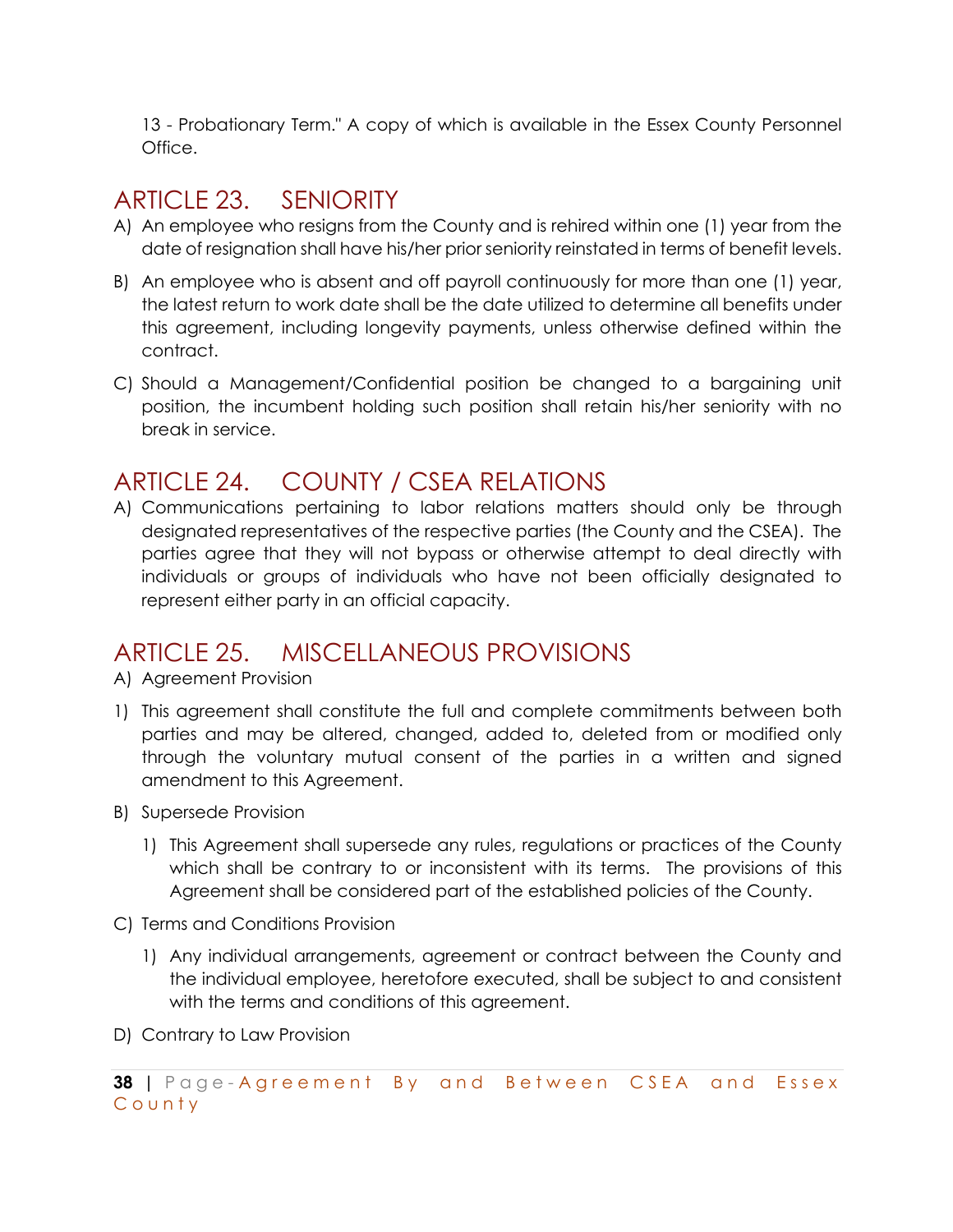13 - Probationary Term." A copy of which is available in the Essex County Personnel Office.

## ARTICLE 23. SENIORITY

A) An employee who resigns from the County and is rehired within one (1) year from the date of resignation shall have his/her prior seniority reinstated in terms of benefit levels.

B) An employee who is absent and off payroll continuously for more than one (1) year, the latest return to work date shall be the date utilized to determine all benefits under this agreement, including longevity payments, unless otherwise defined within the contract.

C) Should a Management/Confidential position be changed to a bargaining unit position, the incumbent holding such position shall retain his/her seniority with no break in service.

## ARTICLE 24. COUNTY / CSEA RELATIONS

A) Communications pertaining to labor relations matters should only be through designated representatives of the respective parties (the County and the CSEA). The parties agree that they will not bypass or otherwise attempt to deal directly with individuals or groups of individuals who have not been officially designated to represent either party in an official capacity.

## ARTICLE 25. MISCELLANEOUS PROVISIONS

A) Agreement Provision

1) This agreement shall constitute the full and complete commitments between both parties and may be altered, changed, added to, deleted from or modified only through the voluntary mutual consent of the parties in a written and signed amendment to this Agreement.

B) Supersede Provision

   1) This Agreement shall supersede any rules, regulations or practices of the County which shall be contrary to or inconsistent with its terms. The provisions of this Agreement shall be considered part of the established policies of the County.

C) Terms and Conditions Provision

   1) Any individual arrangements, agreement or contract between the County and the individual employee, heretofore executed, shall be subject to and consistent with the terms and conditions of this agreement.

D) Contrary to Law Provision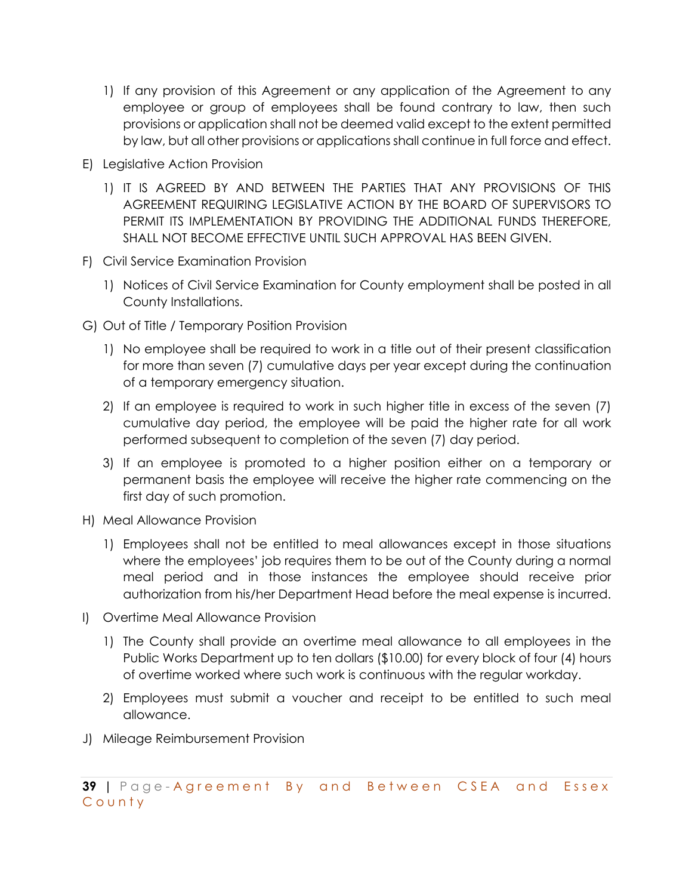1) If any provision of this Agreement or any application of the Agreement to any employee or group of employees shall be found contrary to law, then such provisions or application shall not be deemed valid except to the extent permitted by law, but all other provisions or applications shall continue in full force and effect.

E) Legislative Action Provision

1) IT IS AGREED BY AND BETWEEN THE PARTIES THAT ANY PROVISIONS OF THIS AGREEMENT REQUIRING LEGISLATIVE ACTION BY THE BOARD OF SUPERVISORS TO PERMIT ITS IMPLEMENTATION BY PROVIDING THE ADDITIONAL FUNDS THEREFORE, SHALL NOT BECOME EFFECTIVE UNTIL SUCH APPROVAL HAS BEEN GIVEN.

F) Civil Service Examination Provision

1) Notices of Civil Service Examination for County employment shall be posted in all County Installations.

G) Out of Title / Temporary Position Provision

1) No employee shall be required to work in a title out of their present classification for more than seven (7) cumulative days per year except during the continuation of a temporary emergency situation.

2) If an employee is required to work in such higher title in excess of the seven (7) cumulative day period, the employee will be paid the higher rate for all work performed subsequent to completion of the seven (7) day period.

3) If an employee is promoted to a higher position either on a temporary or permanent basis the employee will receive the higher rate commencing on the first day of such promotion.

H) Meal Allowance Provision

1) Employees shall not be entitled to meal allowances except in those situations where the employees' job requires them to be out of the County during a normal meal period and in those instances the employee should receive prior authorization from his/her Department Head before the meal expense is incurred.

I) Overtime Meal Allowance Provision

1) The County shall provide an overtime meal allowance to all employees in the Public Works Department up to ten dollars ($10.00) for every block of four (4) hours of overtime worked where such work is continuous with the regular workday.

2) Employees must submit a voucher and receipt to be entitled to such meal allowance.

J) Mileage Reimbursement Provision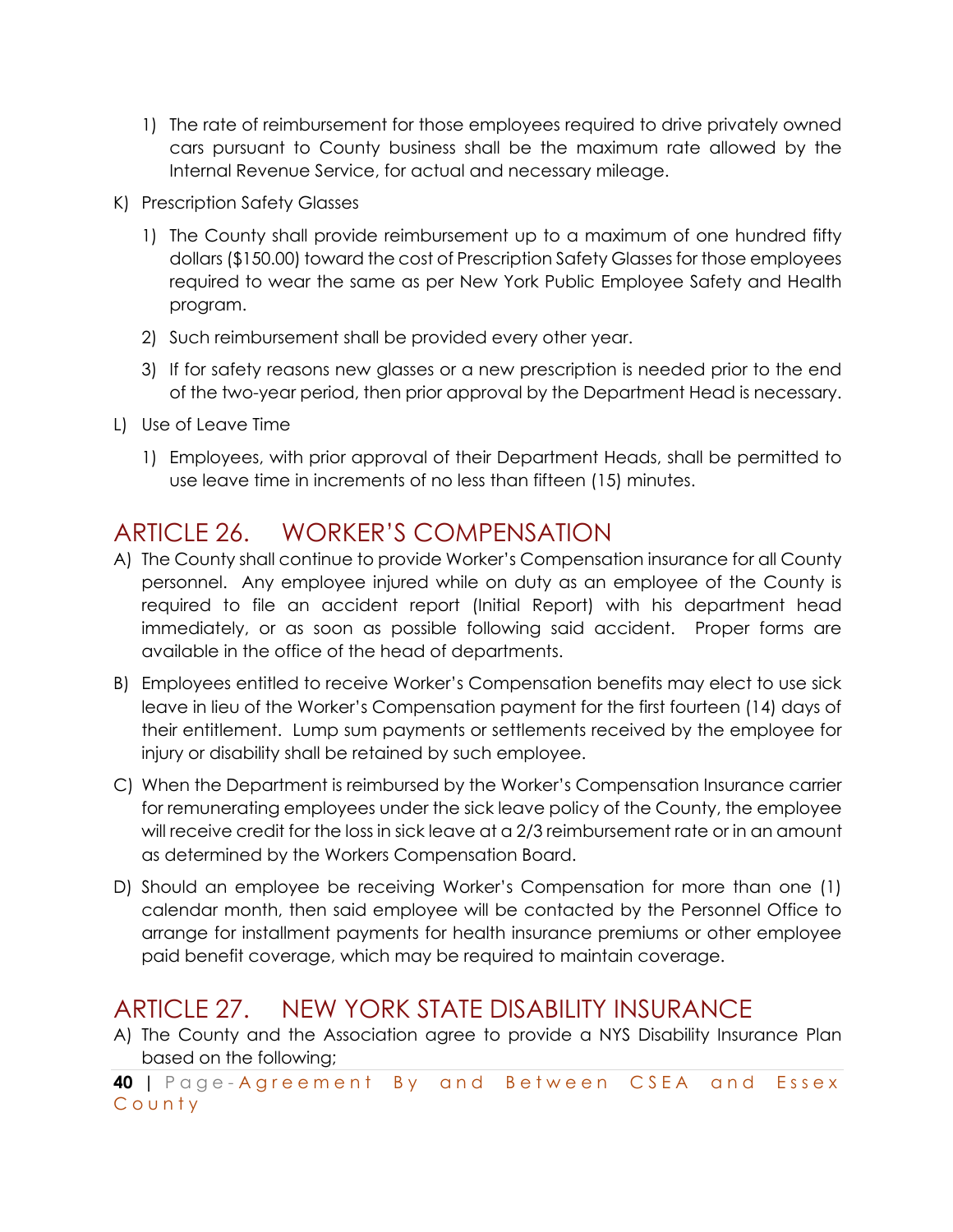1) The rate of reimbursement for those employees required to drive privately owned cars pursuant to County business shall be the maximum rate allowed by the Internal Revenue Service, for actual and necessary mileage.

K) Prescription Safety Glasses

1) The County shall provide reimbursement up to a maximum of one hundred fifty dollars ($150.00) toward the cost of Prescription Safety Glasses for those employees required to wear the same as per New York Public Employee Safety and Health program.

2) Such reimbursement shall be provided every other year.

3) If for safety reasons new glasses or a new prescription is needed prior to the end of the two-year period, then prior approval by the Department Head is necessary.

L) Use of Leave Time

1) Employees, with prior approval of their Department Heads, shall be permitted to use leave time in increments of no less than fifteen (15) minutes.

## ARTICLE 26. WORKER'S COMPENSATION

A) The County shall continue to provide Worker's Compensation insurance for all County personnel. Any employee injured while on duty as an employee of the County is required to file an accident report (Initial Report) with his department head immediately, or as soon as possible following said accident. Proper forms are available in the office of the head of departments.

B) Employees entitled to receive Worker's Compensation benefits may elect to use sick leave in lieu of the Worker's Compensation payment for the first fourteen (14) days of their entitlement. Lump sum payments or settlements received by the employee for injury or disability shall be retained by such employee.

C) When the Department is reimbursed by the Worker's Compensation Insurance carrier for remunerating employees under the sick leave policy of the County, the employee will receive credit for the loss in sick leave at a 2/3 reimbursement rate or in an amount as determined by the Workers Compensation Board.

D) Should an employee be receiving Worker's Compensation for more than one (1) calendar month, then said employee will be contacted by the Personnel Office to arrange for installment payments for health insurance premiums or other employee paid benefit coverage, which may be required to maintain coverage.

## ARTICLE 27. NEW YORK STATE DISABILITY INSURANCE

A) The County and the Association agree to provide a NYS Disability Insurance Plan based on the following;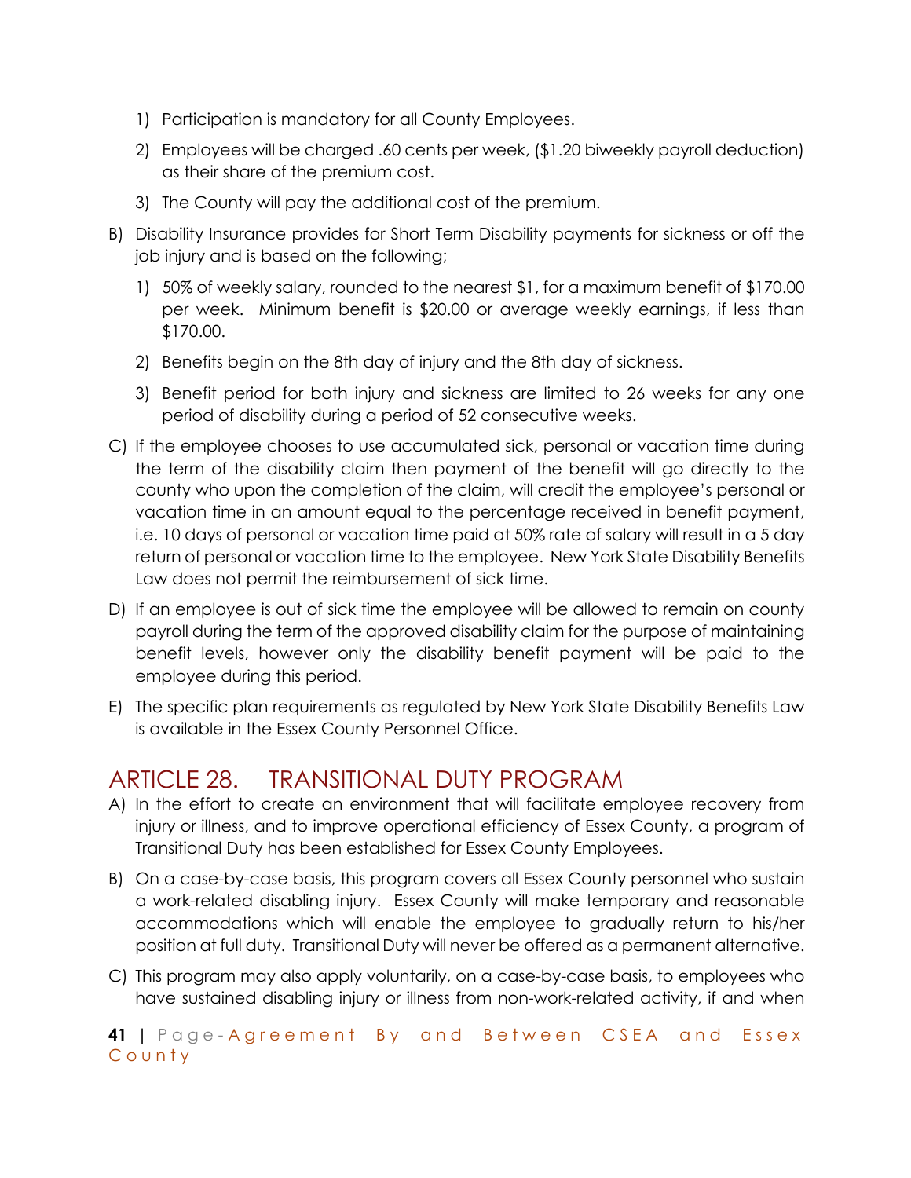1) Participation is mandatory for all County Employees.

2) Employees will be charged .60 cents per week, ($1.20 biweekly payroll deduction) as their share of the premium cost.

3) The County will pay the additional cost of the premium.

B) Disability Insurance provides for Short Term Disability payments for sickness or off the job injury and is based on the following;

1) 50% of weekly salary, rounded to the nearest $1, for a maximum benefit of $170.00 per week. Minimum benefit is $20.00 or average weekly earnings, if less than $170.00.

2) Benefits begin on the 8th day of injury and the 8th day of sickness.

3) Benefit period for both injury and sickness are limited to 26 weeks for any one period of disability during a period of 52 consecutive weeks.

C) If the employee chooses to use accumulated sick, personal or vacation time during the term of the disability claim then payment of the benefit will go directly to the county who upon the completion of the claim, will credit the employee's personal or vacation time in an amount equal to the percentage received in benefit payment, i.e. 10 days of personal or vacation time paid at 50% rate of salary will result in a 5 day return of personal or vacation time to the employee. New York State Disability Benefits Law does not permit the reimbursement of sick time.

D) If an employee is out of sick time the employee will be allowed to remain on county payroll during the term of the approved disability claim for the purpose of maintaining benefit levels, however only the disability benefit payment will be paid to the employee during this period.

E) The specific plan requirements as regulated by New York State Disability Benefits Law is available in the Essex County Personnel Office.

## ARTICLE 28. TRANSITIONAL DUTY PROGRAM

A) In the effort to create an environment that will facilitate employee recovery from injury or illness, and to improve operational efficiency of Essex County, a program of Transitional Duty has been established for Essex County Employees.

B) On a case-by-case basis, this program covers all Essex County personnel who sustain a work-related disabling injury. Essex County will make temporary and reasonable accommodations which will enable the employee to gradually return to his/her position at full duty. Transitional Duty will never be offered as a permanent alternative.

C) This program may also apply voluntarily, on a case-by-case basis, to employees who have sustained disabling injury or illness from non-work-related activity, if and when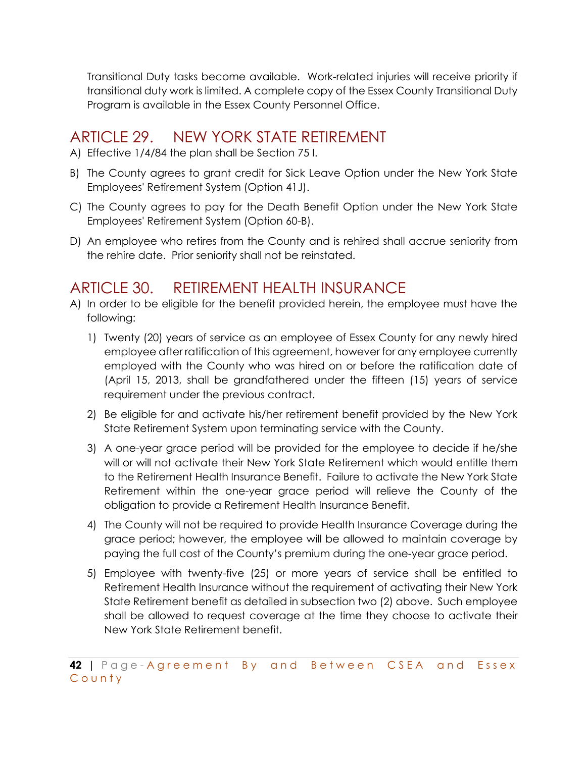Transitional Duty tasks become available. Work-related injuries will receive priority if transitional duty work is limited. A complete copy of the Essex County Transitional Duty Program is available in the Essex County Personnel Office.

## ARTICLE 29. NEW YORK STATE RETIREMENT

A) Effective 1/4/84 the plan shall be Section 75 I.

B) The County agrees to grant credit for Sick Leave Option under the New York State Employees' Retirement System (Option 41J).

C) The County agrees to pay for the Death Benefit Option under the New York State Employees' Retirement System (Option 60-B).

D) An employee who retires from the County and is rehired shall accrue seniority from the rehire date. Prior seniority shall not be reinstated.

## ARTICLE 30. RETIREMENT HEALTH INSURANCE

A) In order to be eligible for the benefit provided herein, the employee must have the following:

1) Twenty (20) years of service as an employee of Essex County for any newly hired employee after ratification of this agreement, however for any employee currently employed with the County who was hired on or before the ratification date of (April 15, 2013, shall be grandfathered under the fifteen (15) years of service requirement under the previous contract.

2) Be eligible for and activate his/her retirement benefit provided by the New York State Retirement System upon terminating service with the County.

3) A one-year grace period will be provided for the employee to decide if he/she will or will not activate their New York State Retirement which would entitle them to the Retirement Health Insurance Benefit. Failure to activate the New York State Retirement within the one-year grace period will relieve the County of the obligation to provide a Retirement Health Insurance Benefit.

4) The County will not be required to provide Health Insurance Coverage during the grace period; however, the employee will be allowed to maintain coverage by paying the full cost of the County's premium during the one-year grace period.

5) Employee with twenty-five (25) or more years of service shall be entitled to Retirement Health Insurance without the requirement of activating their New York State Retirement benefit as detailed in subsection two (2) above. Such employee shall be allowed to request coverage at the time they choose to activate their New York State Retirement benefit.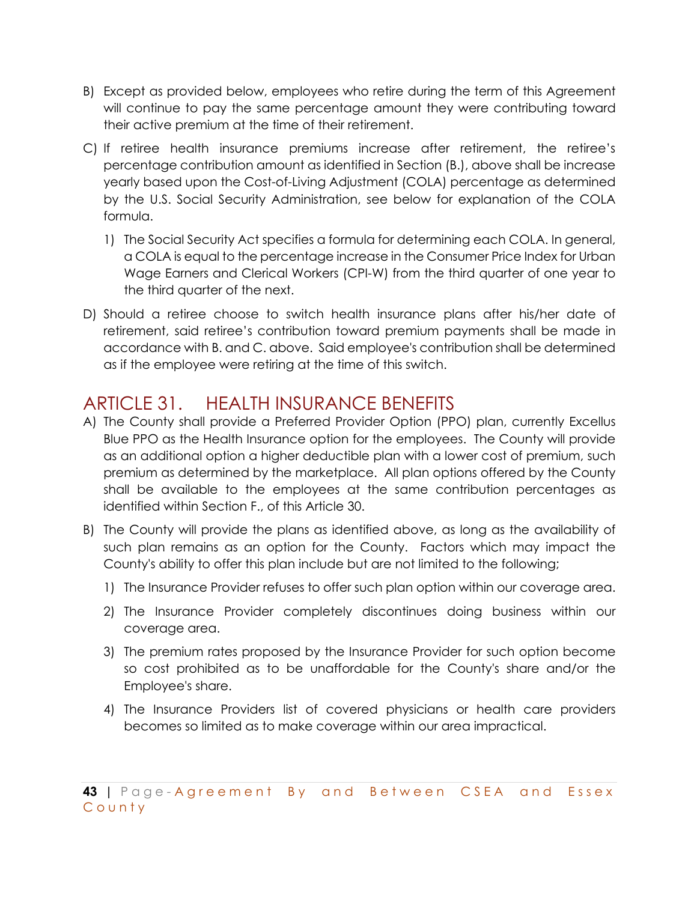B) Except as provided below, employees who retire during the term of this Agreement will continue to pay the same percentage amount they were contributing toward their active premium at the time of their retirement.

C) If retiree health insurance premiums increase after retirement, the retiree's percentage contribution amount as identified in Section (B.), above shall be increase yearly based upon the Cost-of-Living Adjustment (COLA) percentage as determined by the U.S. Social Security Administration, see below for explanation of the COLA formula.

   1) The Social Security Act specifies a formula for determining each COLA. In general, a COLA is equal to the percentage increase in the Consumer Price Index for Urban Wage Earners and Clerical Workers (CPI-W) from the third quarter of one year to the third quarter of the next.

D) Should a retiree choose to switch health insurance plans after his/her date of retirement, said retiree's contribution toward premium payments shall be made in accordance with B. and C. above. Said employee's contribution shall be determined as if the employee were retiring at the time of this switch.

## ARTICLE 31. HEALTH INSURANCE BENEFITS

A) The County shall provide a Preferred Provider Option (PPO) plan, currently Excellus Blue PPO as the Health Insurance option for the employees. The County will provide as an additional option a higher deductible plan with a lower cost of premium, such premium as determined by the marketplace. All plan options offered by the County shall be available to the employees at the same contribution percentages as identified within Section F., of this Article 30.

B) The County will provide the plans as identified above, as long as the availability of such plan remains as an option for the County. Factors which may impact the County's ability to offer this plan include but are not limited to the following;

   1) The Insurance Provider refuses to offer such plan option within our coverage area.

   2) The Insurance Provider completely discontinues doing business within our coverage area.

   3) The premium rates proposed by the Insurance Provider for such option become so cost prohibited as to be unaffordable for the County's share and/or the Employee's share.

   4) The Insurance Providers list of covered physicians or health care providers becomes so limited as to make coverage within our area impractical.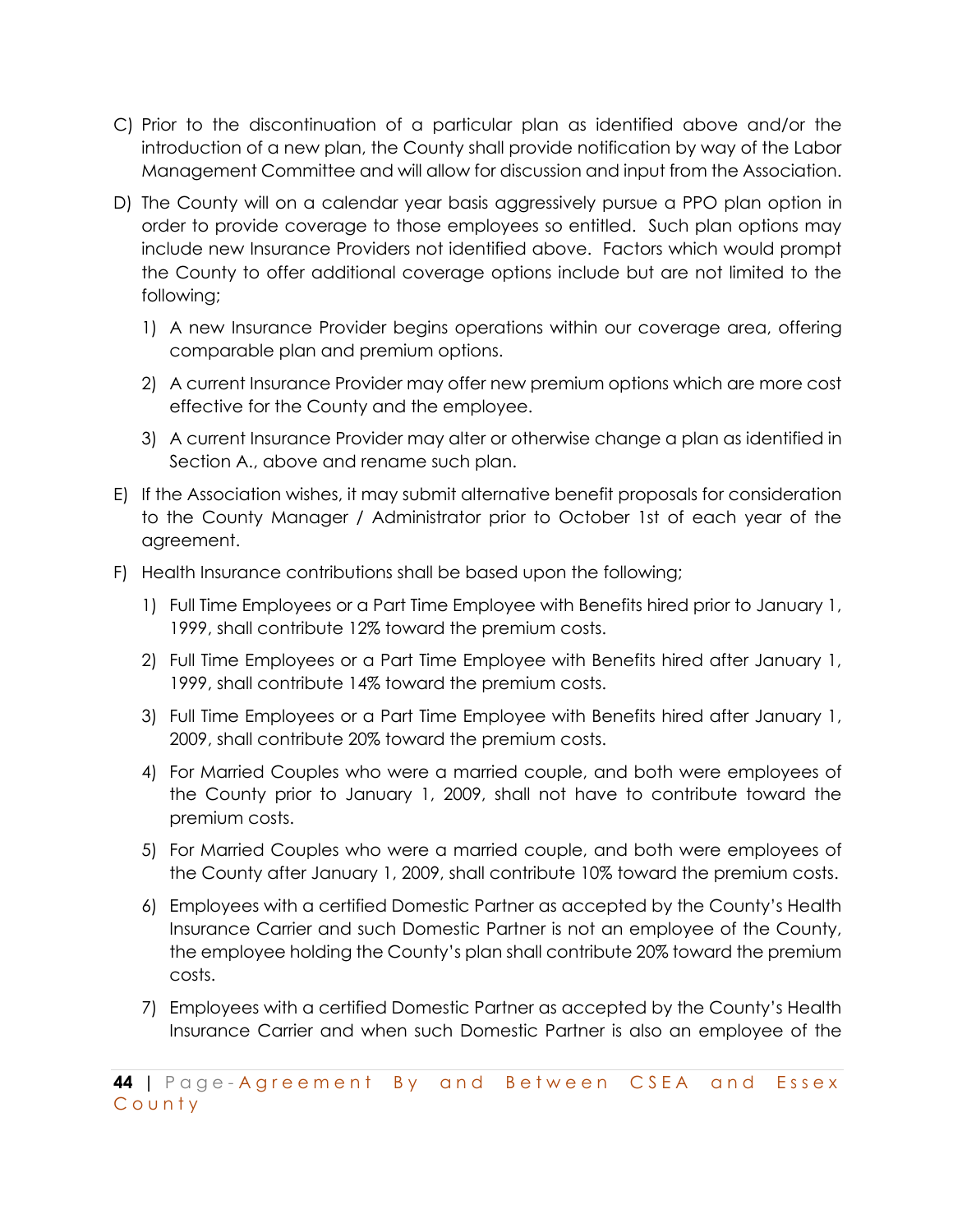C) Prior to the discontinuation of a particular plan as identified above and/or the introduction of a new plan, the County shall provide notification by way of the Labor Management Committee and will allow for discussion and input from the Association.

D) The County will on a calendar year basis aggressively pursue a PPO plan option in order to provide coverage to those employees so entitled. Such plan options may include new Insurance Providers not identified above. Factors which would prompt the County to offer additional coverage options include but are not limited to the following;

   1) A new Insurance Provider begins operations within our coverage area, offering comparable plan and premium options.

   2) A current Insurance Provider may offer new premium options which are more cost effective for the County and the employee.

   3) A current Insurance Provider may alter or otherwise change a plan as identified in Section A., above and rename such plan.

E) If the Association wishes, it may submit alternative benefit proposals for consideration to the County Manager / Administrator prior to October 1st of each year of the agreement.

F) Health Insurance contributions shall be based upon the following;

   1) Full Time Employees or a Part Time Employee with Benefits hired prior to January 1, 1999, shall contribute 12% toward the premium costs.

   2) Full Time Employees or a Part Time Employee with Benefits hired after January 1, 1999, shall contribute 14% toward the premium costs.

   3) Full Time Employees or a Part Time Employee with Benefits hired after January 1, 2009, shall contribute 20% toward the premium costs.

   4) For Married Couples who were a married couple, and both were employees of the County prior to January 1, 2009, shall not have to contribute toward the premium costs.

   5) For Married Couples who were a married couple, and both were employees of the County after January 1, 2009, shall contribute 10% toward the premium costs.

   6) Employees with a certified Domestic Partner as accepted by the County's Health Insurance Carrier and such Domestic Partner is not an employee of the County, the employee holding the County's plan shall contribute 20% toward the premium costs.

   7) Employees with a certified Domestic Partner as accepted by the County's Health Insurance Carrier and when such Domestic Partner is also an employee of the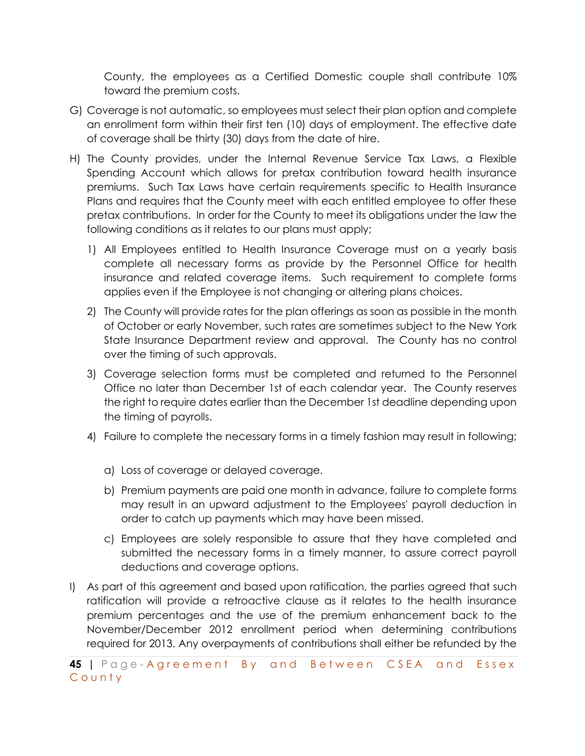County, the employees as a Certified Domestic couple shall contribute 10% toward the premium costs.

G) Coverage is not automatic, so employees must select their plan option and complete an enrollment form within their first ten (10) days of employment. The effective date of coverage shall be thirty (30) days from the date of hire.

H) The County provides, under the Internal Revenue Service Tax Laws, a Flexible Spending Account which allows for pretax contribution toward health insurance premiums. Such Tax Laws have certain requirements specific to Health Insurance Plans and requires that the County meet with each entitled employee to offer these pretax contributions. In order for the County to meet its obligations under the law the following conditions as it relates to our plans must apply;

   1) All Employees entitled to Health Insurance Coverage must on a yearly basis complete all necessary forms as provide by the Personnel Office for health insurance and related coverage items. Such requirement to complete forms applies even if the Employee is not changing or altering plans choices.

   2) The County will provide rates for the plan offerings as soon as possible in the month of October or early November, such rates are sometimes subject to the New York State Insurance Department review and approval. The County has no control over the timing of such approvals.

   3) Coverage selection forms must be completed and returned to the Personnel Office no later than December 1st of each calendar year. The County reserves the right to require dates earlier than the December 1st deadline depending upon the timing of payrolls.

   4) Failure to complete the necessary forms in a timely fashion may result in following;

      a) Loss of coverage or delayed coverage.

      b) Premium payments are paid one month in advance, failure to complete forms may result in an upward adjustment to the Employees' payroll deduction in order to catch up payments which may have been missed.

      c) Employees are solely responsible to assure that they have completed and submitted the necessary forms in a timely manner, to assure correct payroll deductions and coverage options.

I) As part of this agreement and based upon ratification, the parties agreed that such ratification will provide a retroactive clause as it relates to the health insurance premium percentages and the use of the premium enhancement back to the November/December 2012 enrollment period when determining contributions required for 2013. Any overpayments of contributions shall either be refunded by the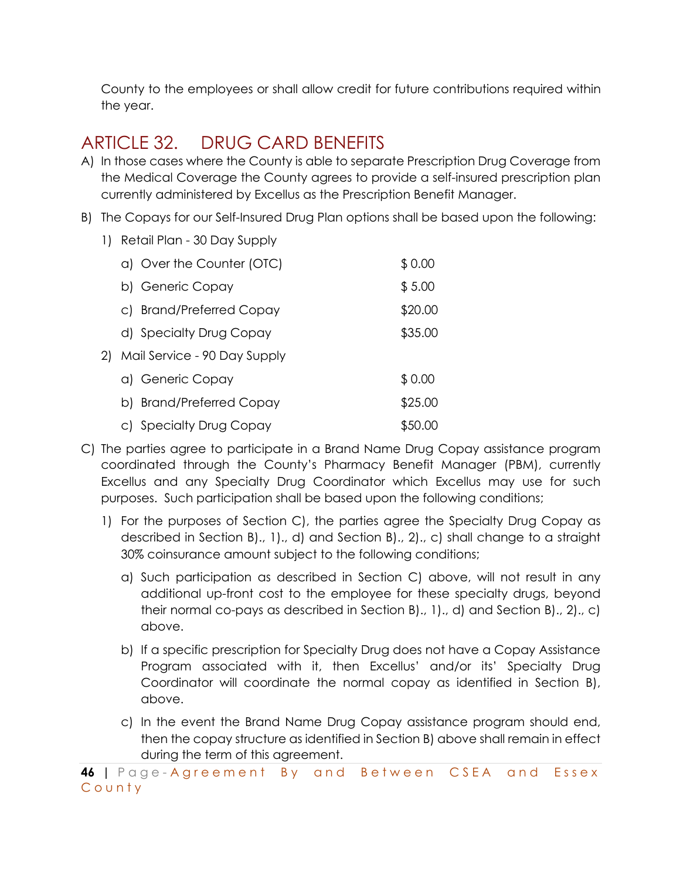County to the employees or shall allow credit for future contributions required within the year.

## ARTICLE 32. DRUG CARD BENEFITS

A) In those cases where the County is able to separate Prescription Drug Coverage from the Medical Coverage the County agrees to provide a self-insured prescription plan currently administered by Excellus as the Prescription Benefit Manager.

B) The Copays for our Self-Insured Drug Plan options shall be based upon the following:

1) Retail Plan - 30 Day Supply

| | |
|---|---|
| a) Over the Counter (OTC) | $ 0.00 |
| b) Generic Copay | $ 5.00 |
| c) Brand/Preferred Copay | $20.00 |
| d) Specialty Drug Copay | $35.00 |

2) Mail Service - 90 Day Supply

| | |
|---|---|
| a) Generic Copay | $ 0.00 |
| b) Brand/Preferred Copay | $25.00 |
| c) Specialty Drug Copay | $50.00 |

C) The parties agree to participate in a Brand Name Drug Copay assistance program coordinated through the County's Pharmacy Benefit Manager (PBM), currently Excellus and any Specialty Drug Coordinator which Excellus may use for such purposes. Such participation shall be based upon the following conditions;

1) For the purposes of Section C), the parties agree the Specialty Drug Copay as described in Section B)., 1)., d) and Section B)., 2)., c) shall change to a straight 30% coinsurance amount subject to the following conditions;

a) Such participation as described in Section C) above, will not result in any additional up-front cost to the employee for these specialty drugs, beyond their normal co-pays as described in Section B)., 1)., d) and Section B)., 2)., c) above.

b) If a specific prescription for Specialty Drug does not have a Copay Assistance Program associated with it, then Excellus' and/or its' Specialty Drug Coordinator will coordinate the normal copay as identified in Section B), above.

c) In the event the Brand Name Drug Copay assistance program should end, then the copay structure as identified in Section B) above shall remain in effect during the term of this agreement.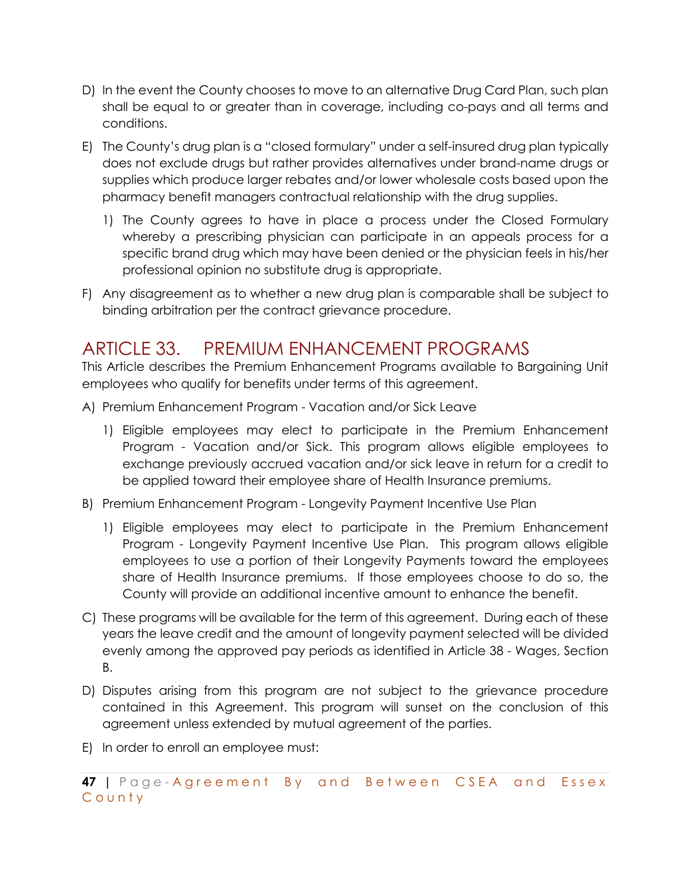D) In the event the County chooses to move to an alternative Drug Card Plan, such plan shall be equal to or greater than in coverage, including co-pays and all terms and conditions.

E) The County's drug plan is a "closed formulary" under a self-insured drug plan typically does not exclude drugs but rather provides alternatives under brand-name drugs or supplies which produce larger rebates and/or lower wholesale costs based upon the pharmacy benefit managers contractual relationship with the drug supplies.

   1) The County agrees to have in place a process under the Closed Formulary whereby a prescribing physician can participate in an appeals process for a specific brand drug which may have been denied or the physician feels in his/her professional opinion no substitute drug is appropriate.

F) Any disagreement as to whether a new drug plan is comparable shall be subject to binding arbitration per the contract grievance procedure.

## ARTICLE 33. PREMIUM ENHANCEMENT PROGRAMS

This Article describes the Premium Enhancement Programs available to Bargaining Unit employees who qualify for benefits under terms of this agreement.

A) Premium Enhancement Program - Vacation and/or Sick Leave

   1) Eligible employees may elect to participate in the Premium Enhancement Program - Vacation and/or Sick. This program allows eligible employees to exchange previously accrued vacation and/or sick leave in return for a credit to be applied toward their employee share of Health Insurance premiums.

B) Premium Enhancement Program - Longevity Payment Incentive Use Plan

   1) Eligible employees may elect to participate in the Premium Enhancement Program - Longevity Payment Incentive Use Plan. This program allows eligible employees to use a portion of their Longevity Payments toward the employees share of Health Insurance premiums. If those employees choose to do so, the County will provide an additional incentive amount to enhance the benefit.

C) These programs will be available for the term of this agreement. During each of these years the leave credit and the amount of longevity payment selected will be divided evenly among the approved pay periods as identified in Article 38 - Wages, Section B.

D) Disputes arising from this program are not subject to the grievance procedure contained in this Agreement. This program will sunset on the conclusion of this agreement unless extended by mutual agreement of the parties.

E) In order to enroll an employee must: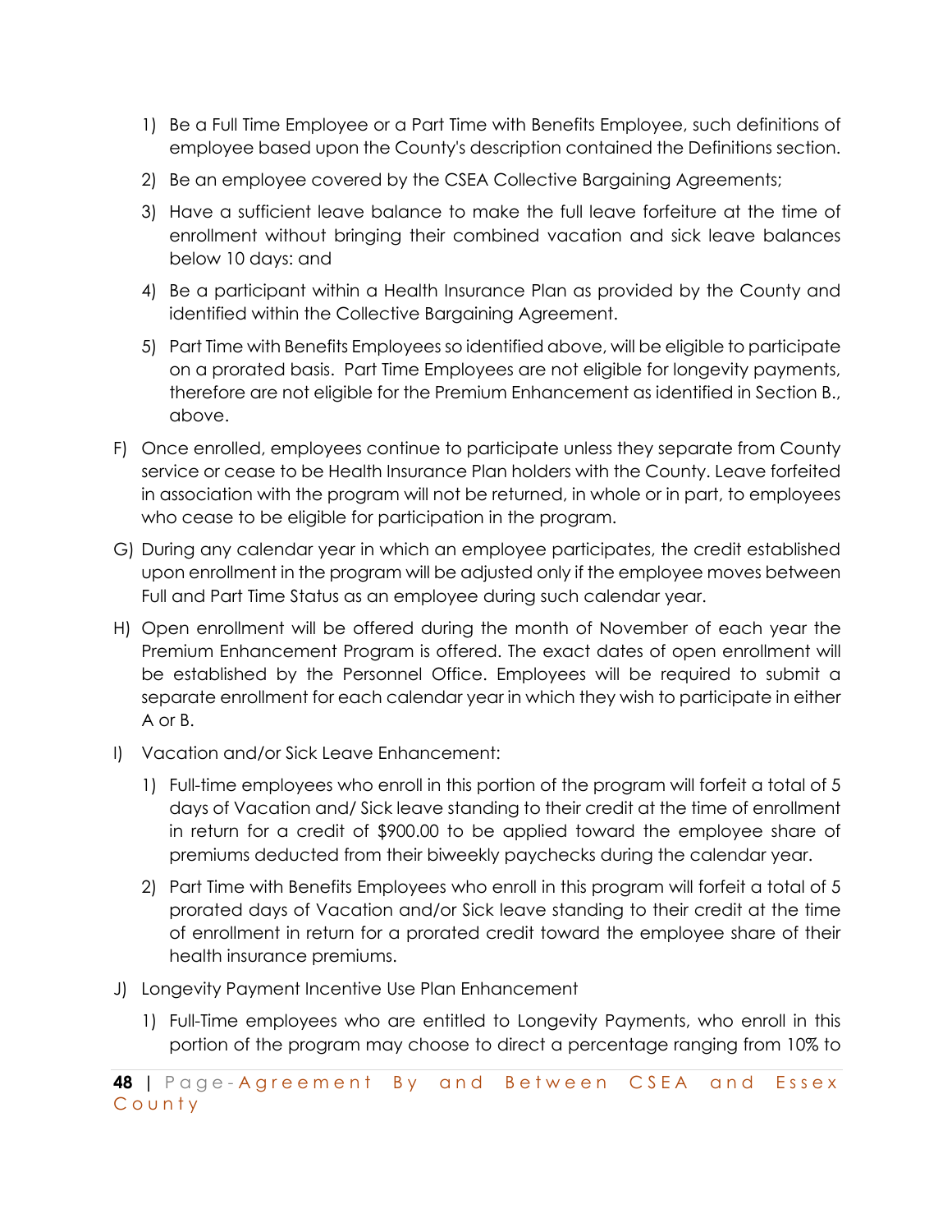1) Be a Full Time Employee or a Part Time with Benefits Employee, such definitions of employee based upon the County's description contained the Definitions section.

2) Be an employee covered by the CSEA Collective Bargaining Agreements;

3) Have a sufficient leave balance to make the full leave forfeiture at the time of enrollment without bringing their combined vacation and sick leave balances below 10 days: and

4) Be a participant within a Health Insurance Plan as provided by the County and identified within the Collective Bargaining Agreement.

5) Part Time with Benefits Employees so identified above, will be eligible to participate on a prorated basis. Part Time Employees are not eligible for longevity payments, therefore are not eligible for the Premium Enhancement as identified in Section B., above.

F) Once enrolled, employees continue to participate unless they separate from County service or cease to be Health Insurance Plan holders with the County. Leave forfeited in association with the program will not be returned, in whole or in part, to employees who cease to be eligible for participation in the program.

G) During any calendar year in which an employee participates, the credit established upon enrollment in the program will be adjusted only if the employee moves between Full and Part Time Status as an employee during such calendar year.

H) Open enrollment will be offered during the month of November of each year the Premium Enhancement Program is offered. The exact dates of open enrollment will be established by the Personnel Office. Employees will be required to submit a separate enrollment for each calendar year in which they wish to participate in either A or B.

I) Vacation and/or Sick Leave Enhancement:

1) Full-time employees who enroll in this portion of the program will forfeit a total of 5 days of Vacation and/ Sick leave standing to their credit at the time of enrollment in return for a credit of $900.00 to be applied toward the employee share of premiums deducted from their biweekly paychecks during the calendar year.

2) Part Time with Benefits Employees who enroll in this program will forfeit a total of 5 prorated days of Vacation and/or Sick leave standing to their credit at the time of enrollment in return for a prorated credit toward the employee share of their health insurance premiums.

J) Longevity Payment Incentive Use Plan Enhancement

1) Full-Time employees who are entitled to Longevity Payments, who enroll in this portion of the program may choose to direct a percentage ranging from 10% to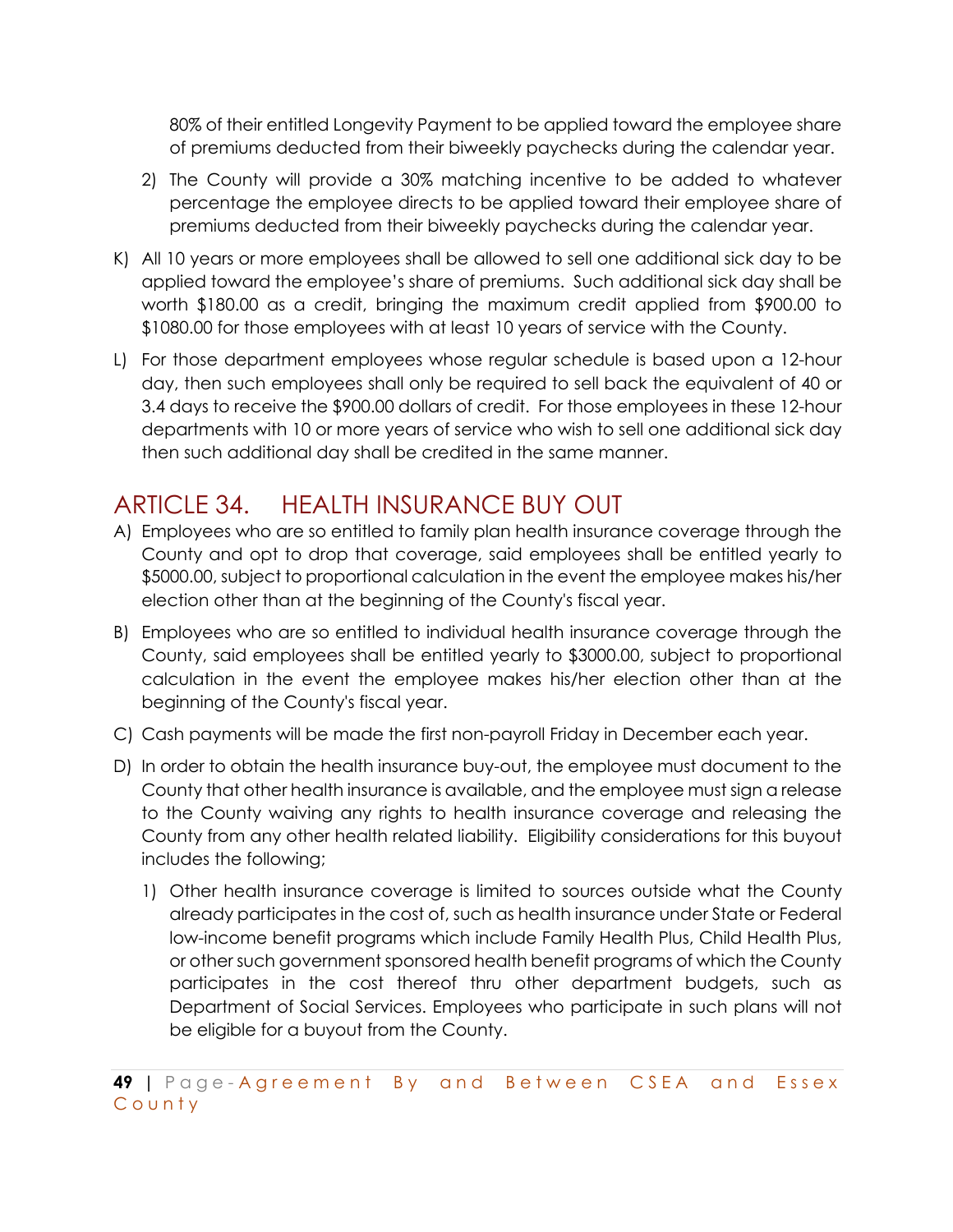80% of their entitled Longevity Payment to be applied toward the employee share of premiums deducted from their biweekly paychecks during the calendar year.

2) The County will provide a 30% matching incentive to be added to whatever percentage the employee directs to be applied toward their employee share of premiums deducted from their biweekly paychecks during the calendar year.

K) All 10 years or more employees shall be allowed to sell one additional sick day to be applied toward the employee's share of premiums. Such additional sick day shall be worth $180.00 as a credit, bringing the maximum credit applied from $900.00 to $1080.00 for those employees with at least 10 years of service with the County.

L) For those department employees whose regular schedule is based upon a 12-hour day, then such employees shall only be required to sell back the equivalent of 40 or 3.4 days to receive the $900.00 dollars of credit. For those employees in these 12-hour departments with 10 or more years of service who wish to sell one additional sick day then such additional day shall be credited in the same manner.

## ARTICLE 34. HEALTH INSURANCE BUY OUT

A) Employees who are so entitled to family plan health insurance coverage through the County and opt to drop that coverage, said employees shall be entitled yearly to $5000.00, subject to proportional calculation in the event the employee makes his/her election other than at the beginning of the County's fiscal year.

B) Employees who are so entitled to individual health insurance coverage through the County, said employees shall be entitled yearly to $3000.00, subject to proportional calculation in the event the employee makes his/her election other than at the beginning of the County's fiscal year.

C) Cash payments will be made the first non-payroll Friday in December each year.

D) In order to obtain the health insurance buy-out, the employee must document to the County that other health insurance is available, and the employee must sign a release to the County waiving any rights to health insurance coverage and releasing the County from any other health related liability. Eligibility considerations for this buyout includes the following;

1) Other health insurance coverage is limited to sources outside what the County already participates in the cost of, such as health insurance under State or Federal low-income benefit programs which include Family Health Plus, Child Health Plus, or other such government sponsored health benefit programs of which the County participates in the cost thereof thru other department budgets, such as Department of Social Services. Employees who participate in such plans will not be eligible for a buyout from the County.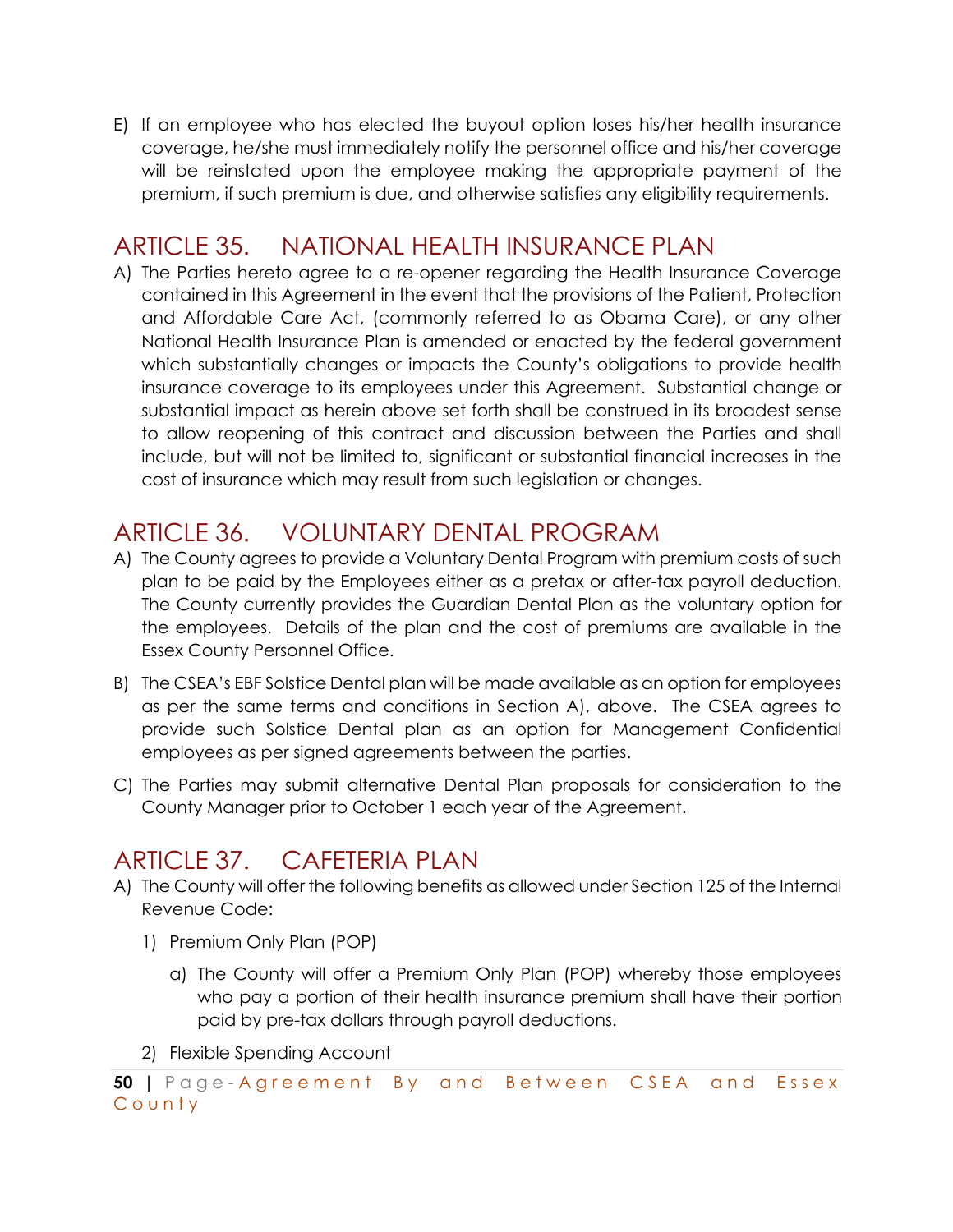E) If an employee who has elected the buyout option loses his/her health insurance coverage, he/she must immediately notify the personnel office and his/her coverage will be reinstated upon the employee making the appropriate payment of the premium, if such premium is due, and otherwise satisfies any eligibility requirements.

## ARTICLE 35. NATIONAL HEALTH INSURANCE PLAN

A) The Parties hereto agree to a re-opener regarding the Health Insurance Coverage contained in this Agreement in the event that the provisions of the Patient, Protection and Affordable Care Act, (commonly referred to as Obama Care), or any other National Health Insurance Plan is amended or enacted by the federal government which substantially changes or impacts the County's obligations to provide health insurance coverage to its employees under this Agreement. Substantial change or substantial impact as herein above set forth shall be construed in its broadest sense to allow reopening of this contract and discussion between the Parties and shall include, but will not be limited to, significant or substantial financial increases in the cost of insurance which may result from such legislation or changes.

## ARTICLE 36. VOLUNTARY DENTAL PROGRAM

A) The County agrees to provide a Voluntary Dental Program with premium costs of such plan to be paid by the Employees either as a pretax or after-tax payroll deduction. The County currently provides the Guardian Dental Plan as the voluntary option for the employees. Details of the plan and the cost of premiums are available in the Essex County Personnel Office.

B) The CSEA's EBF Solstice Dental plan will be made available as an option for employees as per the same terms and conditions in Section A), above. The CSEA agrees to provide such Solstice Dental plan as an option for Management Confidential employees as per signed agreements between the parties.

C) The Parties may submit alternative Dental Plan proposals for consideration to the County Manager prior to October 1 each year of the Agreement.

## ARTICLE 37. CAFETERIA PLAN

A) The County will offer the following benefits as allowed under Section 125 of the Internal Revenue Code:

   1) Premium Only Plan (POP)

      a) The County will offer a Premium Only Plan (POP) whereby those employees who pay a portion of their health insurance premium shall have their portion paid by pre-tax dollars through payroll deductions.

   2) Flexible Spending Account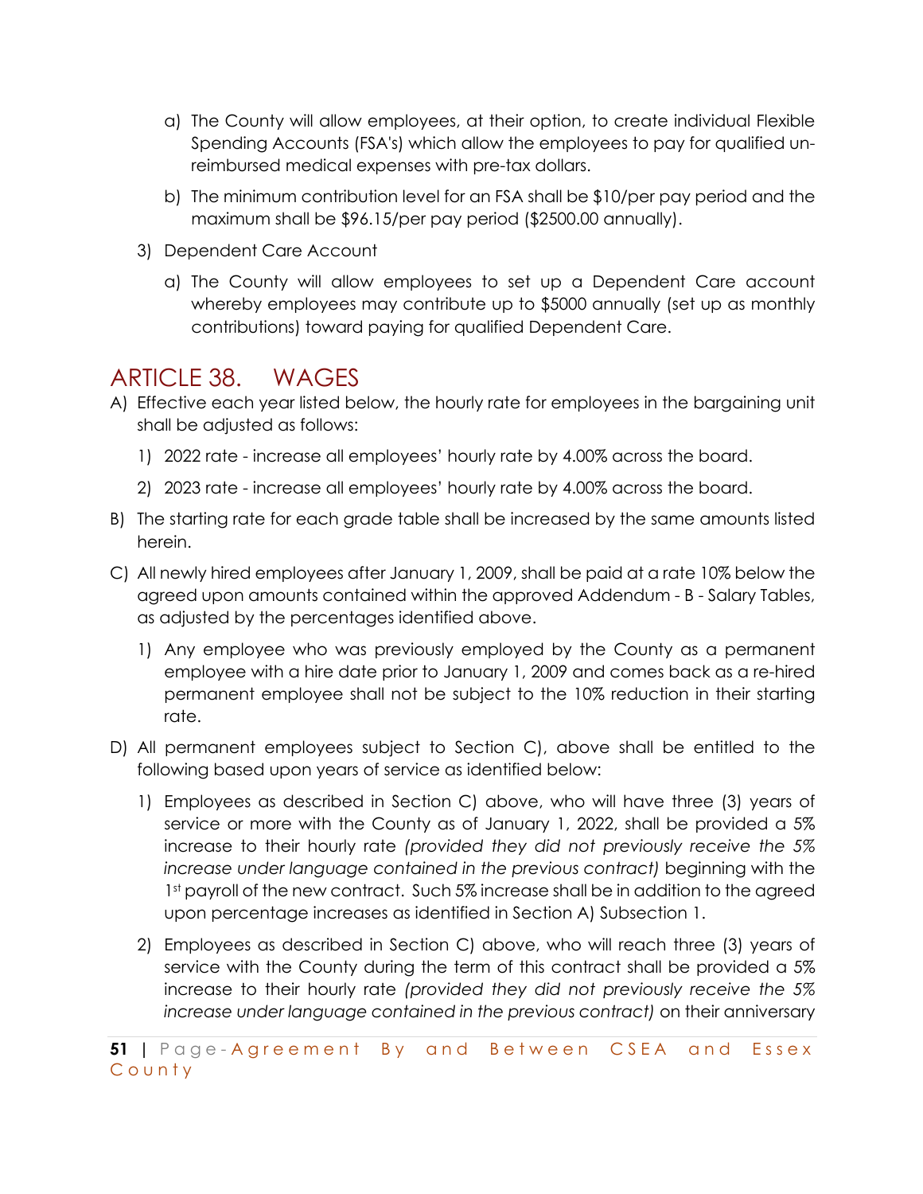a) The County will allow employees, at their option, to create individual Flexible Spending Accounts (FSA's) which allow the employees to pay for qualified un-reimbursed medical expenses with pre-tax dollars.

b) The minimum contribution level for an FSA shall be $10/per pay period and the maximum shall be $96.15/per pay period ($2500.00 annually).

3) Dependent Care Account

a) The County will allow employees to set up a Dependent Care account whereby employees may contribute up to $5000 annually (set up as monthly contributions) toward paying for qualified Dependent Care.

# ARTICLE 38. WAGES

A) Effective each year listed below, the hourly rate for employees in the bargaining unit shall be adjusted as follows:

1) 2022 rate - increase all employees' hourly rate by 4.00% across the board.

2) 2023 rate - increase all employees' hourly rate by 4.00% across the board.

B) The starting rate for each grade table shall be increased by the same amounts listed herein.

C) All newly hired employees after January 1, 2009, shall be paid at a rate 10% below the agreed upon amounts contained within the approved Addendum - B - Salary Tables, as adjusted by the percentages identified above.

1) Any employee who was previously employed by the County as a permanent employee with a hire date prior to January 1, 2009 and comes back as a re-hired permanent employee shall not be subject to the 10% reduction in their starting rate.

D) All permanent employees subject to Section C), above shall be entitled to the following based upon years of service as identified below:

1) Employees as described in Section C) above, who will have three (3) years of service or more with the County as of January 1, 2022, shall be provided a 5% increase to their hourly rate *(provided they did not previously receive the 5% increase under language contained in the previous contract)* beginning with the 1st payroll of the new contract. Such 5% increase shall be in addition to the agreed upon percentage increases as identified in Section A) Subsection 1.

2) Employees as described in Section C) above, who will reach three (3) years of service with the County during the term of this contract shall be provided a 5% increase to their hourly rate *(provided they did not previously receive the 5% increase under language contained in the previous contract)* on their anniversary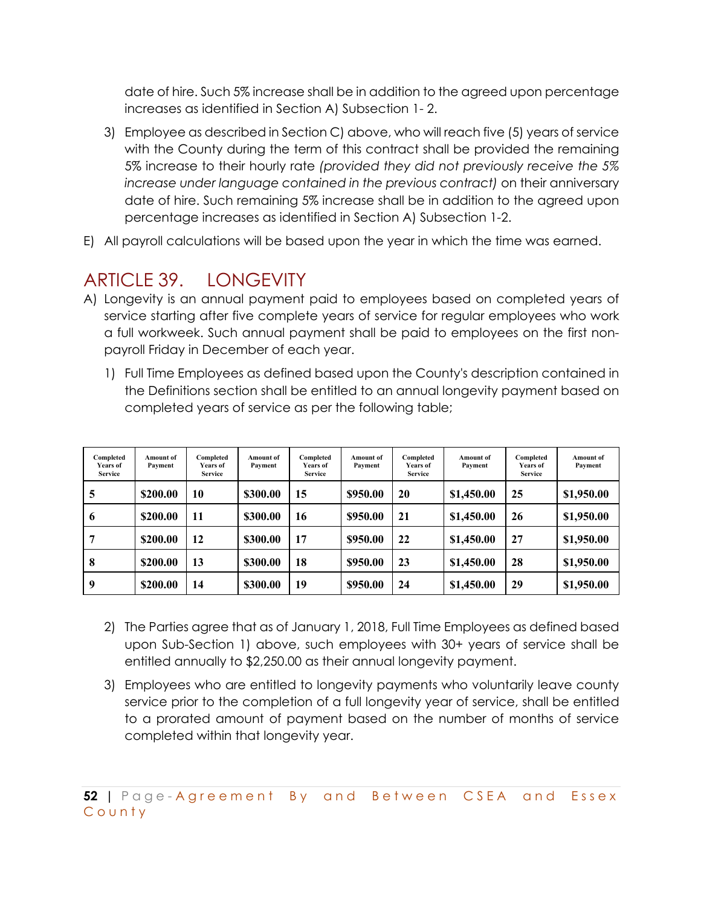date of hire. Such 5% increase shall be in addition to the agreed upon percentage increases as identified in Section A) Subsection 1- 2.

3) Employee as described in Section C) above, who will reach five (5) years of service with the County during the term of this contract shall be provided the remaining 5% increase to their hourly rate *(provided they did not previously receive the 5% increase under language contained in the previous contract)* on their anniversary date of hire. Such remaining 5% increase shall be in addition to the agreed upon percentage increases as identified in Section A) Subsection 1-2.

E) All payroll calculations will be based upon the year in which the time was earned.

## ARTICLE 39. LONGEVITY

A) Longevity is an annual payment paid to employees based on completed years of service starting after five complete years of service for regular employees who work a full workweek. Such annual payment shall be paid to employees on the first non-payroll Friday in December of each year.

1) Full Time Employees as defined based upon the County's description contained in the Definitions section shall be entitled to an annual longevity payment based on completed years of service as per the following table;

| Completed Years of Service | Amount of Payment | Completed Years of Service | Amount of Payment | Completed Years of Service | Amount of Payment | Completed Years of Service | Amount of Payment | Completed Years of Service | Amount of Payment |
|---|---|---|---|---|---|---|---|---|---|
| **5** | **$200.00** | **10** | **$300.00** | **15** | **$950.00** | **20** | **$1,450.00** | **25** | **$1,950.00** |
| **6** | **$200.00** | **11** | **$300.00** | **16** | **$950.00** | **21** | **$1,450.00** | **26** | **$1,950.00** |
| **7** | **$200.00** | **12** | **$300.00** | **17** | **$950.00** | **22** | **$1,450.00** | **27** | **$1,950.00** |
| **8** | **$200.00** | **13** | **$300.00** | **18** | **$950.00** | **23** | **$1,450.00** | **28** | **$1,950.00** |
| **9** | **$200.00** | **14** | **$300.00** | **19** | **$950.00** | **24** | **$1,450.00** | **29** | **$1,950.00** |

2) The Parties agree that as of January 1, 2018, Full Time Employees as defined based upon Sub-Section 1) above, such employees with 30+ years of service shall be entitled annually to $2,250.00 as their annual longevity payment.

3) Employees who are entitled to longevity payments who voluntarily leave county service prior to the completion of a full longevity year of service, shall be entitled to a prorated amount of payment based on the number of months of service completed within that longevity year.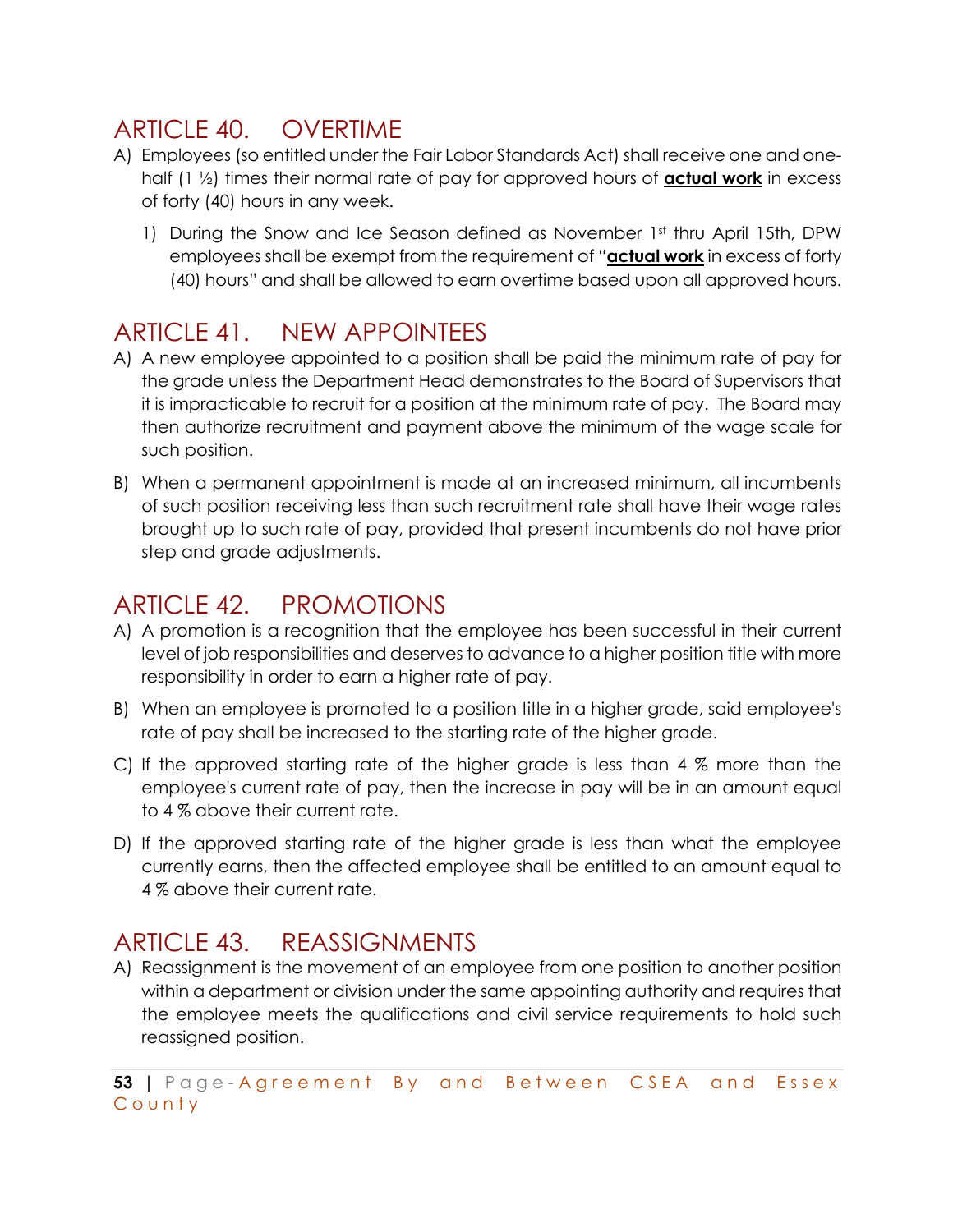## ARTICLE 40. OVERTIME

A) Employees (so entitled under the Fair Labor Standards Act) shall receive one and one-half (1 ½) times their normal rate of pay for approved hours of **actual work** in excess of forty (40) hours in any week.

   1) During the Snow and Ice Season defined as November 1st thru April 15th, DPW employees shall be exempt from the requirement of "**actual work** in excess of forty (40) hours" and shall be allowed to earn overtime based upon all approved hours.

## ARTICLE 41. NEW APPOINTEES

A) A new employee appointed to a position shall be paid the minimum rate of pay for the grade unless the Department Head demonstrates to the Board of Supervisors that it is impracticable to recruit for a position at the minimum rate of pay. The Board may then authorize recruitment and payment above the minimum of the wage scale for such position.

B) When a permanent appointment is made at an increased minimum, all incumbents of such position receiving less than such recruitment rate shall have their wage rates brought up to such rate of pay, provided that present incumbents do not have prior step and grade adjustments.

## ARTICLE 42. PROMOTIONS

A) A promotion is a recognition that the employee has been successful in their current level of job responsibilities and deserves to advance to a higher position title with more responsibility in order to earn a higher rate of pay.

B) When an employee is promoted to a position title in a higher grade, said employee's rate of pay shall be increased to the starting rate of the higher grade.

C) If the approved starting rate of the higher grade is less than 4 % more than the employee's current rate of pay, then the increase in pay will be in an amount equal to 4 % above their current rate.

D) If the approved starting rate of the higher grade is less than what the employee currently earns, then the affected employee shall be entitled to an amount equal to 4 % above their current rate.

## ARTICLE 43. REASSIGNMENTS

A) Reassignment is the movement of an employee from one position to another position within a department or division under the same appointing authority and requires that the employee meets the qualifications and civil service requirements to hold such reassigned position.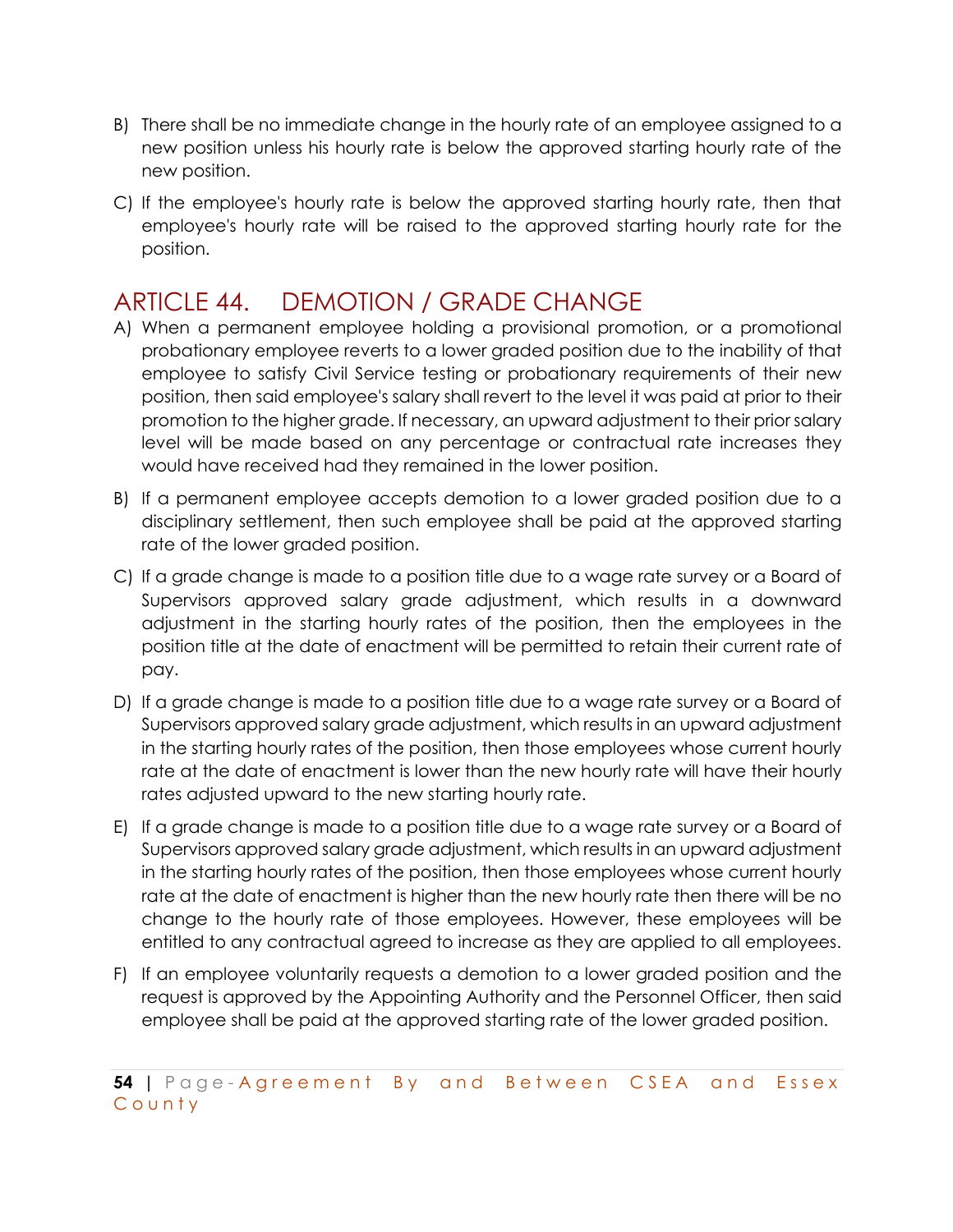B) There shall be no immediate change in the hourly rate of an employee assigned to a new position unless his hourly rate is below the approved starting hourly rate of the new position.

C) If the employee's hourly rate is below the approved starting hourly rate, then that employee's hourly rate will be raised to the approved starting hourly rate for the position.

## ARTICLE 44. DEMOTION / GRADE CHANGE

A) When a permanent employee holding a provisional promotion, or a promotional probationary employee reverts to a lower graded position due to the inability of that employee to satisfy Civil Service testing or probationary requirements of their new position, then said employee's salary shall revert to the level it was paid at prior to their promotion to the higher grade. If necessary, an upward adjustment to their prior salary level will be made based on any percentage or contractual rate increases they would have received had they remained in the lower position.

B) If a permanent employee accepts demotion to a lower graded position due to a disciplinary settlement, then such employee shall be paid at the approved starting rate of the lower graded position.

C) If a grade change is made to a position title due to a wage rate survey or a Board of Supervisors approved salary grade adjustment, which results in a downward adjustment in the starting hourly rates of the position, then the employees in the position title at the date of enactment will be permitted to retain their current rate of pay.

D) If a grade change is made to a position title due to a wage rate survey or a Board of Supervisors approved salary grade adjustment, which results in an upward adjustment in the starting hourly rates of the position, then those employees whose current hourly rate at the date of enactment is lower than the new hourly rate will have their hourly rates adjusted upward to the new starting hourly rate.

E) If a grade change is made to a position title due to a wage rate survey or a Board of Supervisors approved salary grade adjustment, which results in an upward adjustment in the starting hourly rates of the position, then those employees whose current hourly rate at the date of enactment is higher than the new hourly rate then there will be no change to the hourly rate of those employees. However, these employees will be entitled to any contractual agreed to increase as they are applied to all employees.

F) If an employee voluntarily requests a demotion to a lower graded position and the request is approved by the Appointing Authority and the Personnel Officer, then said employee shall be paid at the approved starting rate of the lower graded position.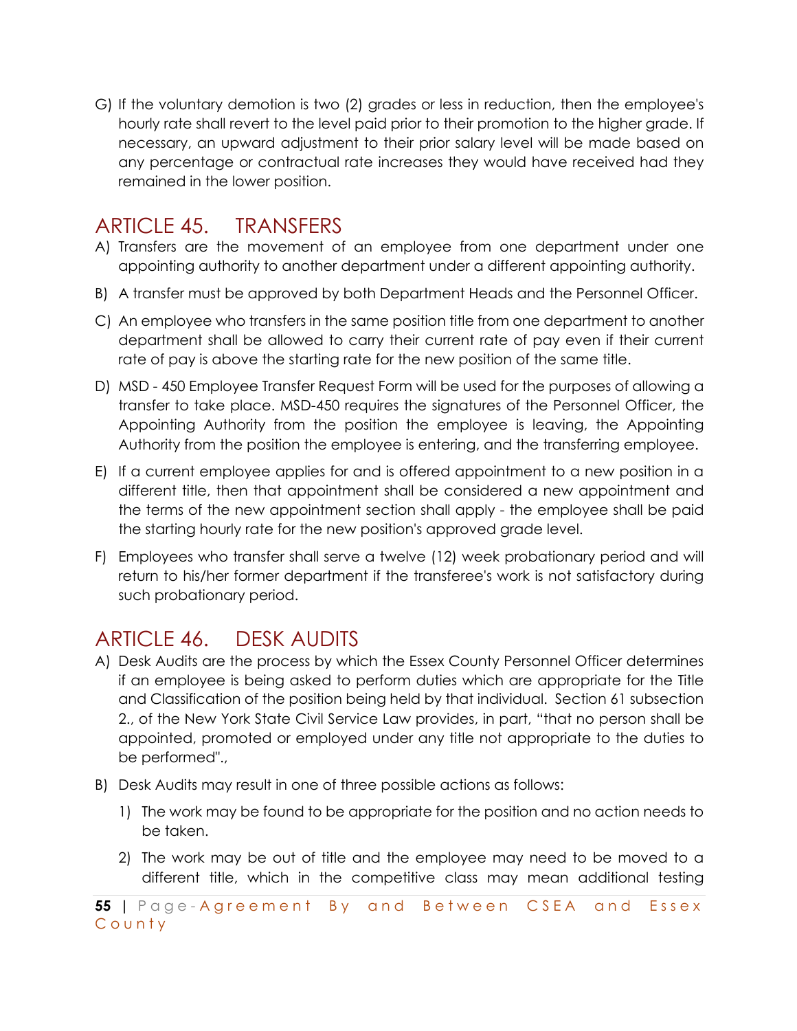G) If the voluntary demotion is two (2) grades or less in reduction, then the employee's hourly rate shall revert to the level paid prior to their promotion to the higher grade. If necessary, an upward adjustment to their prior salary level will be made based on any percentage or contractual rate increases they would have received had they remained in the lower position.

## ARTICLE 45. TRANSFERS

A) Transfers are the movement of an employee from one department under one appointing authority to another department under a different appointing authority.

B) A transfer must be approved by both Department Heads and the Personnel Officer.

C) An employee who transfers in the same position title from one department to another department shall be allowed to carry their current rate of pay even if their current rate of pay is above the starting rate for the new position of the same title.

D) MSD - 450 Employee Transfer Request Form will be used for the purposes of allowing a transfer to take place. MSD-450 requires the signatures of the Personnel Officer, the Appointing Authority from the position the employee is leaving, the Appointing Authority from the position the employee is entering, and the transferring employee.

E) If a current employee applies for and is offered appointment to a new position in a different title, then that appointment shall be considered a new appointment and the terms of the new appointment section shall apply - the employee shall be paid the starting hourly rate for the new position's approved grade level.

F) Employees who transfer shall serve a twelve (12) week probationary period and will return to his/her former department if the transferee's work is not satisfactory during such probationary period.

## ARTICLE 46. DESK AUDITS

A) Desk Audits are the process by which the Essex County Personnel Officer determines if an employee is being asked to perform duties which are appropriate for the Title and Classification of the position being held by that individual. Section 61 subsection 2., of the New York State Civil Service Law provides, in part, "that no person shall be appointed, promoted or employed under any title not appropriate to the duties to be performed".,

B) Desk Audits may result in one of three possible actions as follows:

   1) The work may be found to be appropriate for the position and no action needs to be taken.

   2) The work may be out of title and the employee may need to be moved to a different title, which in the competitive class may mean additional testing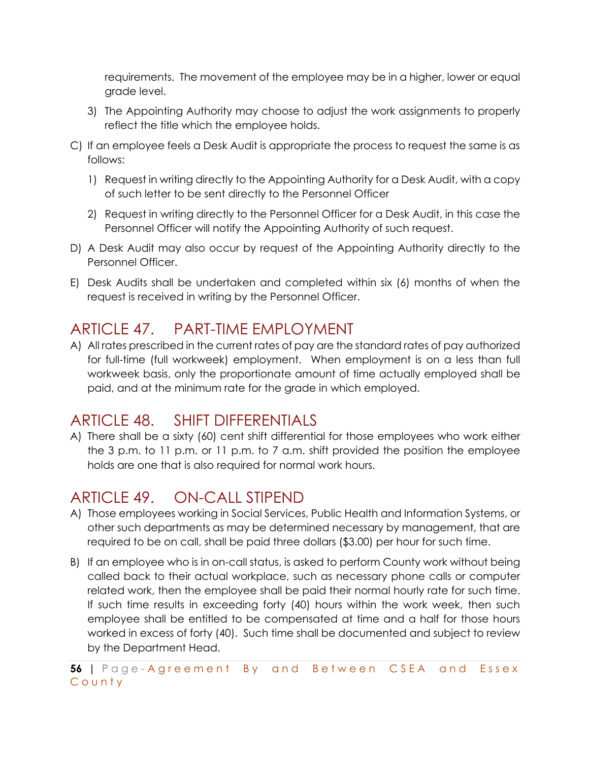requirements. The movement of the employee may be in a higher, lower or equal grade level.

3) The Appointing Authority may choose to adjust the work assignments to properly reflect the title which the employee holds.

C) If an employee feels a Desk Audit is appropriate the process to request the same is as follows:

   1) Request in writing directly to the Appointing Authority for a Desk Audit, with a copy of such letter to be sent directly to the Personnel Officer

   2) Request in writing directly to the Personnel Officer for a Desk Audit, in this case the Personnel Officer will notify the Appointing Authority of such request.

D) A Desk Audit may also occur by request of the Appointing Authority directly to the Personnel Officer.

E) Desk Audits shall be undertaken and completed within six (6) months of when the request is received in writing by the Personnel Officer.

## ARTICLE 47. PART-TIME EMPLOYMENT

A) All rates prescribed in the current rates of pay are the standard rates of pay authorized for full-time (full workweek) employment. When employment is on a less than full workweek basis, only the proportionate amount of time actually employed shall be paid, and at the minimum rate for the grade in which employed.

## ARTICLE 48. SHIFT DIFFERENTIALS

A) There shall be a sixty (60) cent shift differential for those employees who work either the 3 p.m. to 11 p.m. or 11 p.m. to 7 a.m. shift provided the position the employee holds are one that is also required for normal work hours.

## ARTICLE 49. ON-CALL STIPEND

A) Those employees working in Social Services, Public Health and Information Systems, or other such departments as may be determined necessary by management, that are required to be on call, shall be paid three dollars ($3.00) per hour for such time.

B) If an employee who is in on-call status, is asked to perform County work without being called back to their actual workplace, such as necessary phone calls or computer related work, then the employee shall be paid their normal hourly rate for such time. If such time results in exceeding forty (40) hours within the work week, then such employee shall be entitled to be compensated at time and a half for those hours worked in excess of forty (40). Such time shall be documented and subject to review by the Department Head.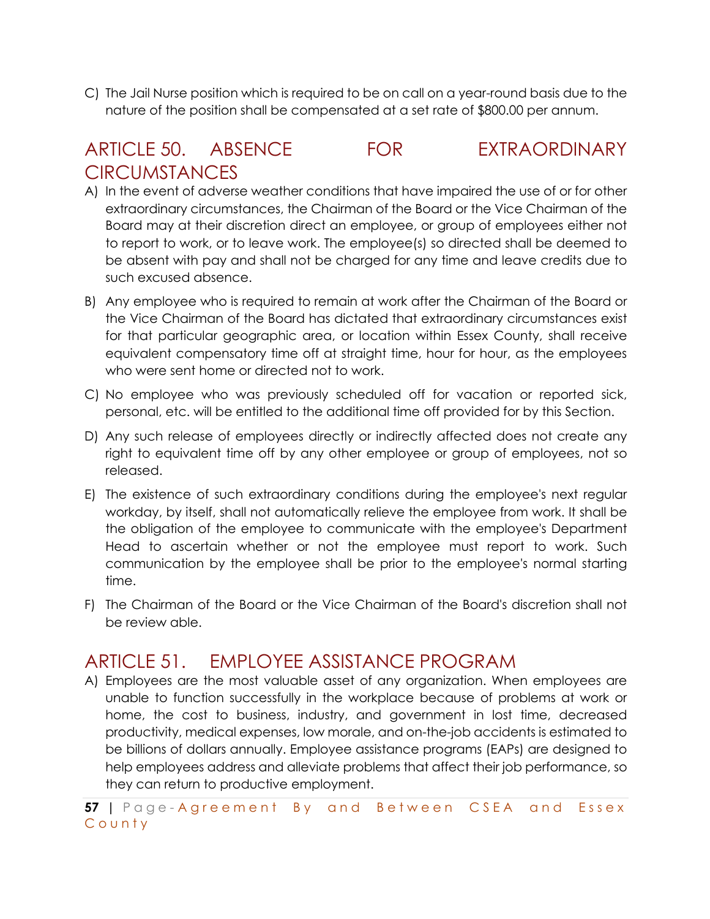C) The Jail Nurse position which is required to be on call on a year-round basis due to the nature of the position shall be compensated at a set rate of $800.00 per annum.

## ARTICLE 50. ABSENCE FOR EXTRAORDINARY CIRCUMSTANCES

A) In the event of adverse weather conditions that have impaired the use of or for other extraordinary circumstances, the Chairman of the Board or the Vice Chairman of the Board may at their discretion direct an employee, or group of employees either not to report to work, or to leave work. The employee(s) so directed shall be deemed to be absent with pay and shall not be charged for any time and leave credits due to such excused absence.

B) Any employee who is required to remain at work after the Chairman of the Board or the Vice Chairman of the Board has dictated that extraordinary circumstances exist for that particular geographic area, or location within Essex County, shall receive equivalent compensatory time off at straight time, hour for hour, as the employees who were sent home or directed not to work.

C) No employee who was previously scheduled off for vacation or reported sick, personal, etc. will be entitled to the additional time off provided for by this Section.

D) Any such release of employees directly or indirectly affected does not create any right to equivalent time off by any other employee or group of employees, not so released.

E) The existence of such extraordinary conditions during the employee's next regular workday, by itself, shall not automatically relieve the employee from work. It shall be the obligation of the employee to communicate with the employee's Department Head to ascertain whether or not the employee must report to work. Such communication by the employee shall be prior to the employee's normal starting time.

F) The Chairman of the Board or the Vice Chairman of the Board's discretion shall not be review able.

## ARTICLE 51. EMPLOYEE ASSISTANCE PROGRAM

A) Employees are the most valuable asset of any organization. When employees are unable to function successfully in the workplace because of problems at work or home, the cost to business, industry, and government in lost time, decreased productivity, medical expenses, low morale, and on-the-job accidents is estimated to be billions of dollars annually. Employee assistance programs (EAPs) are designed to help employees address and alleviate problems that affect their job performance, so they can return to productive employment.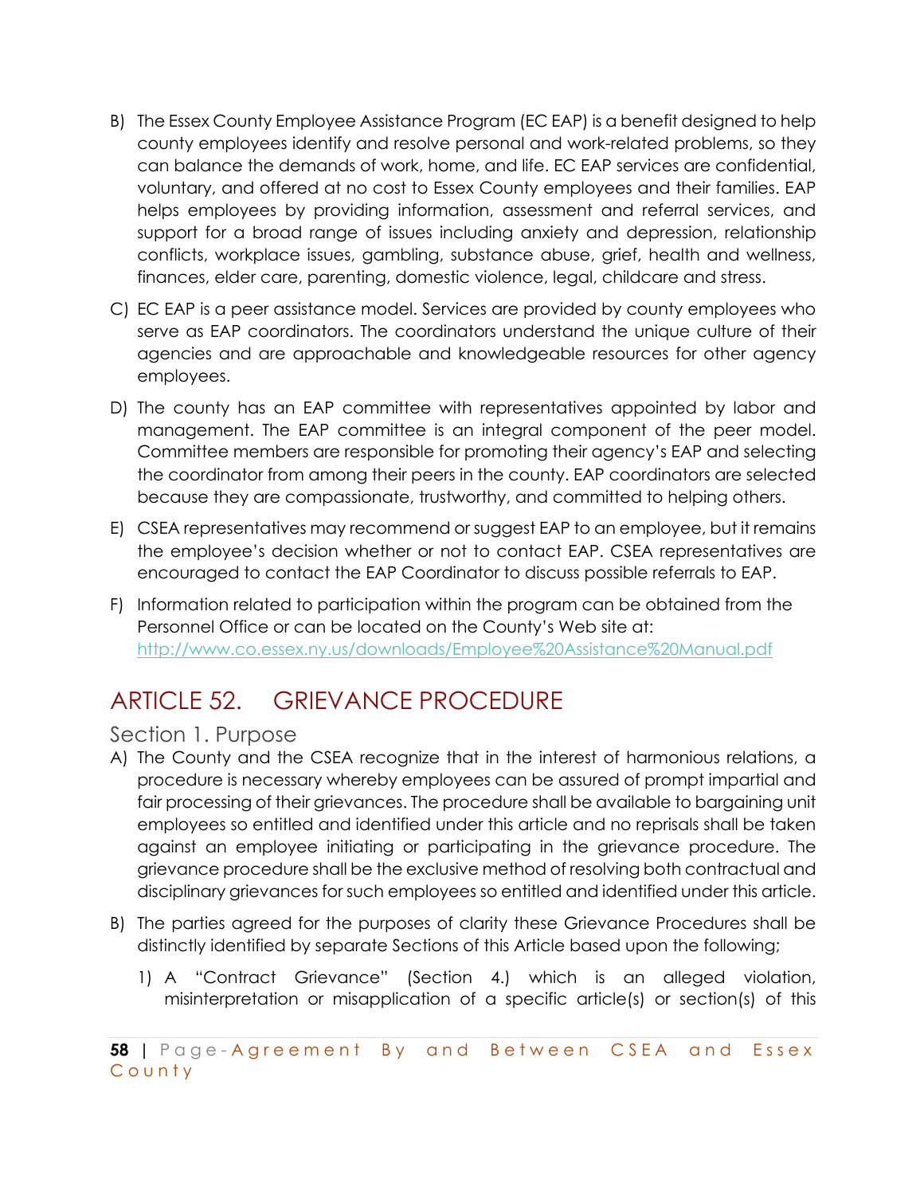B) The Essex County Employee Assistance Program (EC EAP) is a benefit designed to help county employees identify and resolve personal and work-related problems, so they can balance the demands of work, home, and life. EC EAP services are confidential, voluntary, and offered at no cost to Essex County employees and their families. EAP helps employees by providing information, assessment and referral services, and support for a broad range of issues including anxiety and depression, relationship conflicts, workplace issues, gambling, substance abuse, grief, health and wellness, finances, elder care, parenting, domestic violence, legal, childcare and stress.

C) EC EAP is a peer assistance model. Services are provided by county employees who serve as EAP coordinators. The coordinators understand the unique culture of their agencies and are approachable and knowledgeable resources for other agency employees.

D) The county has an EAP committee with representatives appointed by labor and management. The EAP committee is an integral component of the peer model. Committee members are responsible for promoting their agency's EAP and selecting the coordinator from among their peers in the county. EAP coordinators are selected because they are compassionate, trustworthy, and committed to helping others.

E) CSEA representatives may recommend or suggest EAP to an employee, but it remains the employee's decision whether or not to contact EAP. CSEA representatives are encouraged to contact the EAP Coordinator to discuss possible referrals to EAP.

F) Information related to participation within the program can be obtained from the Personnel Office or can be located on the County's Web site at: [http://www.co.essex.ny.us/downloads/Employee%20Assistance%20Manual.pdf](http://www.co.essex.ny.us/downloads/Employee%20Assistance%20Manual.pdf)

# ARTICLE 52. GRIEVANCE PROCEDURE

## Section 1. Purpose

A) The County and the CSEA recognize that in the interest of harmonious relations, a procedure is necessary whereby employees can be assured of prompt impartial and fair processing of their grievances. The procedure shall be available to bargaining unit employees so entitled and identified under this article and no reprisals shall be taken against an employee initiating or participating in the grievance procedure. The grievance procedure shall be the exclusive method of resolving both contractual and disciplinary grievances for such employees so entitled and identified under this article.

B) The parties agreed for the purposes of clarity these Grievance Procedures shall be distinctly identified by separate Sections of this Article based upon the following;

   1) A "Contract Grievance" (Section 4.) which is an alleged violation, misinterpretation or misapplication of a specific article(s) or section(s) of this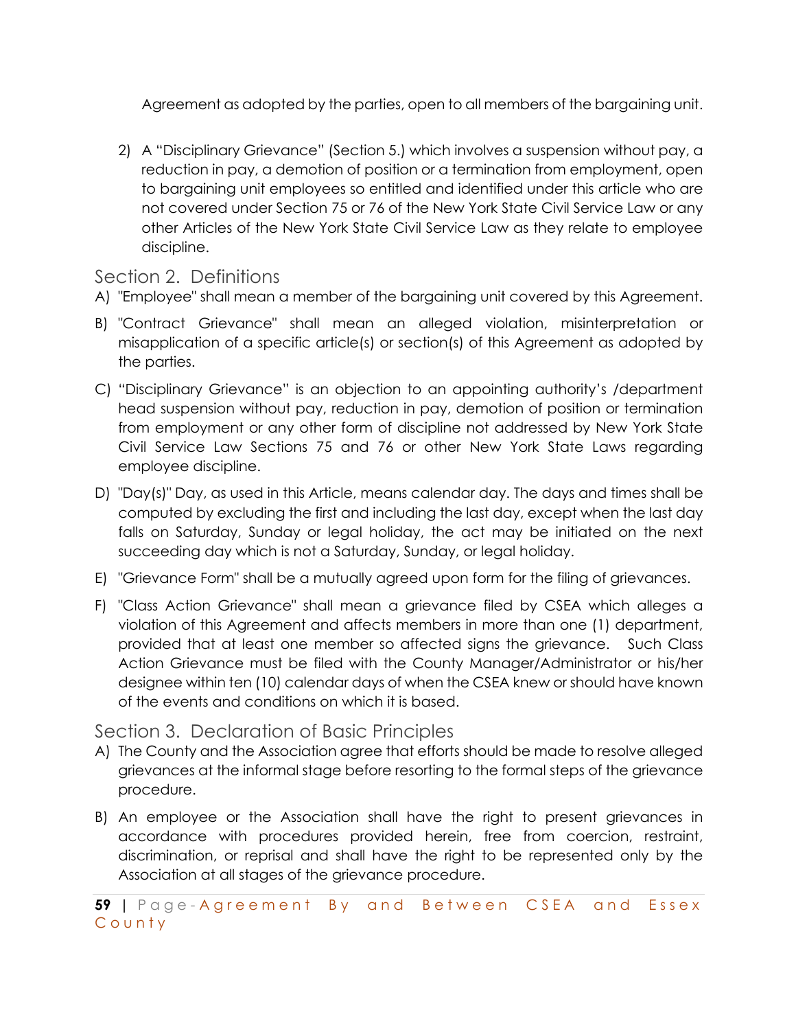Agreement as adopted by the parties, open to all members of the bargaining unit.

2) A "Disciplinary Grievance" (Section 5.) which involves a suspension without pay, a reduction in pay, a demotion of position or a termination from employment, open to bargaining unit employees so entitled and identified under this article who are not covered under Section 75 or 76 of the New York State Civil Service Law or any other Articles of the New York State Civil Service Law as they relate to employee discipline.

## Section 2. Definitions

A) "Employee" shall mean a member of the bargaining unit covered by this Agreement.

B) "Contract Grievance" shall mean an alleged violation, misinterpretation or misapplication of a specific article(s) or section(s) of this Agreement as adopted by the parties.

C) "Disciplinary Grievance" is an objection to an appointing authority's /department head suspension without pay, reduction in pay, demotion of position or termination from employment or any other form of discipline not addressed by New York State Civil Service Law Sections 75 and 76 or other New York State Laws regarding employee discipline.

D) "Day(s)" Day, as used in this Article, means calendar day. The days and times shall be computed by excluding the first and including the last day, except when the last day falls on Saturday, Sunday or legal holiday, the act may be initiated on the next succeeding day which is not a Saturday, Sunday, or legal holiday.

E) "Grievance Form" shall be a mutually agreed upon form for the filing of grievances.

F) "Class Action Grievance" shall mean a grievance filed by CSEA which alleges a violation of this Agreement and affects members in more than one (1) department, provided that at least one member so affected signs the grievance. Such Class Action Grievance must be filed with the County Manager/Administrator or his/her designee within ten (10) calendar days of when the CSEA knew or should have known of the events and conditions on which it is based.

## Section 3. Declaration of Basic Principles

A) The County and the Association agree that efforts should be made to resolve alleged grievances at the informal stage before resorting to the formal steps of the grievance procedure.

B) An employee or the Association shall have the right to present grievances in accordance with procedures provided herein, free from coercion, restraint, discrimination, or reprisal and shall have the right to be represented only by the Association at all stages of the grievance procedure.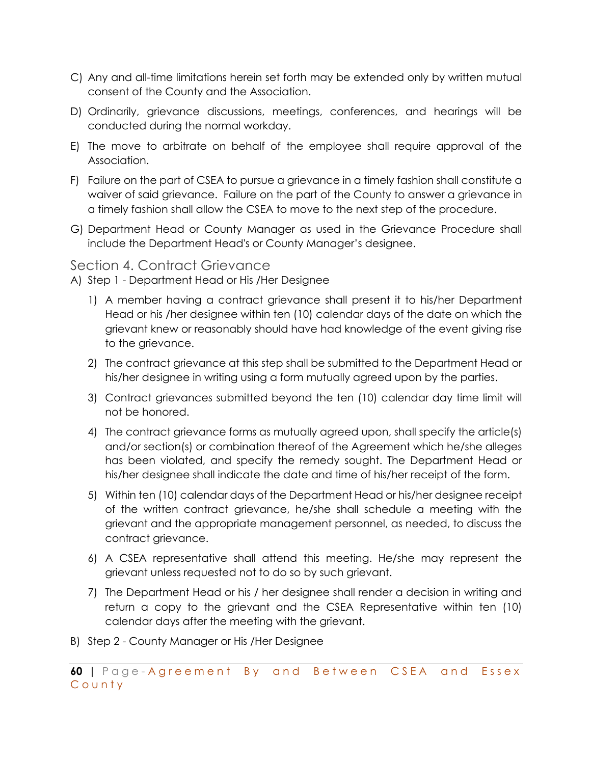C) Any and all-time limitations herein set forth may be extended only by written mutual consent of the County and the Association.

D) Ordinarily, grievance discussions, meetings, conferences, and hearings will be conducted during the normal workday.

E) The move to arbitrate on behalf of the employee shall require approval of the Association.

F) Failure on the part of CSEA to pursue a grievance in a timely fashion shall constitute a waiver of said grievance. Failure on the part of the County to answer a grievance in a timely fashion shall allow the CSEA to move to the next step of the procedure.

G) Department Head or County Manager as used in the Grievance Procedure shall include the Department Head's or County Manager's designee.

## Section 4. Contract Grievance

A) Step 1 - Department Head or His /Her Designee

1) A member having a contract grievance shall present it to his/her Department Head or his /her designee within ten (10) calendar days of the date on which the grievant knew or reasonably should have had knowledge of the event giving rise to the grievance.

2) The contract grievance at this step shall be submitted to the Department Head or his/her designee in writing using a form mutually agreed upon by the parties.

3) Contract grievances submitted beyond the ten (10) calendar day time limit will not be honored.

4) The contract grievance forms as mutually agreed upon, shall specify the article(s) and/or section(s) or combination thereof of the Agreement which he/she alleges has been violated, and specify the remedy sought. The Department Head or his/her designee shall indicate the date and time of his/her receipt of the form.

5) Within ten (10) calendar days of the Department Head or his/her designee receipt of the written contract grievance, he/she shall schedule a meeting with the grievant and the appropriate management personnel, as needed, to discuss the contract grievance.

6) A CSEA representative shall attend this meeting. He/she may represent the grievant unless requested not to do so by such grievant.

7) The Department Head or his / her designee shall render a decision in writing and return a copy to the grievant and the CSEA Representative within ten (10) calendar days after the meeting with the grievant.

B) Step 2 - County Manager or His /Her Designee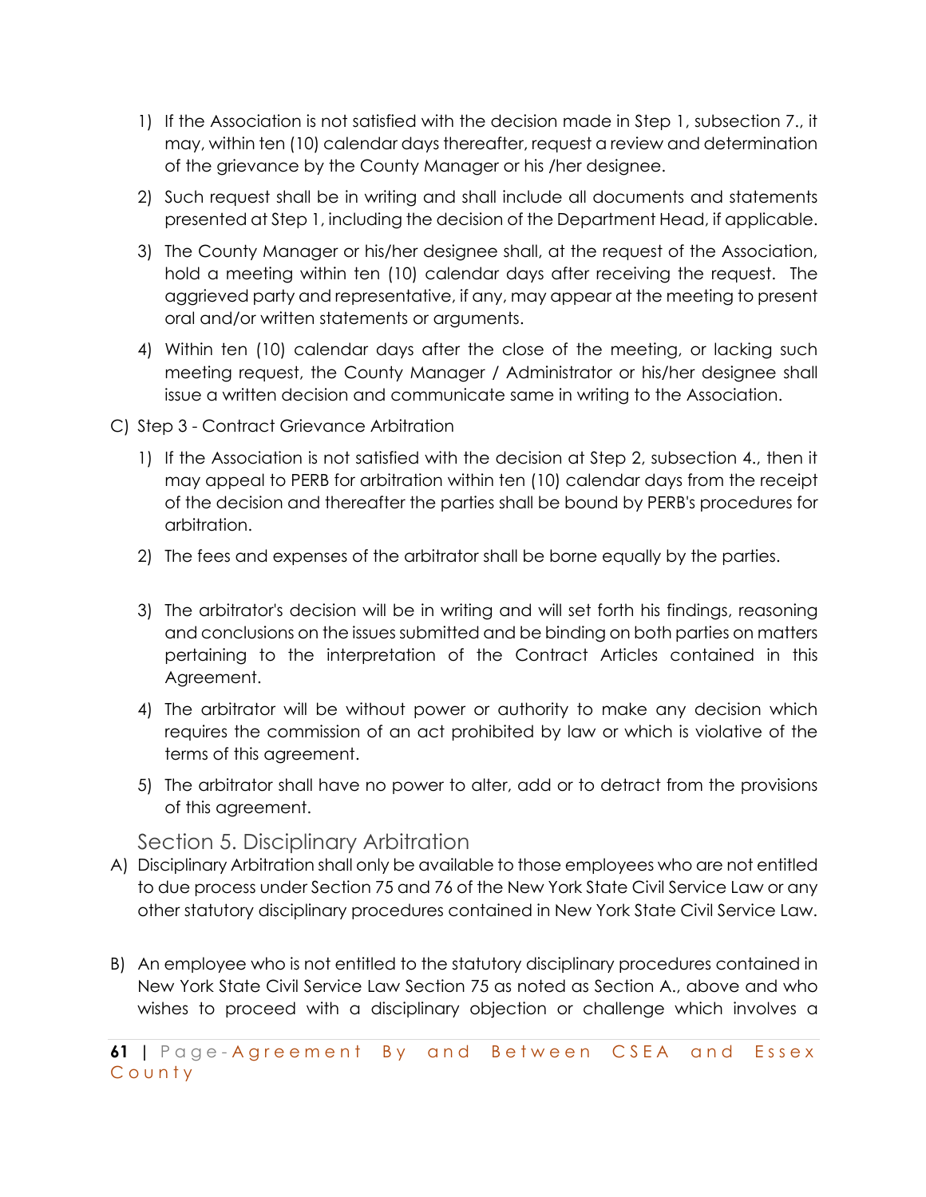1) If the Association is not satisfied with the decision made in Step 1, subsection 7., it may, within ten (10) calendar days thereafter, request a review and determination of the grievance by the County Manager or his /her designee.

2) Such request shall be in writing and shall include all documents and statements presented at Step 1, including the decision of the Department Head, if applicable.

3) The County Manager or his/her designee shall, at the request of the Association, hold a meeting within ten (10) calendar days after receiving the request. The aggrieved party and representative, if any, may appear at the meeting to present oral and/or written statements or arguments.

4) Within ten (10) calendar days after the close of the meeting, or lacking such meeting request, the County Manager / Administrator or his/her designee shall issue a written decision and communicate same in writing to the Association.

C) Step 3 - Contract Grievance Arbitration

1) If the Association is not satisfied with the decision at Step 2, subsection 4., then it may appeal to PERB for arbitration within ten (10) calendar days from the receipt of the decision and thereafter the parties shall be bound by PERB's procedures for arbitration.

2) The fees and expenses of the arbitrator shall be borne equally by the parties.

3) The arbitrator's decision will be in writing and will set forth his findings, reasoning and conclusions on the issues submitted and be binding on both parties on matters pertaining to the interpretation of the Contract Articles contained in this Agreement.

4) The arbitrator will be without power or authority to make any decision which requires the commission of an act prohibited by law or which is violative of the terms of this agreement.

5) The arbitrator shall have no power to alter, add or to detract from the provisions of this agreement.

## Section 5. Disciplinary Arbitration

A) Disciplinary Arbitration shall only be available to those employees who are not entitled to due process under Section 75 and 76 of the New York State Civil Service Law or any other statutory disciplinary procedures contained in New York State Civil Service Law.

B) An employee who is not entitled to the statutory disciplinary procedures contained in New York State Civil Service Law Section 75 as noted as Section A., above and who wishes to proceed with a disciplinary objection or challenge which involves a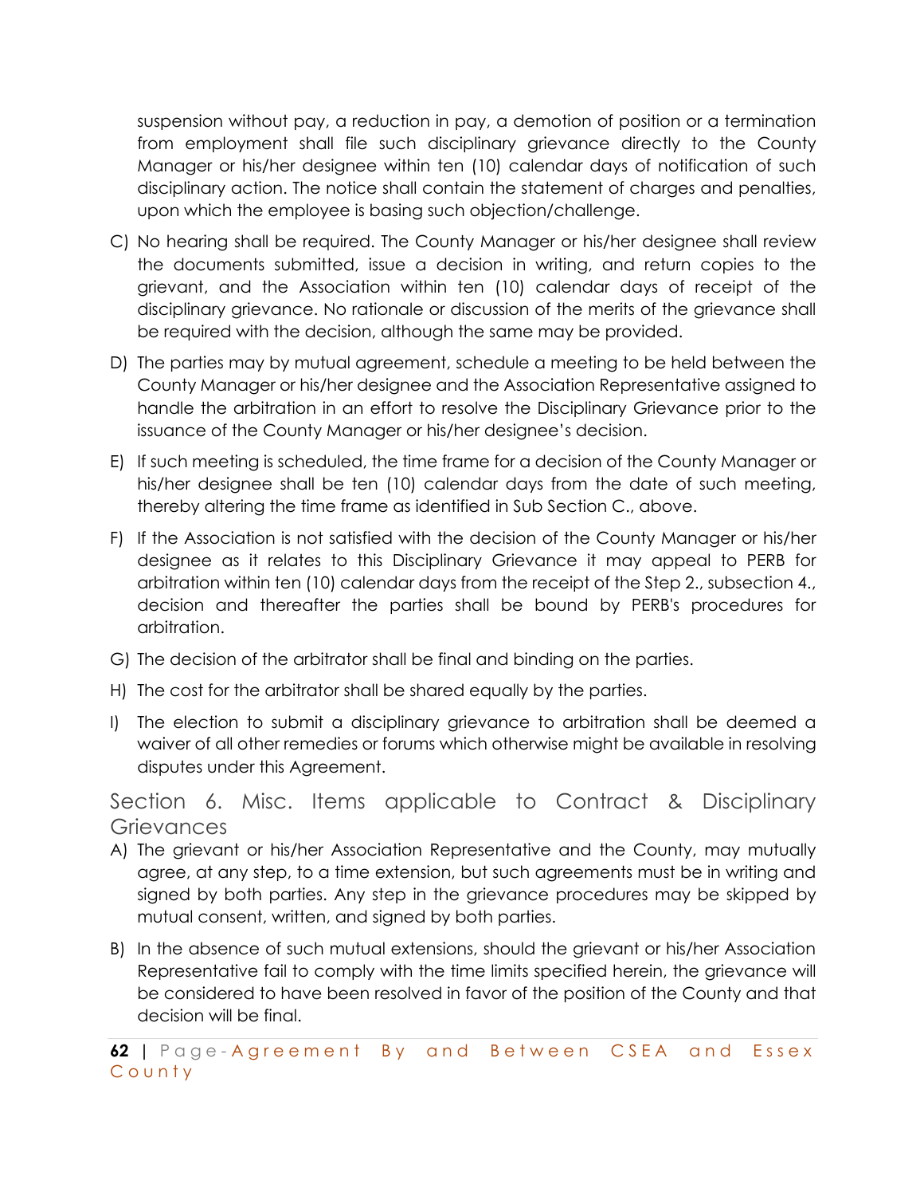suspension without pay, a reduction in pay, a demotion of position or a termination from employment shall file such disciplinary grievance directly to the County Manager or his/her designee within ten (10) calendar days of notification of such disciplinary action. The notice shall contain the statement of charges and penalties, upon which the employee is basing such objection/challenge.

C) No hearing shall be required. The County Manager or his/her designee shall review the documents submitted, issue a decision in writing, and return copies to the grievant, and the Association within ten (10) calendar days of receipt of the disciplinary grievance. No rationale or discussion of the merits of the grievance shall be required with the decision, although the same may be provided.

D) The parties may by mutual agreement, schedule a meeting to be held between the County Manager or his/her designee and the Association Representative assigned to handle the arbitration in an effort to resolve the Disciplinary Grievance prior to the issuance of the County Manager or his/her designee's decision.

E) If such meeting is scheduled, the time frame for a decision of the County Manager or his/her designee shall be ten (10) calendar days from the date of such meeting, thereby altering the time frame as identified in Sub Section C., above.

F) If the Association is not satisfied with the decision of the County Manager or his/her designee as it relates to this Disciplinary Grievance it may appeal to PERB for arbitration within ten (10) calendar days from the receipt of the Step 2., subsection 4., decision and thereafter the parties shall be bound by PERB's procedures for arbitration.

G) The decision of the arbitrator shall be final and binding on the parties.

H) The cost for the arbitrator shall be shared equally by the parties.

I) The election to submit a disciplinary grievance to arbitration shall be deemed a waiver of all other remedies or forums which otherwise might be available in resolving disputes under this Agreement.

## Section 6. Misc. Items applicable to Contract & Disciplinary Grievances

A) The grievant or his/her Association Representative and the County, may mutually agree, at any step, to a time extension, but such agreements must be in writing and signed by both parties. Any step in the grievance procedures may be skipped by mutual consent, written, and signed by both parties.

B) In the absence of such mutual extensions, should the grievant or his/her Association Representative fail to comply with the time limits specified herein, the grievance will be considered to have been resolved in favor of the position of the County and that decision will be final.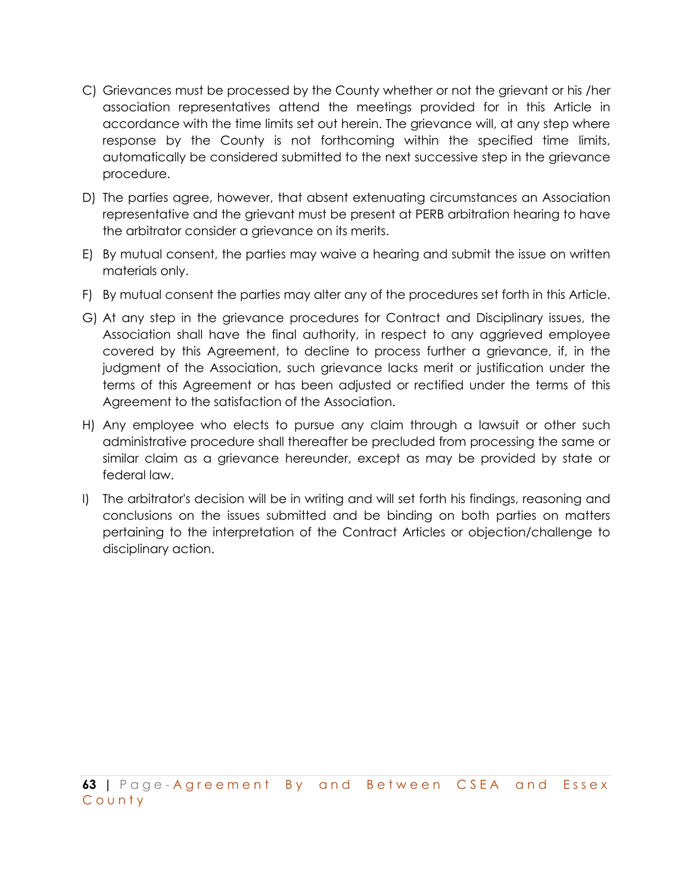C) Grievances must be processed by the County whether or not the grievant or his /her association representatives attend the meetings provided for in this Article in accordance with the time limits set out herein. The grievance will, at any step where response by the County is not forthcoming within the specified time limits, automatically be considered submitted to the next successive step in the grievance procedure.

D) The parties agree, however, that absent extenuating circumstances an Association representative and the grievant must be present at PERB arbitration hearing to have the arbitrator consider a grievance on its merits.

E) By mutual consent, the parties may waive a hearing and submit the issue on written materials only.

F) By mutual consent the parties may alter any of the procedures set forth in this Article.

G) At any step in the grievance procedures for Contract and Disciplinary issues, the Association shall have the final authority, in respect to any aggrieved employee covered by this Agreement, to decline to process further a grievance, if, in the judgment of the Association, such grievance lacks merit or justification under the terms of this Agreement or has been adjusted or rectified under the terms of this Agreement to the satisfaction of the Association.

H) Any employee who elects to pursue any claim through a lawsuit or other such administrative procedure shall thereafter be precluded from processing the same or similar claim as a grievance hereunder, except as may be provided by state or federal law.

I) The arbitrator's decision will be in writing and will set forth his findings, reasoning and conclusions on the issues submitted and be binding on both parties on matters pertaining to the interpretation of the Contract Articles or objection/challenge to disciplinary action.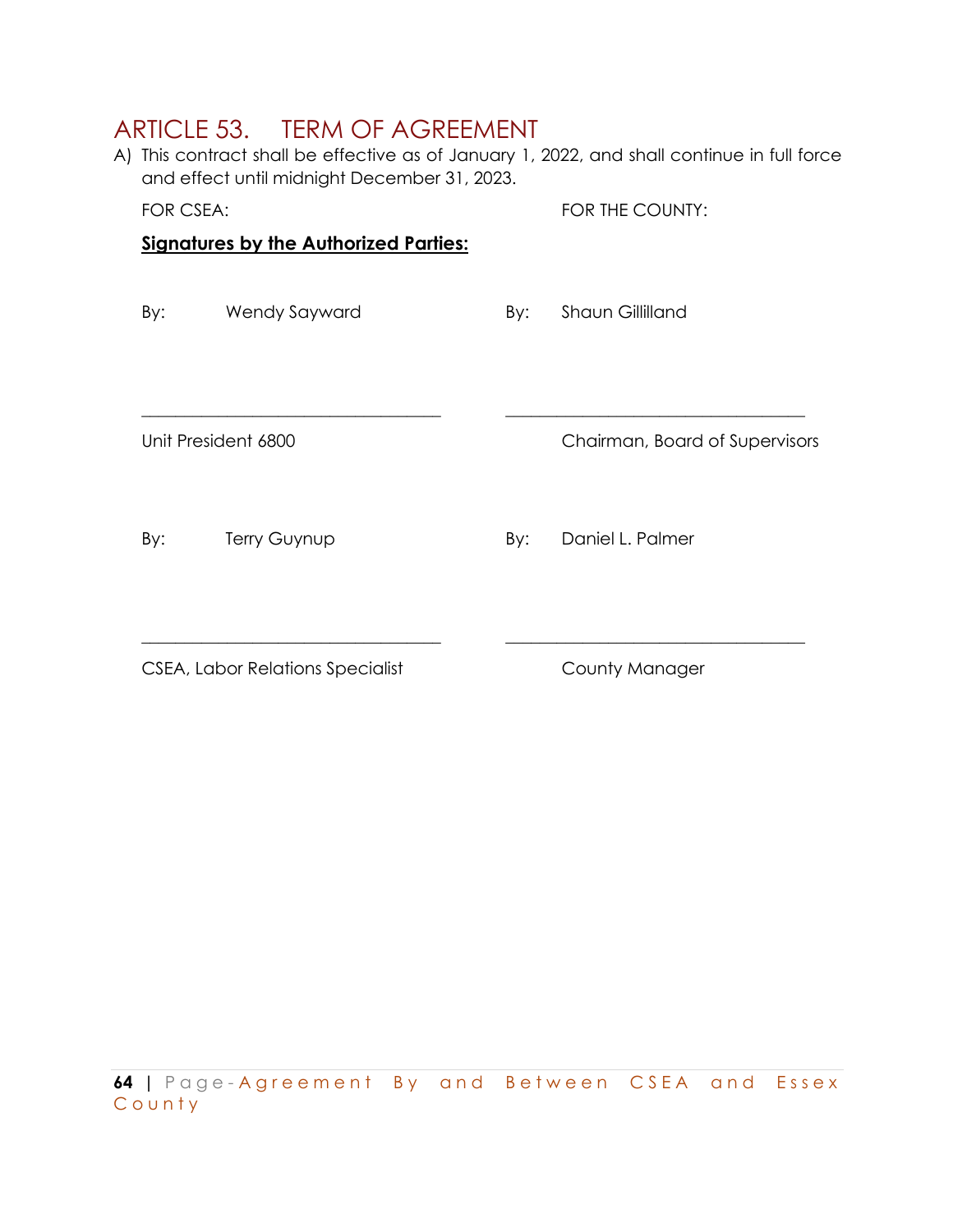# ARTICLE 53. TERM OF AGREEMENT

A) This contract shall be effective as of January 1, 2022, and shall continue in full force and effect until midnight December 31, 2023.

FOR CSEA:

**Signatures by the Authorized Parties:**

By: Wendy Sayward

\_\_\_\_\_\_\_\_\_\_\_\_\_\_\_\_\_\_\_\_\_\_\_\_\_\_\_\_\_\_\_\_\_\_\_\_

Unit President 6800

By: Terry Guynup

\_\_\_\_\_\_\_\_\_\_\_\_\_\_\_\_\_\_\_\_\_\_\_\_\_\_\_\_\_\_\_\_\_\_\_\_

CSEA, Labor Relations Specialist

FOR THE COUNTY:

By: Shaun Gillilland

\_\_\_\_\_\_\_\_\_\_\_\_\_\_\_\_\_\_\_\_\_\_\_\_\_\_\_\_\_\_\_\_\_\_\_\_

Chairman, Board of Supervisors

By: Daniel L. Palmer

\_\_\_\_\_\_\_\_\_\_\_\_\_\_\_\_\_\_\_\_\_\_\_\_\_\_\_\_\_\_\_\_\_\_\_\_

County Manager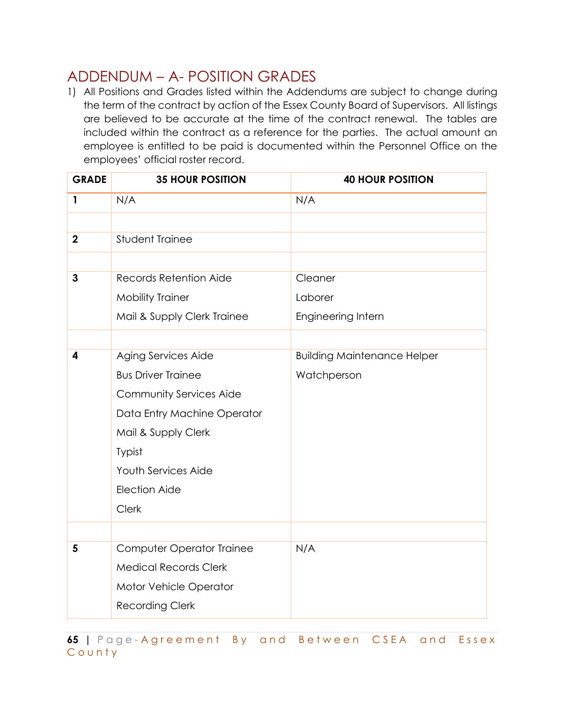# ADDENDUM – A- POSITION GRADES

1) All Positions and Grades listed within the Addendums are subject to change during the term of the contract by action of the Essex County Board of Supervisors. All listings are believed to be accurate at the time of the contract renewal. The tables are included within the contract as a reference for the parties. The actual amount an employee is entitled to be paid is documented within the Personnel Office on the employees' official roster record.

| GRADE | 35 HOUR POSITION | 40 HOUR POSITION |
|---|---|---|
| **1** | N/A | N/A |
| | | |
| **2** | Student Trainee | |
| | | |
| **3** | Records Retention Aide<br>Mobility Trainer<br>Mail & Supply Clerk Trainee | Cleaner<br>Laborer<br>Engineering Intern |
| | | |
| **4** | Aging Services Aide<br>Bus Driver Trainee<br>Community Services Aide<br>Data Entry Machine Operator<br>Mail & Supply Clerk<br>Typist<br>Youth Services Aide<br>Election Aide<br>Clerk | Building Maintenance Helper<br>Watchperson |
| | | |
| **5** | Computer Operator Trainee<br>Medical Records Clerk<br>Motor Vehicle Operator<br>Recording Clerk | N/A |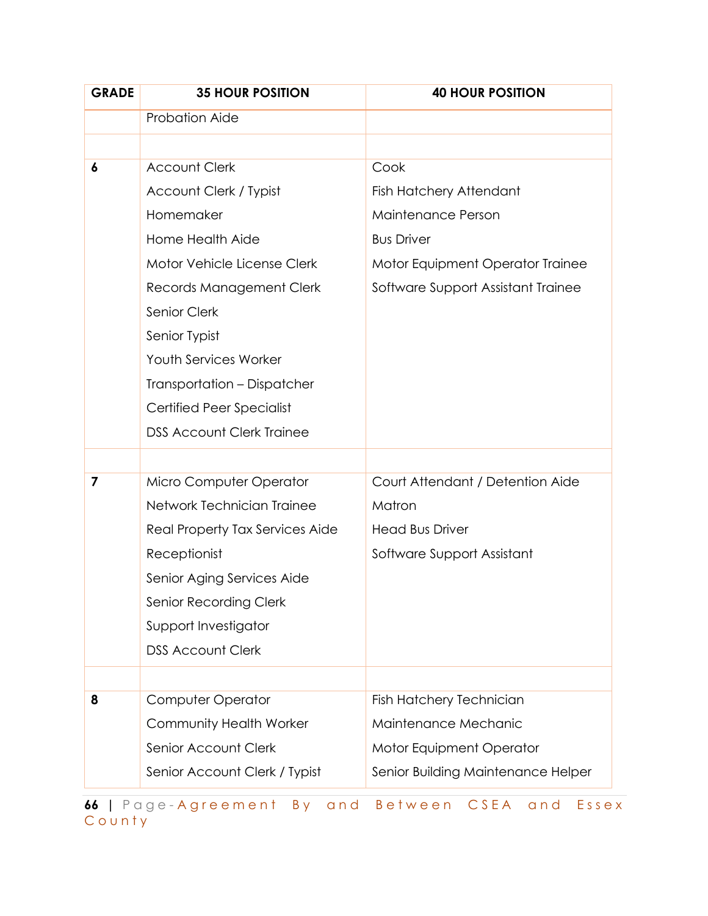| GRADE | 35 HOUR POSITION | 40 HOUR POSITION |
|---|---|---|
| | Probation Aide | |
| | | |
| 6 | Account Clerk | Cook |
| | Account Clerk / Typist | Fish Hatchery Attendant |
| | Homemaker | Maintenance Person |
| | Home Health Aide | Bus Driver |
| | Motor Vehicle License Clerk | Motor Equipment Operator Trainee |
| | Records Management Clerk | Software Support Assistant Trainee |
| | Senior Clerk | |
| | Senior Typist | |
| | Youth Services Worker | |
| | Transportation – Dispatcher | |
| | Certified Peer Specialist | |
| | DSS Account Clerk Trainee | |
| | | |
| 7 | Micro Computer Operator | Court Attendant / Detention Aide |
| | Network Technician Trainee | Matron |
| | Real Property Tax Services Aide | Head Bus Driver |
| | Receptionist | Software Support Assistant |
| | Senior Aging Services Aide | |
| | Senior Recording Clerk | |
| | Support Investigator | |
| | DSS Account Clerk | |
| | | |
| 8 | Computer Operator | Fish Hatchery Technician |
| | Community Health Worker | Maintenance Mechanic |
| | Senior Account Clerk | Motor Equipment Operator |
| | Senior Account Clerk / Typist | Senior Building Maintenance Helper |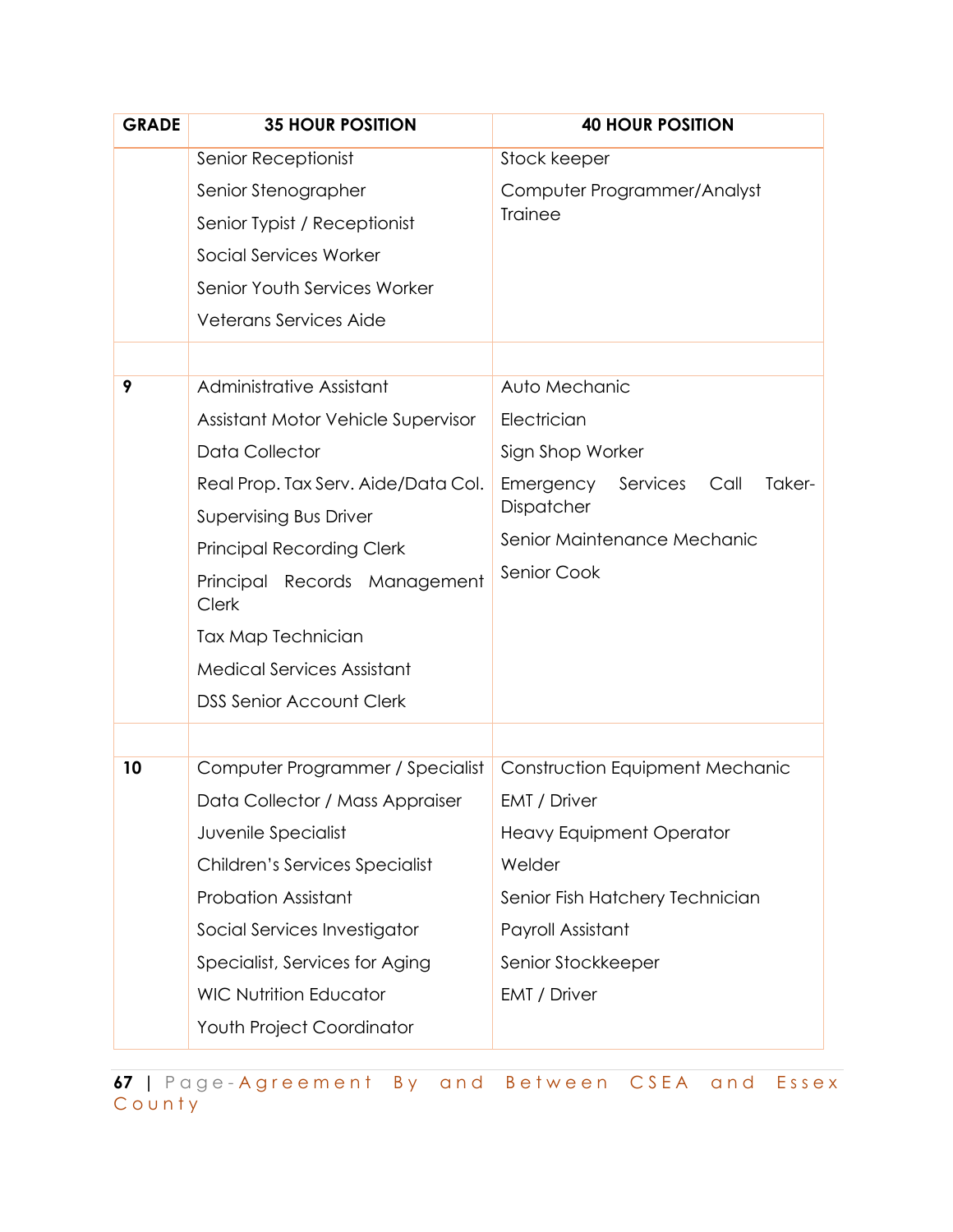| GRADE | 35 HOUR POSITION | 40 HOUR POSITION |
|---|---|---|
| | Senior Receptionist | Stock keeper |
| | Senior Stenographer | Computer Programmer/Analyst Trainee |
| | Senior Typist / Receptionist | |
| | Social Services Worker | |
| | Senior Youth Services Worker | |
| | Veterans Services Aide | |
| | | |
| 9 | Administrative Assistant | Auto Mechanic |
| | Assistant Motor Vehicle Supervisor | Electrician |
| | Data Collector | Sign Shop Worker |
| | Real Prop. Tax Serv. Aide/Data Col. | Emergency Services Call Taker-Dispatcher |
| | Supervising Bus Driver | Senior Maintenance Mechanic |
| | Principal Recording Clerk | Senior Cook |
| | Principal Records Management Clerk | |
| | Tax Map Technician | |
| | Medical Services Assistant | |
| | DSS Senior Account Clerk | |
| | | |
| 10 | Computer Programmer / Specialist | Construction Equipment Mechanic |
| | Data Collector / Mass Appraiser | EMT / Driver |
| | Juvenile Specialist | Heavy Equipment Operator |
| | Children's Services Specialist | Welder |
| | Probation Assistant | Senior Fish Hatchery Technician |
| | Social Services Investigator | Payroll Assistant |
| | Specialist, Services for Aging | Senior Stockkeeper |
| | WIC Nutrition Educator | EMT / Driver |
| | Youth Project Coordinator | |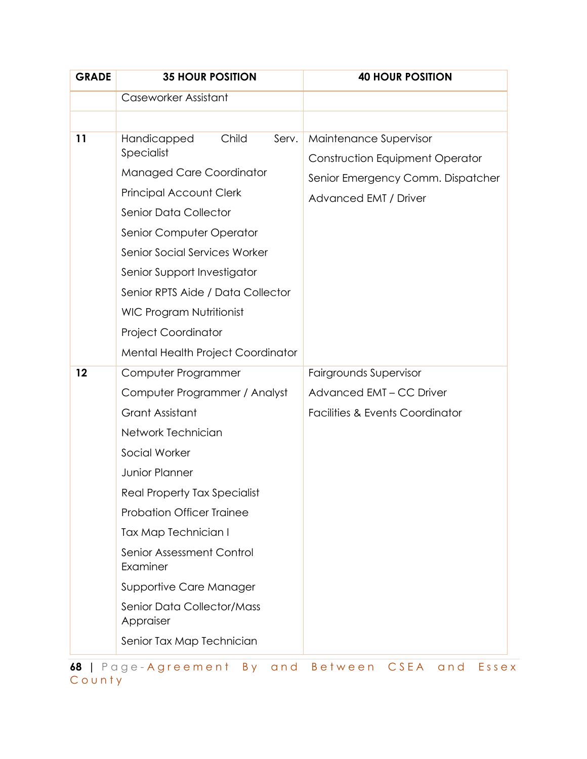| GRADE | 35 HOUR POSITION | 40 HOUR POSITION |
|---|---|---|
| | Caseworker Assistant | |
| | | |
| 11 | Handicapped Child Serv. Specialist<br>Managed Care Coordinator<br>Principal Account Clerk<br>Senior Data Collector<br>Senior Computer Operator<br>Senior Social Services Worker<br>Senior Support Investigator<br>Senior RPTS Aide / Data Collector<br>WIC Program Nutritionist<br>Project Coordinator<br>Mental Health Project Coordinator | Maintenance Supervisor<br>Construction Equipment Operator<br>Senior Emergency Comm. Dispatcher<br>Advanced EMT / Driver |
| 12 | Computer Programmer<br>Computer Programmer / Analyst<br>Grant Assistant<br>Network Technician<br>Social Worker<br>Junior Planner<br>Real Property Tax Specialist<br>Probation Officer Trainee<br>Tax Map Technician I<br>Senior Assessment Control Examiner<br>Supportive Care Manager<br>Senior Data Collector/Mass Appraiser<br>Senior Tax Map Technician | Fairgrounds Supervisor<br>Advanced EMT – CC Driver<br>Facilities & Events Coordinator |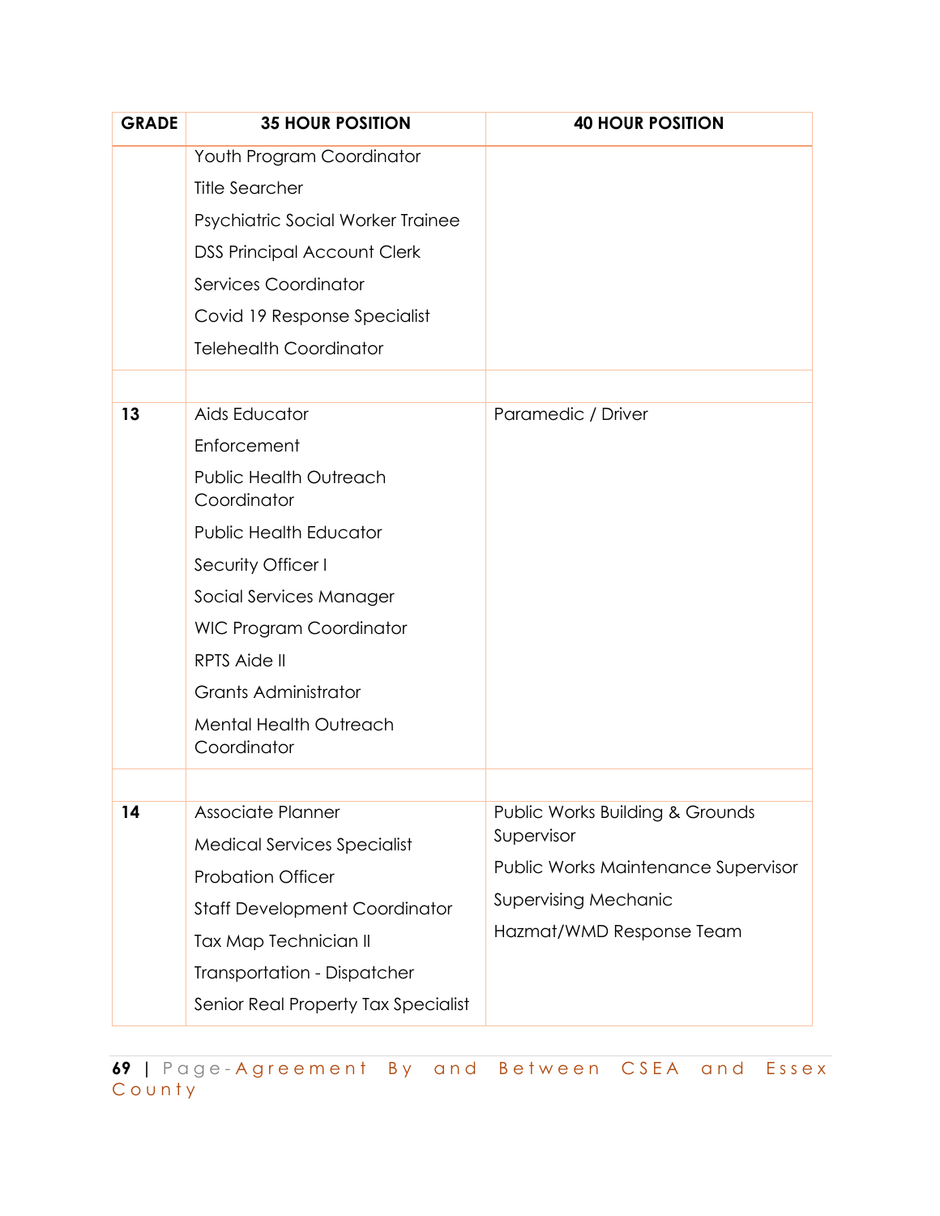| GRADE | 35 HOUR POSITION | 40 HOUR POSITION |
|---|---|---|
| | Youth Program Coordinator | |
| | Title Searcher | |
| | Psychiatric Social Worker Trainee | |
| | DSS Principal Account Clerk | |
| | Services Coordinator | |
| | Covid 19 Response Specialist | |
| | Telehealth Coordinator | |
| | | |
| 13 | Aids Educator | Paramedic / Driver |
| | Enforcement | |
| | Public Health Outreach Coordinator | |
| | Public Health Educator | |
| | Security Officer I | |
| | Social Services Manager | |
| | WIC Program Coordinator | |
| | RPTS Aide II | |
| | Grants Administrator | |
| | Mental Health Outreach Coordinator | |
| | | |
| 14 | Associate Planner | Public Works Building & Grounds Supervisor |
| | Medical Services Specialist | Public Works Maintenance Supervisor |
| | Probation Officer | Supervising Mechanic |
| | Staff Development Coordinator | Hazmat/WMD Response Team |
| | Tax Map Technician II | |
| | Transportation - Dispatcher | |
| | Senior Real Property Tax Specialist | |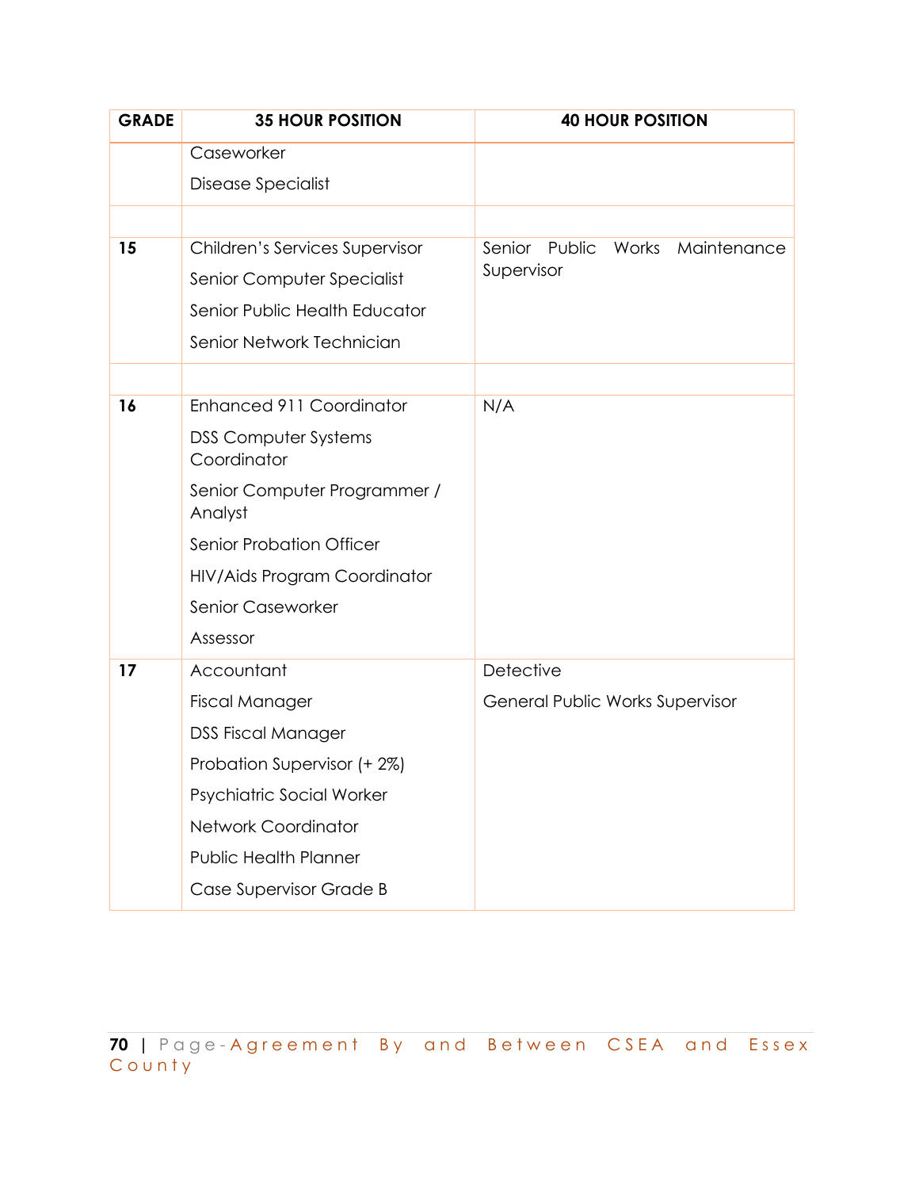| GRADE | 35 HOUR POSITION | 40 HOUR POSITION |
|---|---|---|
| | Caseworker<br>Disease Specialist | |
| | | |
| 15 | Children's Services Supervisor<br>Senior Computer Specialist<br>Senior Public Health Educator<br>Senior Network Technician | Senior Public Works Maintenance Supervisor |
| | | |
| 16 | Enhanced 911 Coordinator<br>DSS Computer Systems Coordinator<br>Senior Computer Programmer / Analyst<br>Senior Probation Officer<br>HIV/Aids Program Coordinator<br>Senior Caseworker<br>Assessor | N/A |
| 17 | Accountant<br>Fiscal Manager<br>DSS Fiscal Manager<br>Probation Supervisor (+ 2%)<br>Psychiatric Social Worker<br>Network Coordinator<br>Public Health Planner<br>Case Supervisor Grade B | Detective<br>General Public Works Supervisor |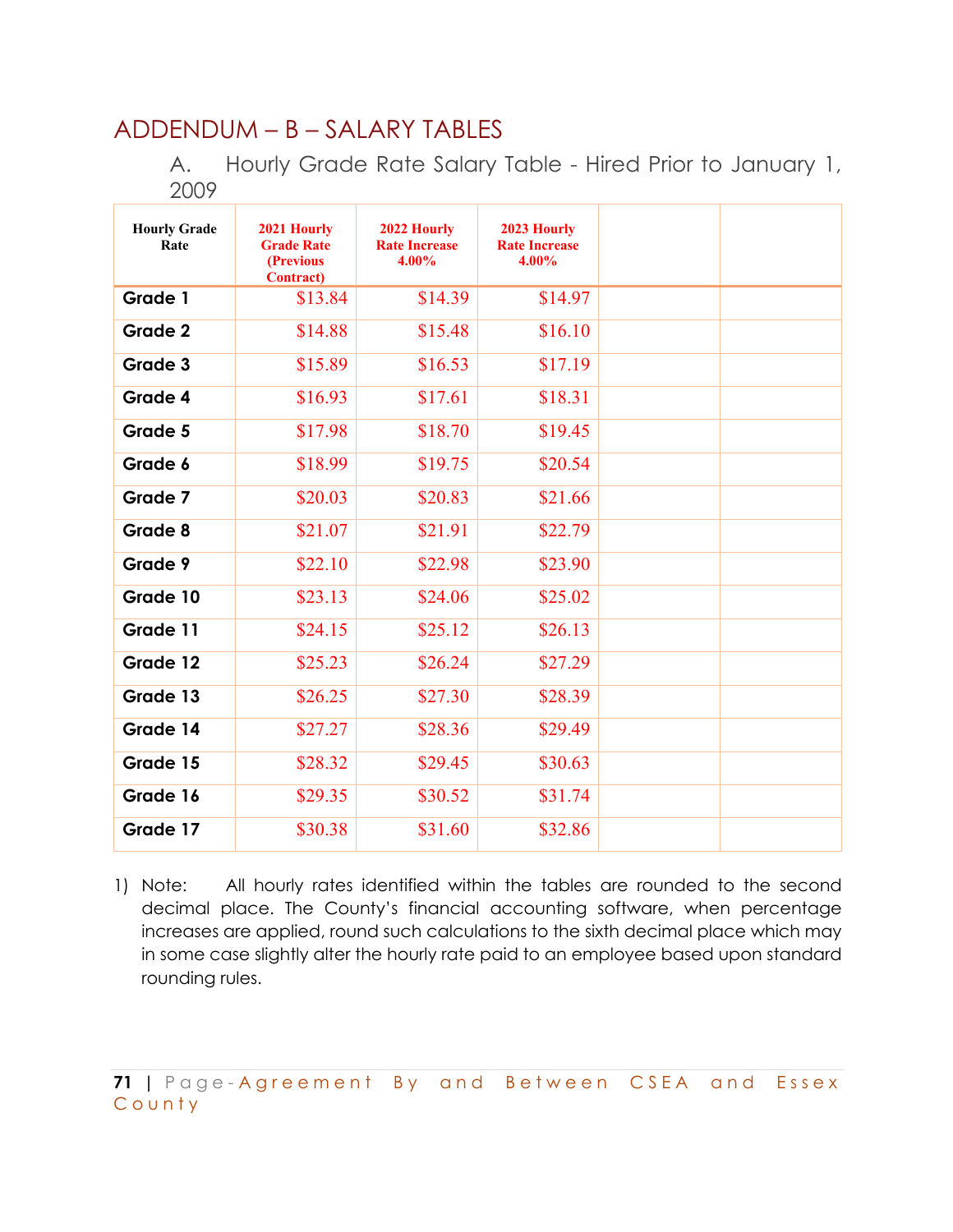# ADDENDUM – B – SALARY TABLES

A. Hourly Grade Rate Salary Table - Hired Prior to January 1, 2009

| Hourly Grade Rate | 2021 Hourly Grade Rate (Previous Contract) | 2022 Hourly Rate Increase 4.00% | 2023 Hourly Rate Increase 4.00% | | |
|---|---|---|---|---|---|
| Grade 1 | $13.84 | $14.39 | $14.97 | | |
| Grade 2 | $14.88 | $15.48 | $16.10 | | |
| Grade 3 | $15.89 | $16.53 | $17.19 | | |
| Grade 4 | $16.93 | $17.61 | $18.31 | | |
| Grade 5 | $17.98 | $18.70 | $19.45 | | |
| Grade 6 | $18.99 | $19.75 | $20.54 | | |
| Grade 7 | $20.03 | $20.83 | $21.66 | | |
| Grade 8 | $21.07 | $21.91 | $22.79 | | |
| Grade 9 | $22.10 | $22.98 | $23.90 | | |
| Grade 10 | $23.13 | $24.06 | $25.02 | | |
| Grade 11 | $24.15 | $25.12 | $26.13 | | |
| Grade 12 | $25.23 | $26.24 | $27.29 | | |
| Grade 13 | $26.25 | $27.30 | $28.39 | | |
| Grade 14 | $27.27 | $28.36 | $29.49 | | |
| Grade 15 | $28.32 | $29.45 | $30.63 | | |
| Grade 16 | $29.35 | $30.52 | $31.74 | | |
| Grade 17 | $30.38 | $31.60 | $32.86 | | |

1) Note: All hourly rates identified within the tables are rounded to the second decimal place. The County's financial accounting software, when percentage increases are applied, round such calculations to the sixth decimal place which may in some case slightly alter the hourly rate paid to an employee based upon standard rounding rules.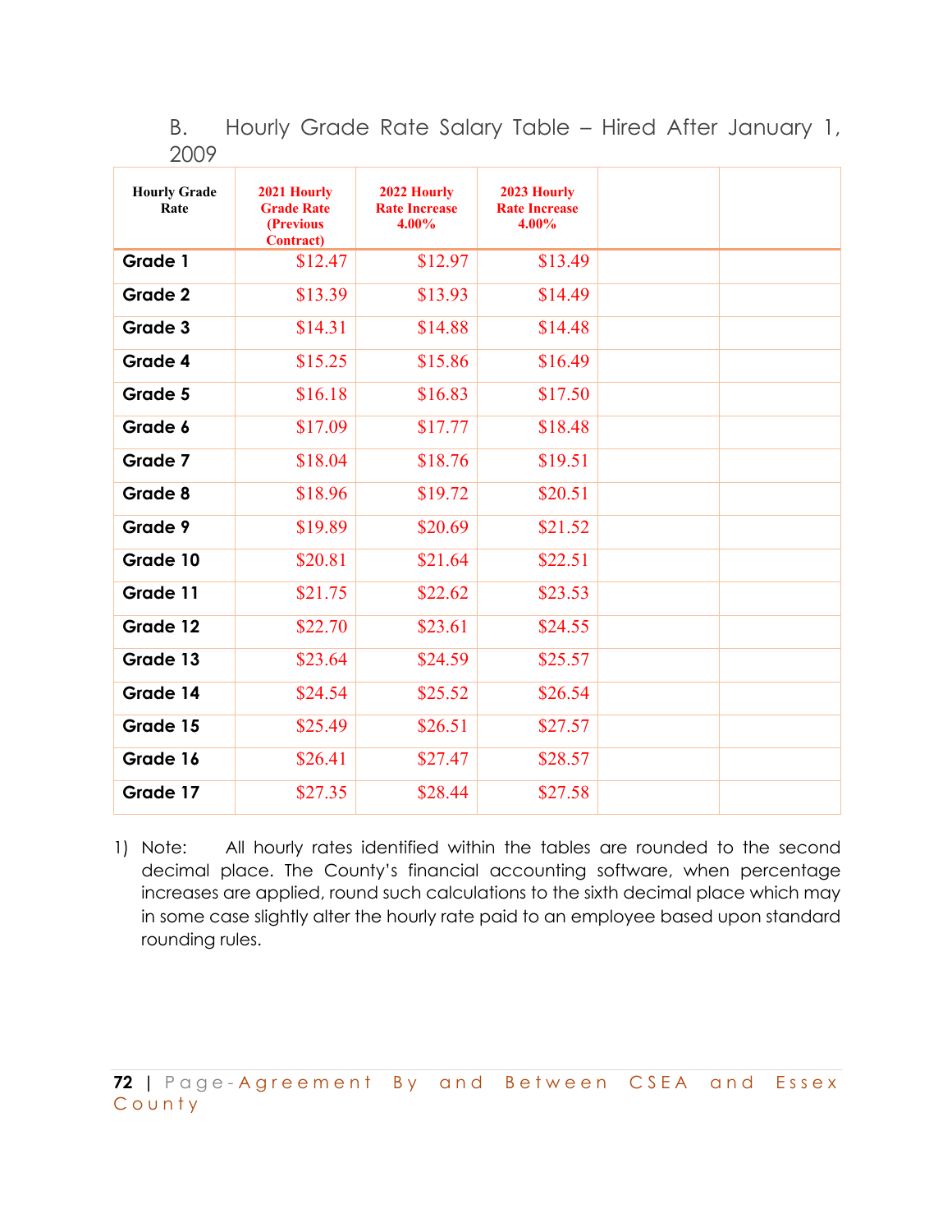B. Hourly Grade Rate Salary Table – Hired After January 1, 2009

| Hourly Grade Rate | 2021 Hourly Grade Rate (Previous Contract) | 2022 Hourly Rate Increase 4.00% | 2023 Hourly Rate Increase 4.00% | | |
|---|---|---|---|---|---|
| Grade 1 | $12.47 | $12.97 | $13.49 | | |
| Grade 2 | $13.39 | $13.93 | $14.49 | | |
| Grade 3 | $14.31 | $14.88 | $14.48 | | |
| Grade 4 | $15.25 | $15.86 | $16.49 | | |
| Grade 5 | $16.18 | $16.83 | $17.50 | | |
| Grade 6 | $17.09 | $17.77 | $18.48 | | |
| Grade 7 | $18.04 | $18.76 | $19.51 | | |
| Grade 8 | $18.96 | $19.72 | $20.51 | | |
| Grade 9 | $19.89 | $20.69 | $21.52 | | |
| Grade 10 | $20.81 | $21.64 | $22.51 | | |
| Grade 11 | $21.75 | $22.62 | $23.53 | | |
| Grade 12 | $22.70 | $23.61 | $24.55 | | |
| Grade 13 | $23.64 | $24.59 | $25.57 | | |
| Grade 14 | $24.54 | $25.52 | $26.54 | | |
| Grade 15 | $25.49 | $26.51 | $27.57 | | |
| Grade 16 | $26.41 | $27.47 | $28.57 | | |
| Grade 17 | $27.35 | $28.44 | $27.58 | | |

1) Note: All hourly rates identified within the tables are rounded to the second decimal place. The County's financial accounting software, when percentage increases are applied, round such calculations to the sixth decimal place which may in some case slightly alter the hourly rate paid to an employee based upon standard rounding rules.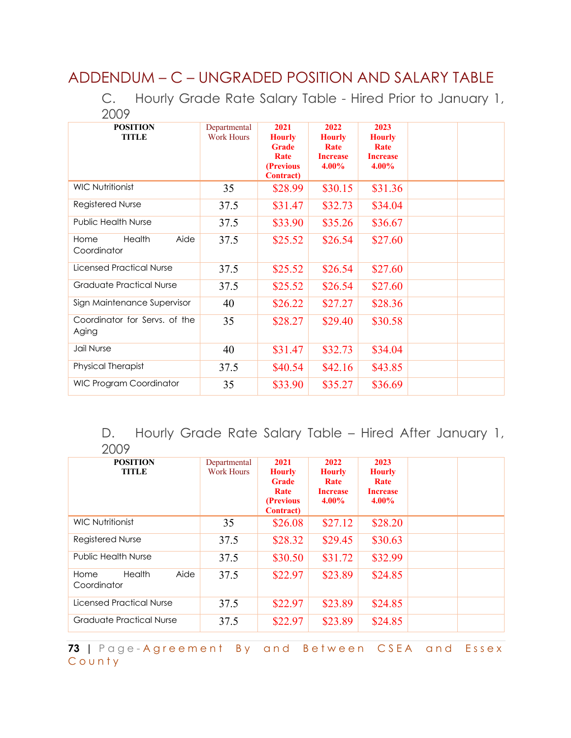# ADDENDUM – C – UNGRADED POSITION AND SALARY TABLE

C. Hourly Grade Rate Salary Table - Hired Prior to January 1, 2009

| POSITION TITLE | Departmental Work Hours | 2021 Hourly Grade Rate (Previous Contract) | 2022 Hourly Rate Increase 4.00% | 2023 Hourly Rate Increase 4.00% | | |
|---|---|---|---|---|---|---|
| WIC Nutritionist | 35 | $28.99 | $30.15 | $31.36 | | |
| Registered Nurse | 37.5 | $31.47 | $32.73 | $34.04 | | |
| Public Health Nurse | 37.5 | $33.90 | $35.26 | $36.67 | | |
| Home Health Aide Coordinator | 37.5 | $25.52 | $26.54 | $27.60 | | |
| Licensed Practical Nurse | 37.5 | $25.52 | $26.54 | $27.60 | | |
| Graduate Practical Nurse | 37.5 | $25.52 | $26.54 | $27.60 | | |
| Sign Maintenance Supervisor | 40 | $26.22 | $27.27 | $28.36 | | |
| Coordinator for Servs. of the Aging | 35 | $28.27 | $29.40 | $30.58 | | |
| Jail Nurse | 40 | $31.47 | $32.73 | $34.04 | | |
| Physical Therapist | 37.5 | $40.54 | $42.16 | $43.85 | | |
| WIC Program Coordinator | 35 | $33.90 | $35.27 | $36.69 | | |

D. Hourly Grade Rate Salary Table – Hired After January 1, 2009

| POSITION TITLE | Departmental Work Hours | 2021 Hourly Grade Rate (Previous Contract) | 2022 Hourly Rate Increase 4.00% | 2023 Hourly Rate Increase 4.00% | | |
|---|---|---|---|---|---|---|
| WIC Nutritionist | 35 | $26.08 | $27.12 | $28.20 | | |
| Registered Nurse | 37.5 | $28.32 | $29.45 | $30.63 | | |
| Public Health Nurse | 37.5 | $30.50 | $31.72 | $32.99 | | |
| Home Health Aide Coordinator | 37.5 | $22.97 | $23.89 | $24.85 | | |
| Licensed Practical Nurse | 37.5 | $22.97 | $23.89 | $24.85 | | |
| Graduate Practical Nurse | 37.5 | $22.97 | $23.89 | $24.85 | | |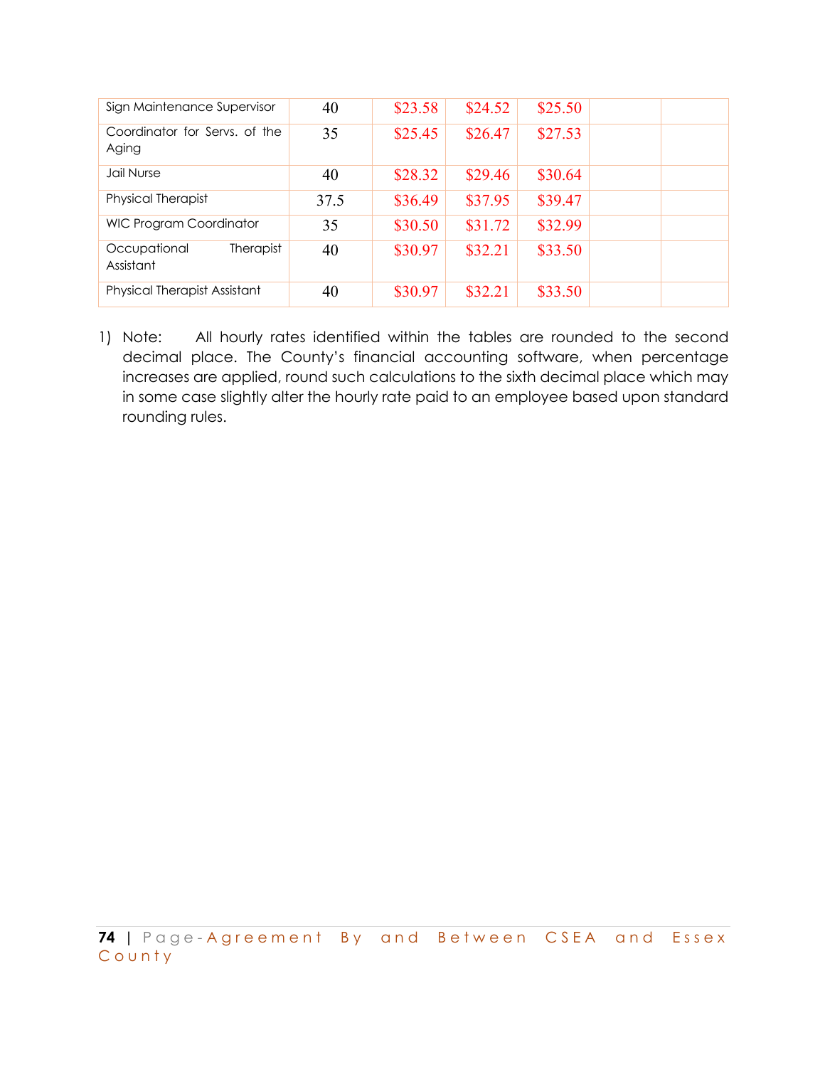| | | | | | | |
|---|---|---|---|---|---|---|
| Sign Maintenance Supervisor | 40 | $23.58 | $24.52 | $25.50 | | |
| Coordinator for Servs. of the Aging | 35 | $25.45 | $26.47 | $27.53 | | |
| Jail Nurse | 40 | $28.32 | $29.46 | $30.64 | | |
| Physical Therapist | 37.5 | $36.49 | $37.95 | $39.47 | | |
| WIC Program Coordinator | 35 | $30.50 | $31.72 | $32.99 | | |
| Occupational Therapist Assistant | 40 | $30.97 | $32.21 | $33.50 | | |
| Physical Therapist Assistant | 40 | $30.97 | $32.21 | $33.50 | | |

1) Note: All hourly rates identified within the tables are rounded to the second decimal place. The County's financial accounting software, when percentage increases are applied, round such calculations to the sixth decimal place which may in some case slightly alter the hourly rate paid to an employee based upon standard rounding rules.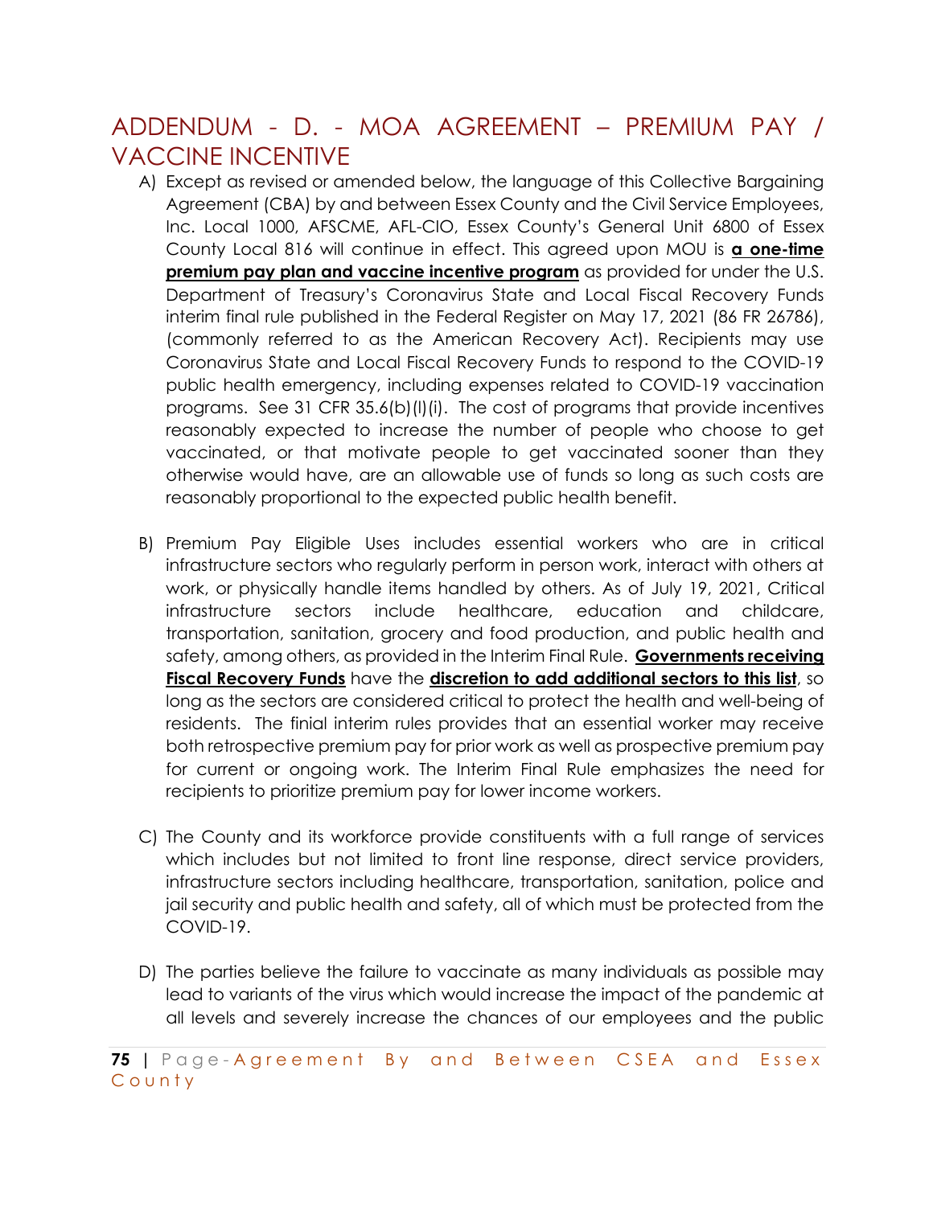## ADDENDUM - D. - MOA AGREEMENT – PREMIUM PAY / VACCINE INCENTIVE

A) Except as revised or amended below, the language of this Collective Bargaining Agreement (CBA) by and between Essex County and the Civil Service Employees, Inc. Local 1000, AFSCME, AFL-CIO, Essex County's General Unit 6800 of Essex County Local 816 will continue in effect. This agreed upon MOU is **a one-time premium pay plan and vaccine incentive program** as provided for under the U.S. Department of Treasury's Coronavirus State and Local Fiscal Recovery Funds interim final rule published in the Federal Register on May 17, 2021 (86 FR 26786), (commonly referred to as the American Recovery Act). Recipients may use Coronavirus State and Local Fiscal Recovery Funds to respond to the COVID-19 public health emergency, including expenses related to COVID-19 vaccination programs. See 31 CFR 35.6(b)(l)(i). The cost of programs that provide incentives reasonably expected to increase the number of people who choose to get vaccinated, or that motivate people to get vaccinated sooner than they otherwise would have, are an allowable use of funds so long as such costs are reasonably proportional to the expected public health benefit.

B) Premium Pay Eligible Uses includes essential workers who are in critical infrastructure sectors who regularly perform in person work, interact with others at work, or physically handle items handled by others. As of July 19, 2021, Critical infrastructure sectors include healthcare, education and childcare, transportation, sanitation, grocery and food production, and public health and safety, among others, as provided in the Interim Final Rule. **Governments receiving Fiscal Recovery Funds** have the **discretion to add additional sectors to this list**, so long as the sectors are considered critical to protect the health and well-being of residents. The finial interim rules provides that an essential worker may receive both retrospective premium pay for prior work as well as prospective premium pay for current or ongoing work. The Interim Final Rule emphasizes the need for recipients to prioritize premium pay for lower income workers.

C) The County and its workforce provide constituents with a full range of services which includes but not limited to front line response, direct service providers, infrastructure sectors including healthcare, transportation, sanitation, police and jail security and public health and safety, all of which must be protected from the COVID-19.

D) The parties believe the failure to vaccinate as many individuals as possible may lead to variants of the virus which would increase the impact of the pandemic at all levels and severely increase the chances of our employees and the public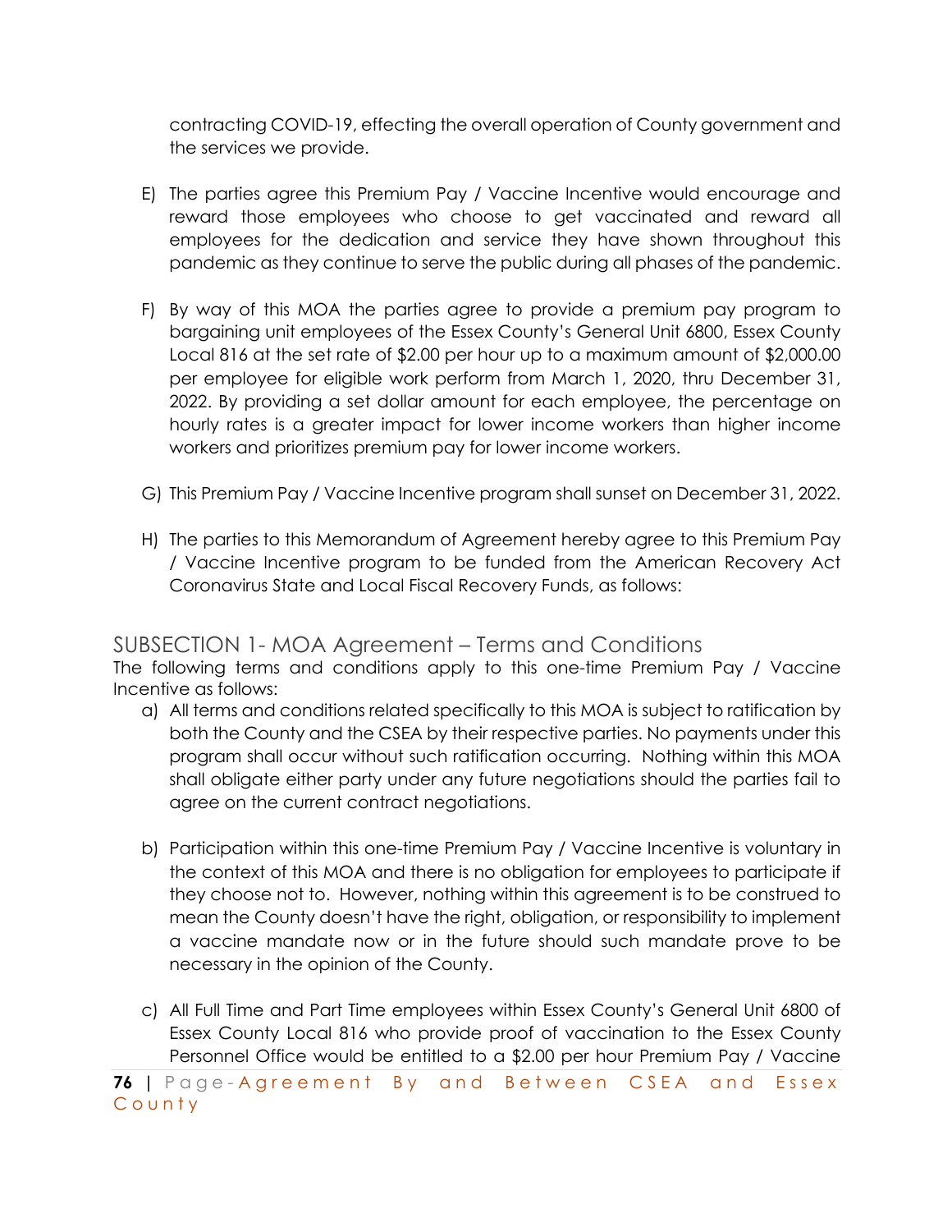contracting COVID-19, effecting the overall operation of County government and the services we provide.

E) The parties agree this Premium Pay / Vaccine Incentive would encourage and reward those employees who choose to get vaccinated and reward all employees for the dedication and service they have shown throughout this pandemic as they continue to serve the public during all phases of the pandemic.

F) By way of this MOA the parties agree to provide a premium pay program to bargaining unit employees of the Essex County's General Unit 6800, Essex County Local 816 at the set rate of $2.00 per hour up to a maximum amount of $2,000.00 per employee for eligible work perform from March 1, 2020, thru December 31, 2022. By providing a set dollar amount for each employee, the percentage on hourly rates is a greater impact for lower income workers than higher income workers and prioritizes premium pay for lower income workers.

G) This Premium Pay / Vaccine Incentive program shall sunset on December 31, 2022.

H) The parties to this Memorandum of Agreement hereby agree to this Premium Pay / Vaccine Incentive program to be funded from the American Recovery Act Coronavirus State and Local Fiscal Recovery Funds, as follows:

## SUBSECTION 1- MOA Agreement – Terms and Conditions

The following terms and conditions apply to this one-time Premium Pay / Vaccine Incentive as follows:

a) All terms and conditions related specifically to this MOA is subject to ratification by both the County and the CSEA by their respective parties. No payments under this program shall occur without such ratification occurring. Nothing within this MOA shall obligate either party under any future negotiations should the parties fail to agree on the current contract negotiations.

b) Participation within this one-time Premium Pay / Vaccine Incentive is voluntary in the context of this MOA and there is no obligation for employees to participate if they choose not to. However, nothing within this agreement is to be construed to mean the County doesn't have the right, obligation, or responsibility to implement a vaccine mandate now or in the future should such mandate prove to be necessary in the opinion of the County.

c) All Full Time and Part Time employees within Essex County's General Unit 6800 of Essex County Local 816 who provide proof of vaccination to the Essex County Personnel Office would be entitled to a $2.00 per hour Premium Pay / Vaccine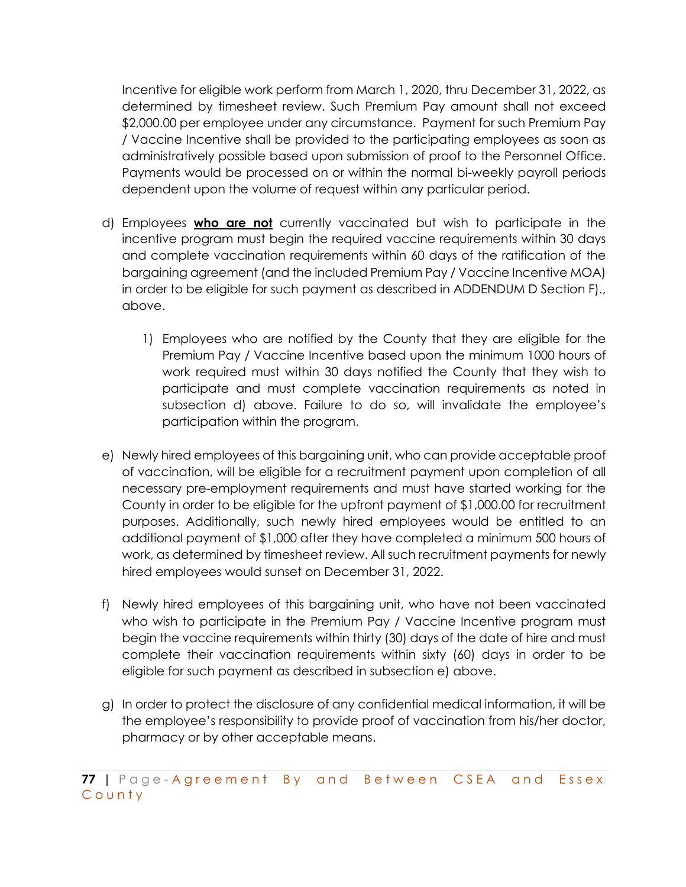Incentive for eligible work perform from March 1, 2020, thru December 31, 2022, as determined by timesheet review. Such Premium Pay amount shall not exceed $2,000.00 per employee under any circumstance. Payment for such Premium Pay / Vaccine Incentive shall be provided to the participating employees as soon as administratively possible based upon submission of proof to the Personnel Office. Payments would be processed on or within the normal bi-weekly payroll periods dependent upon the volume of request within any particular period.

d) Employees <u>**who are not**</u> currently vaccinated but wish to participate in the incentive program must begin the required vaccine requirements within 30 days and complete vaccination requirements within 60 days of the ratification of the bargaining agreement (and the included Premium Pay / Vaccine Incentive MOA) in order to be eligible for such payment as described in ADDENDUM D Section F)., above.

    1) Employees who are notified by the County that they are eligible for the Premium Pay / Vaccine Incentive based upon the minimum 1000 hours of work required must within 30 days notified the County that they wish to participate and must complete vaccination requirements as noted in subsection d) above. Failure to do so, will invalidate the employee's participation within the program.

e) Newly hired employees of this bargaining unit, who can provide acceptable proof of vaccination, will be eligible for a recruitment payment upon completion of all necessary pre-employment requirements and must have started working for the County in order to be eligible for the upfront payment of $1,000.00 for recruitment purposes. Additionally, such newly hired employees would be entitled to an additional payment of $1,000 after they have completed a minimum 500 hours of work, as determined by timesheet review. All such recruitment payments for newly hired employees would sunset on December 31, 2022.

f) Newly hired employees of this bargaining unit, who have not been vaccinated who wish to participate in the Premium Pay / Vaccine Incentive program must begin the vaccine requirements within thirty (30) days of the date of hire and must complete their vaccination requirements within sixty (60) days in order to be eligible for such payment as described in subsection e) above.

g) In order to protect the disclosure of any confidential medical information, it will be the employee's responsibility to provide proof of vaccination from his/her doctor, pharmacy or by other acceptable means.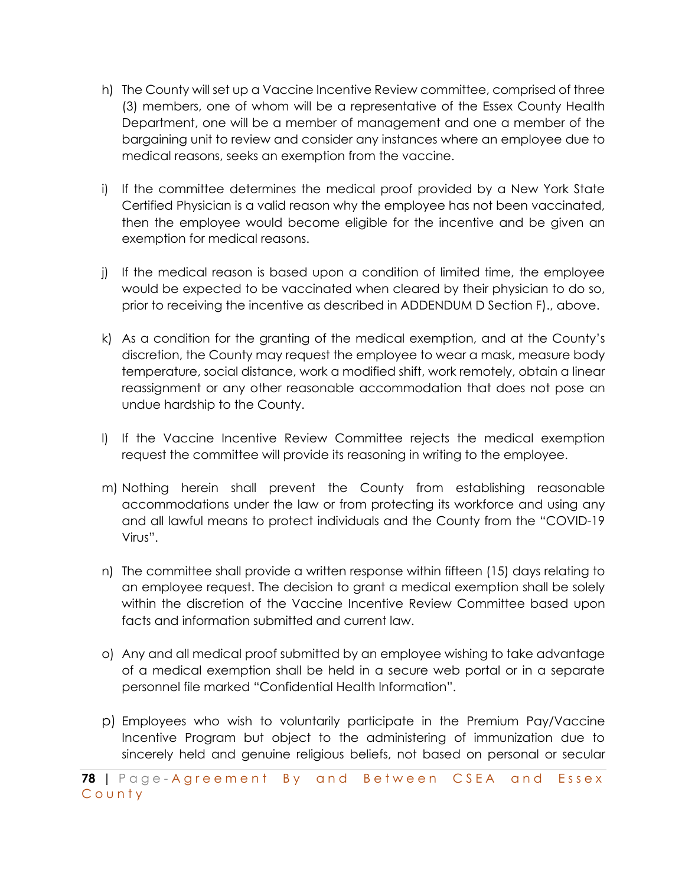h) The County will set up a Vaccine Incentive Review committee, comprised of three (3) members, one of whom will be a representative of the Essex County Health Department, one will be a member of management and one a member of the bargaining unit to review and consider any instances where an employee due to medical reasons, seeks an exemption from the vaccine.

i) If the committee determines the medical proof provided by a New York State Certified Physician is a valid reason why the employee has not been vaccinated, then the employee would become eligible for the incentive and be given an exemption for medical reasons.

j) If the medical reason is based upon a condition of limited time, the employee would be expected to be vaccinated when cleared by their physician to do so, prior to receiving the incentive as described in ADDENDUM D Section F)., above.

k) As a condition for the granting of the medical exemption, and at the County's discretion, the County may request the employee to wear a mask, measure body temperature, social distance, work a modified shift, work remotely, obtain a linear reassignment or any other reasonable accommodation that does not pose an undue hardship to the County.

l) If the Vaccine Incentive Review Committee rejects the medical exemption request the committee will provide its reasoning in writing to the employee.

m) Nothing herein shall prevent the County from establishing reasonable accommodations under the law or from protecting its workforce and using any and all lawful means to protect individuals and the County from the "COVID-19 Virus".

n) The committee shall provide a written response within fifteen (15) days relating to an employee request. The decision to grant a medical exemption shall be solely within the discretion of the Vaccine Incentive Review Committee based upon facts and information submitted and current law.

o) Any and all medical proof submitted by an employee wishing to take advantage of a medical exemption shall be held in a secure web portal or in a separate personnel file marked "Confidential Health Information".

p) Employees who wish to voluntarily participate in the Premium Pay/Vaccine Incentive Program but object to the administering of immunization due to sincerely held and genuine religious beliefs, not based on personal or secular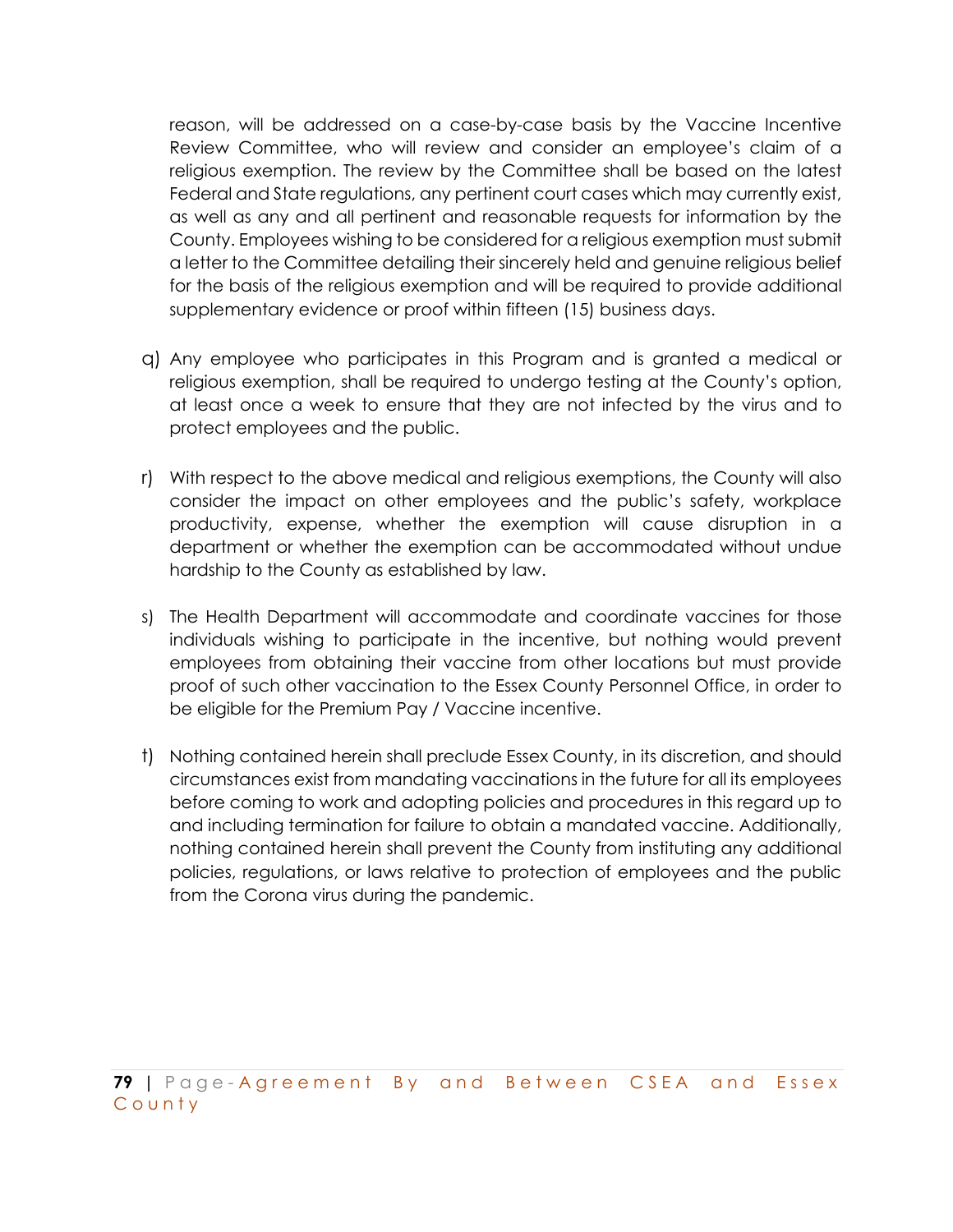reason, will be addressed on a case-by-case basis by the Vaccine Incentive Review Committee, who will review and consider an employee's claim of a religious exemption. The review by the Committee shall be based on the latest Federal and State regulations, any pertinent court cases which may currently exist, as well as any and all pertinent and reasonable requests for information by the County. Employees wishing to be considered for a religious exemption must submit a letter to the Committee detailing their sincerely held and genuine religious belief for the basis of the religious exemption and will be required to provide additional supplementary evidence or proof within fifteen (15) business days.

q) Any employee who participates in this Program and is granted a medical or religious exemption, shall be required to undergo testing at the County's option, at least once a week to ensure that they are not infected by the virus and to protect employees and the public.

r) With respect to the above medical and religious exemptions, the County will also consider the impact on other employees and the public's safety, workplace productivity, expense, whether the exemption will cause disruption in a department or whether the exemption can be accommodated without undue hardship to the County as established by law.

s) The Health Department will accommodate and coordinate vaccines for those individuals wishing to participate in the incentive, but nothing would prevent employees from obtaining their vaccine from other locations but must provide proof of such other vaccination to the Essex County Personnel Office, in order to be eligible for the Premium Pay / Vaccine incentive.

t) Nothing contained herein shall preclude Essex County, in its discretion, and should circumstances exist from mandating vaccinations in the future for all its employees before coming to work and adopting policies and procedures in this regard up to and including termination for failure to obtain a mandated vaccine. Additionally, nothing contained herein shall prevent the County from instituting any additional policies, regulations, or laws relative to protection of employees and the public from the Corona virus during the pandemic.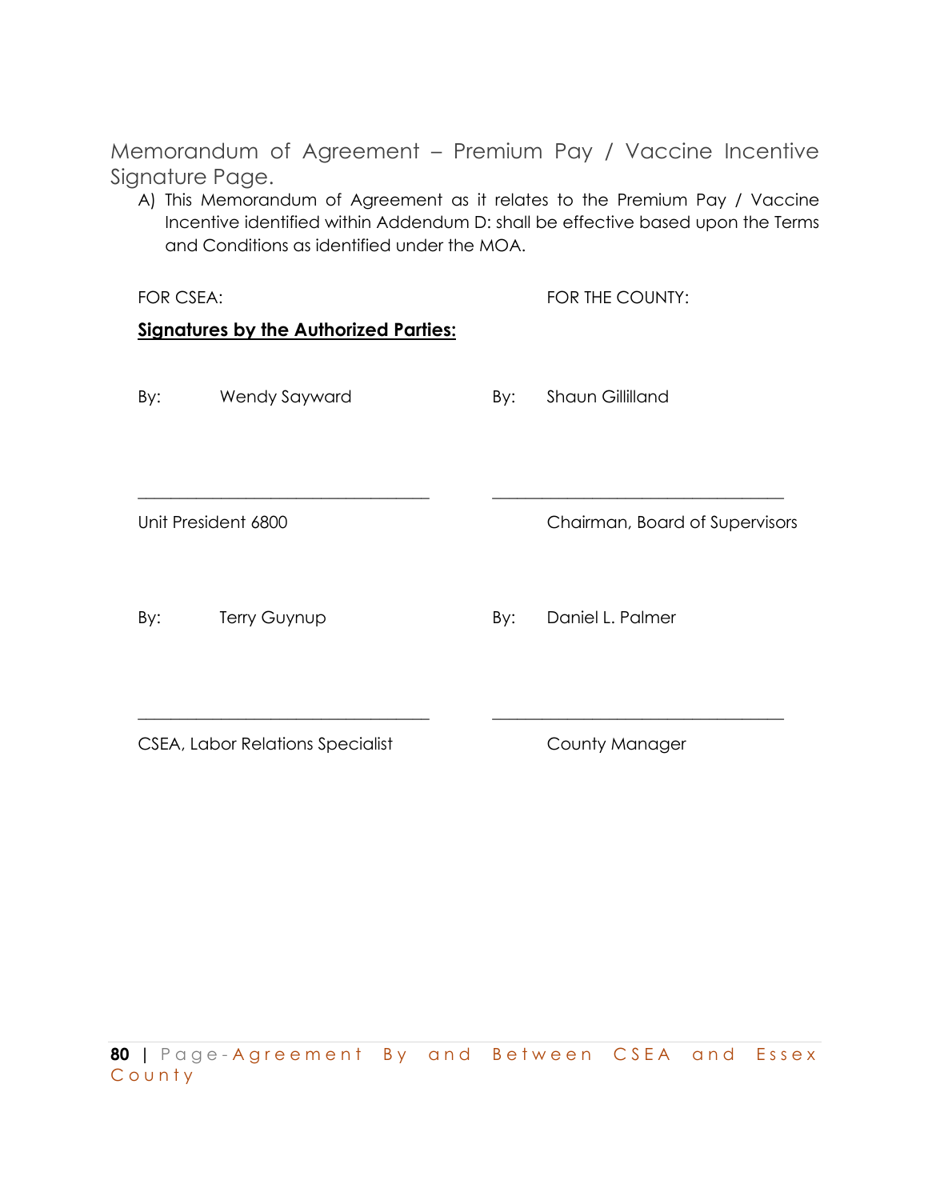## Memorandum of Agreement – Premium Pay / Vaccine Incentive Signature Page.

A) This Memorandum of Agreement as it relates to the Premium Pay / Vaccine Incentive identified within Addendum D: shall be effective based upon the Terms and Conditions as identified under the MOA.

FOR CSEA:

**Signatures by the Authorized Parties:**

By: Wendy Sayward

\_\_\_\_\_\_\_\_\_\_\_\_\_\_\_\_\_\_\_\_\_\_\_\_\_\_\_\_\_\_\_\_\_\_

Unit President 6800

By: Terry Guynup

\_\_\_\_\_\_\_\_\_\_\_\_\_\_\_\_\_\_\_\_\_\_\_\_\_\_\_\_\_\_\_\_\_\_

CSEA, Labor Relations Specialist

FOR THE COUNTY:

By: Shaun Gillilland

\_\_\_\_\_\_\_\_\_\_\_\_\_\_\_\_\_\_\_\_\_\_\_\_\_\_\_\_\_\_\_\_\_\_

Chairman, Board of Supervisors

By: Daniel L. Palmer

\_\_\_\_\_\_\_\_\_\_\_\_\_\_\_\_\_\_\_\_\_\_\_\_\_\_\_\_\_\_\_\_\_\_

County Manager